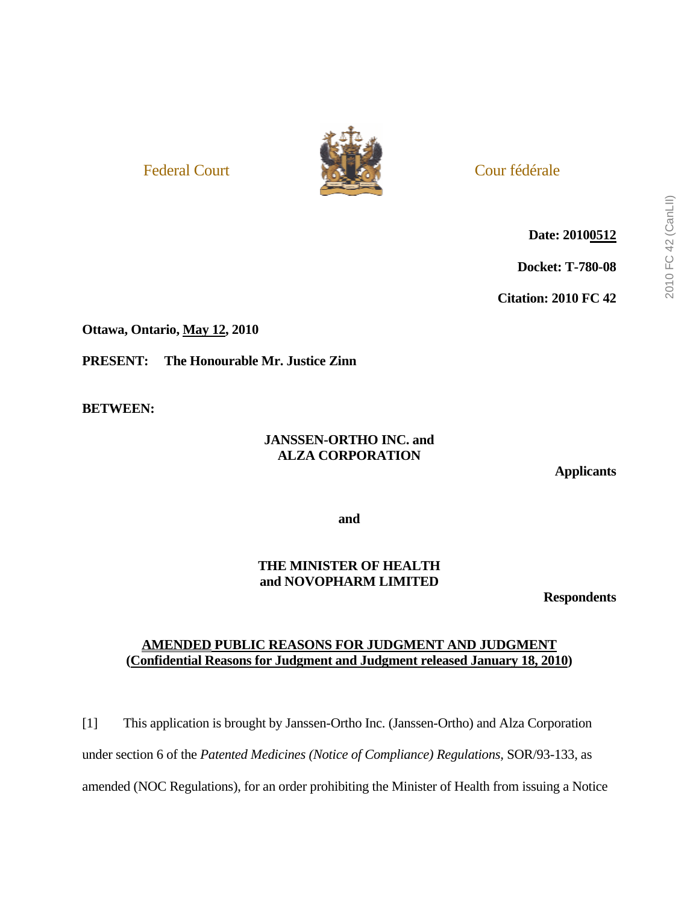Federal Court | Cour fédérale

**Date: 20100512**

**Docket: T-780-08**

**Citation: 2010 FC 42**

**Ottawa, Ontario, May 12, 2010**

**PRESENT: The Honourable Mr. Justice Zinn**

**BETWEEN:**

**JANSSEN-ORTHO INC. and ALZA CORPORATION**

**Applicants**

**and**

**THE MINISTER OF HEALTH and NOVOPHARM LIMITED**

**Respondents**

**AMENDED PUBLIC REASONS FOR JUDGMENT AND JUDGMENT (Confidential Reasons for Judgment and Judgment released January 18, 2010)**

[1] This application is brought by Janssen-Ortho Inc. (Janssen-Ortho) and Alza Corporation under section 6 of the *Patented Medicines (Notice of Compliance) Regulations*, SOR/93-133, as amended (NOC Regulations), for an order prohibiting the Minister of Health from issuing a Notice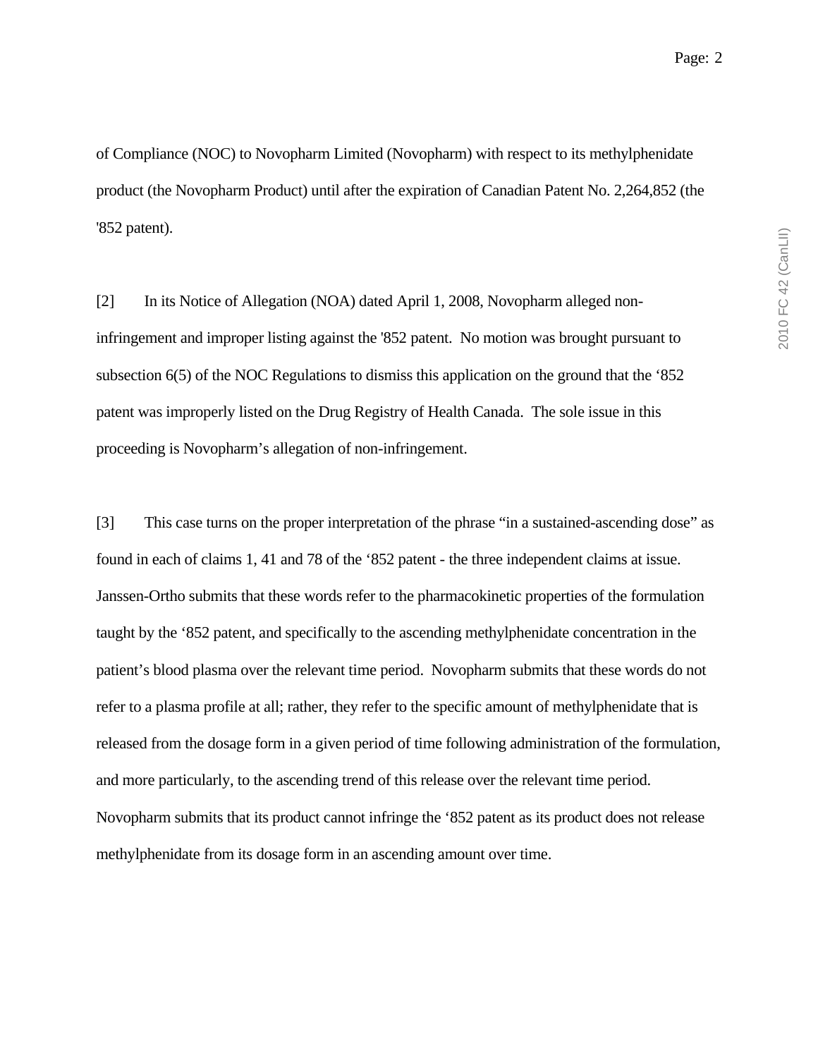of Compliance (NOC) to Novopharm Limited (Novopharm) with respect to its methylphenidate product (the Novopharm Product) until after the expiration of Canadian Patent No. 2,264,852 (the '852 patent).

[2] In its Notice of Allegation (NOA) dated April 1, 2008, Novopharm alleged non-infringement and improper listing against the '852 patent. No motion was brought pursuant to subsection 6(5) of the NOC Regulations to dismiss this application on the ground that the ‘852 patent was improperly listed on the Drug Registry of Health Canada. The sole issue in this proceeding is Novopharm’s allegation of non-infringement.

[3] This case turns on the proper interpretation of the phrase “in a sustained-ascending dose” as found in each of claims 1, 41 and 78 of the ‘852 patent - the three independent claims at issue. Janssen-Ortho submits that these words refer to the pharmacokinetic properties of the formulation taught by the ‘852 patent, and specifically to the ascending methylphenidate concentration in the patient’s blood plasma over the relevant time period. Novopharm submits that these words do not refer to a plasma profile at all; rather, they refer to the specific amount of methylphenidate that is released from the dosage form in a given period of time following administration of the formulation, and more particularly, to the ascending trend of this release over the relevant time period. Novopharm submits that its product cannot infringe the ‘852 patent as its product does not release methylphenidate from its dosage form in an ascending amount over time.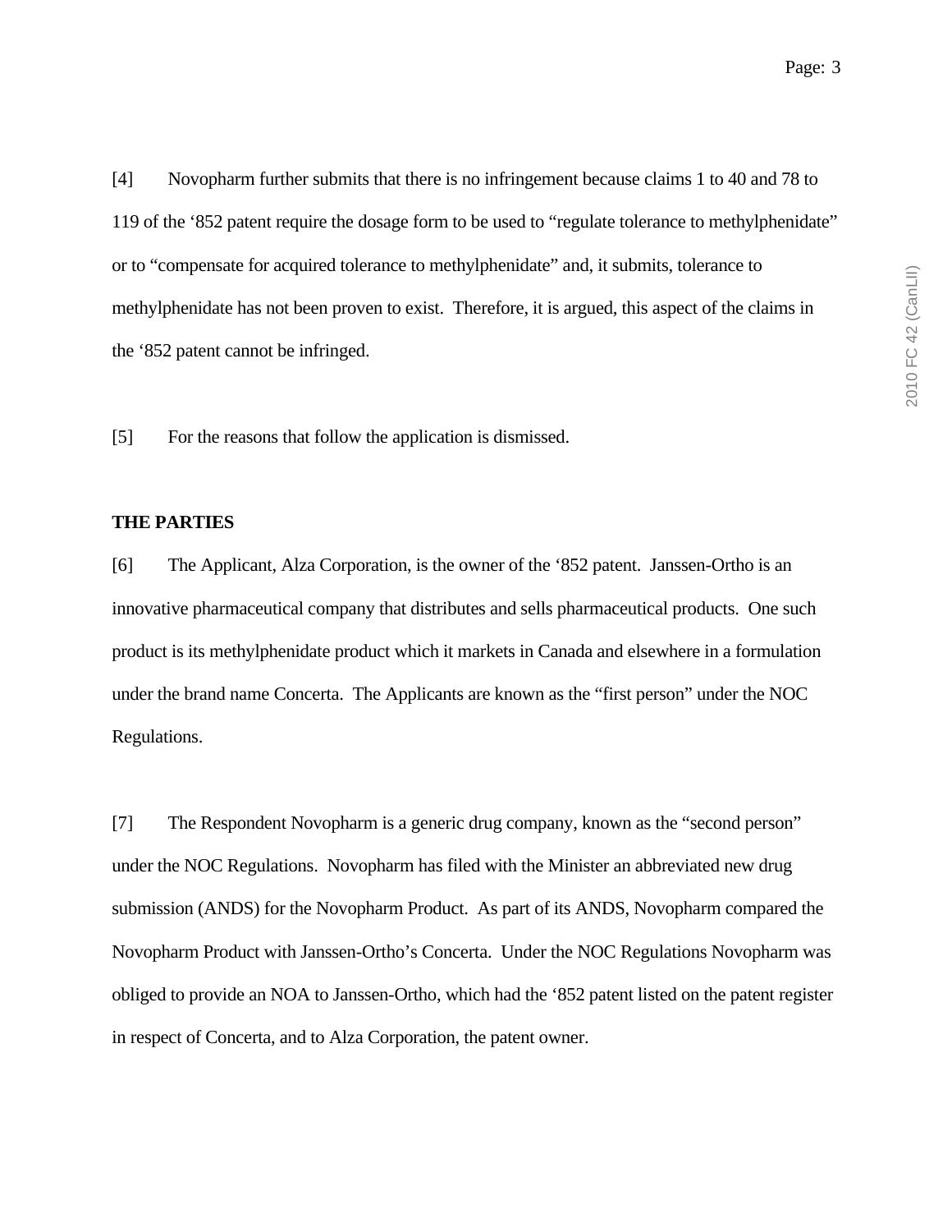[4] Novopharm further submits that there is no infringement because claims 1 to 40 and 78 to 119 of the ‘852 patent require the dosage form to be used to “regulate tolerance to methylphenidate” or to “compensate for acquired tolerance to methylphenidate” and, it submits, tolerance to methylphenidate has not been proven to exist. Therefore, it is argued, this aspect of the claims in the ‘852 patent cannot be infringed.

[5] For the reasons that follow the application is dismissed.

**THE PARTIES**

[6] The Applicant, Alza Corporation, is the owner of the ‘852 patent. Janssen-Ortho is an innovative pharmaceutical company that distributes and sells pharmaceutical products. One such product is its methylphenidate product which it markets in Canada and elsewhere in a formulation under the brand name Concerta. The Applicants are known as the “first person” under the NOC Regulations.

[7] The Respondent Novopharm is a generic drug company, known as the “second person” under the NOC Regulations. Novopharm has filed with the Minister an abbreviated new drug submission (ANDS) for the Novopharm Product. As part of its ANDS, Novopharm compared the Novopharm Product with Janssen-Ortho’s Concerta. Under the NOC Regulations Novopharm was obliged to provide an NOA to Janssen-Ortho, which had the ‘852 patent listed on the patent register in respect of Concerta, and to Alza Corporation, the patent owner.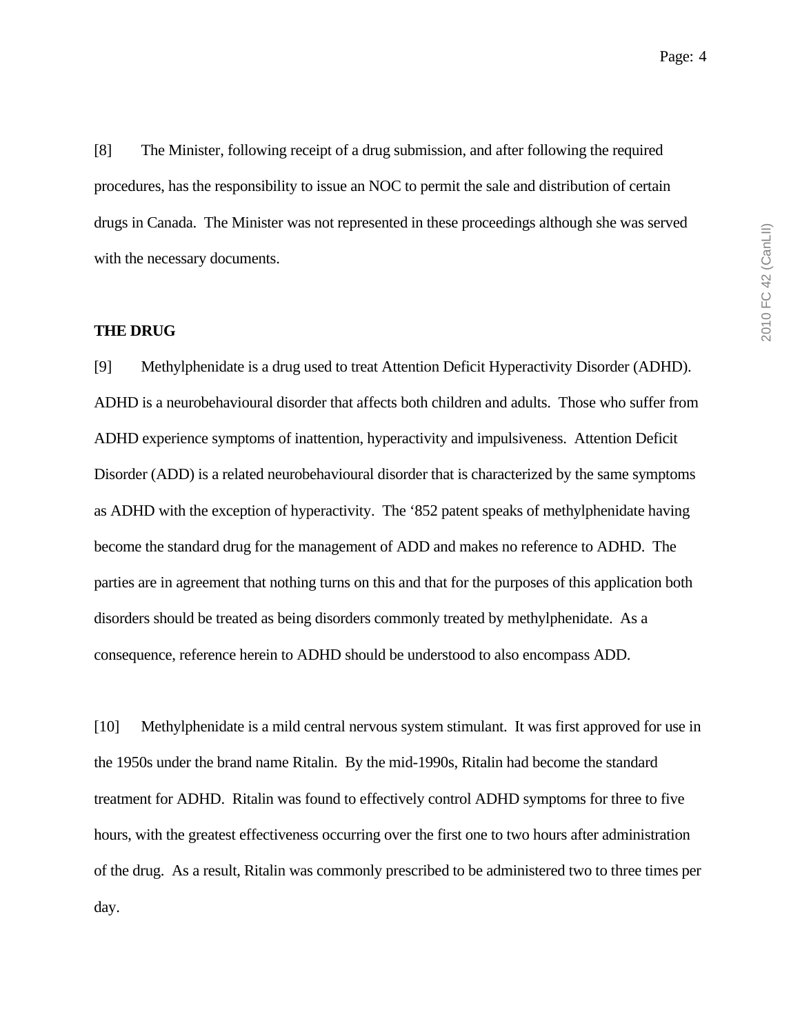[8] The Minister, following receipt of a drug submission, and after following the required procedures, has the responsibility to issue an NOC to permit the sale and distribution of certain drugs in Canada. The Minister was not represented in these proceedings although she was served with the necessary documents.

**THE DRUG**

[9] Methylphenidate is a drug used to treat Attention Deficit Hyperactivity Disorder (ADHD). ADHD is a neurobehavioural disorder that affects both children and adults. Those who suffer from ADHD experience symptoms of inattention, hyperactivity and impulsiveness. Attention Deficit Disorder (ADD) is a related neurobehavioural disorder that is characterized by the same symptoms as ADHD with the exception of hyperactivity. The '852 patent speaks of methylphenidate having become the standard drug for the management of ADD and makes no reference to ADHD. The parties are in agreement that nothing turns on this and that for the purposes of this application both disorders should be treated as being disorders commonly treated by methylphenidate. As a consequence, reference herein to ADHD should be understood to also encompass ADD.

[10] Methylphenidate is a mild central nervous system stimulant. It was first approved for use in the 1950s under the brand name Ritalin. By the mid-1990s, Ritalin had become the standard treatment for ADHD. Ritalin was found to effectively control ADHD symptoms for three to five hours, with the greatest effectiveness occurring over the first one to two hours after administration of the drug. As a result, Ritalin was commonly prescribed to be administered two to three times per day.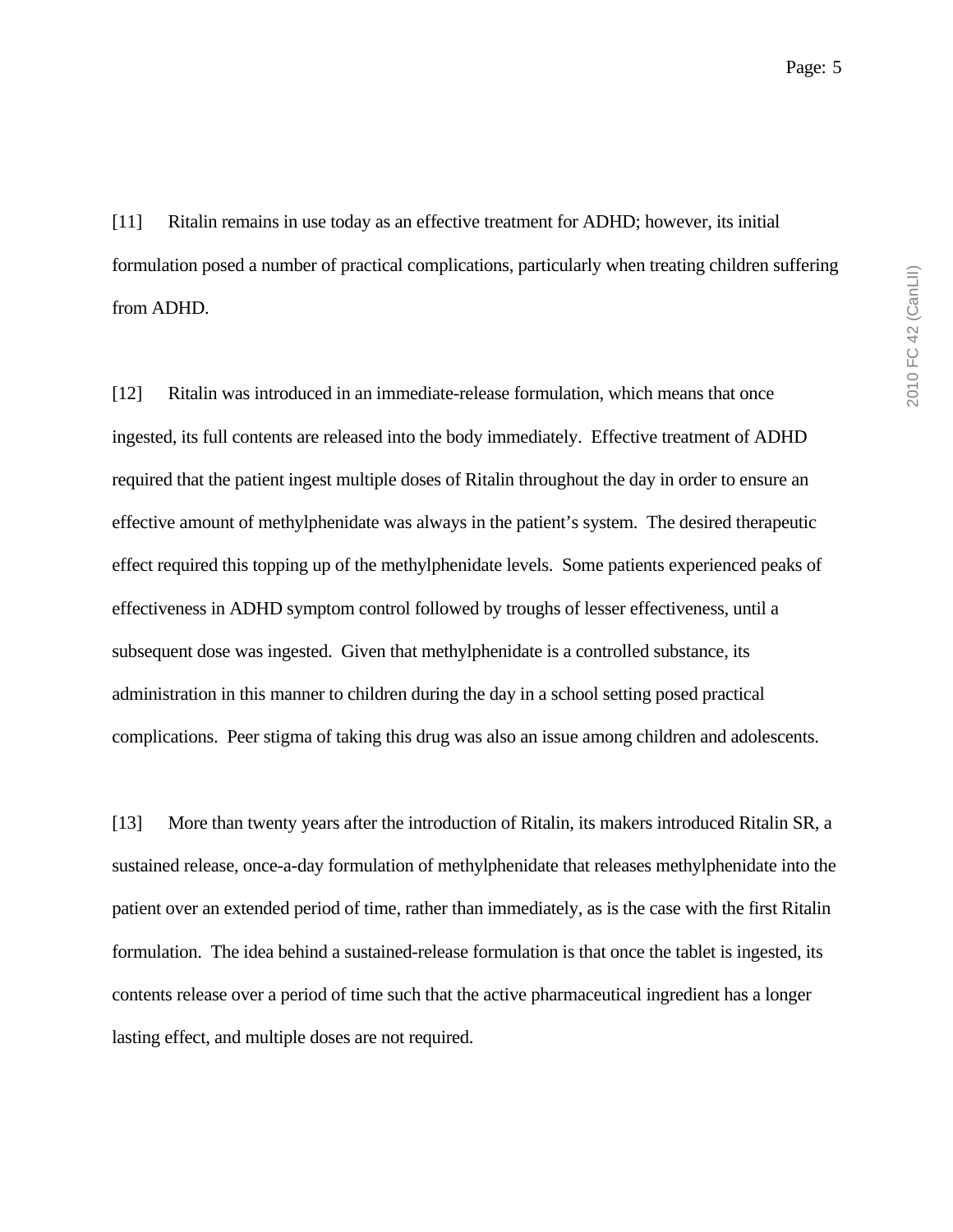[11] Ritalin remains in use today as an effective treatment for ADHD; however, its initial formulation posed a number of practical complications, particularly when treating children suffering from ADHD.

[12] Ritalin was introduced in an immediate-release formulation, which means that once ingested, its full contents are released into the body immediately. Effective treatment of ADHD required that the patient ingest multiple doses of Ritalin throughout the day in order to ensure an effective amount of methylphenidate was always in the patient's system. The desired therapeutic effect required this topping up of the methylphenidate levels. Some patients experienced peaks of effectiveness in ADHD symptom control followed by troughs of lesser effectiveness, until a subsequent dose was ingested. Given that methylphenidate is a controlled substance, its administration in this manner to children during the day in a school setting posed practical complications. Peer stigma of taking this drug was also an issue among children and adolescents.

[13] More than twenty years after the introduction of Ritalin, its makers introduced Ritalin SR, a sustained release, once-a-day formulation of methylphenidate that releases methylphenidate into the patient over an extended period of time, rather than immediately, as is the case with the first Ritalin formulation. The idea behind a sustained-release formulation is that once the tablet is ingested, its contents release over a period of time such that the active pharmaceutical ingredient has a longer lasting effect, and multiple doses are not required.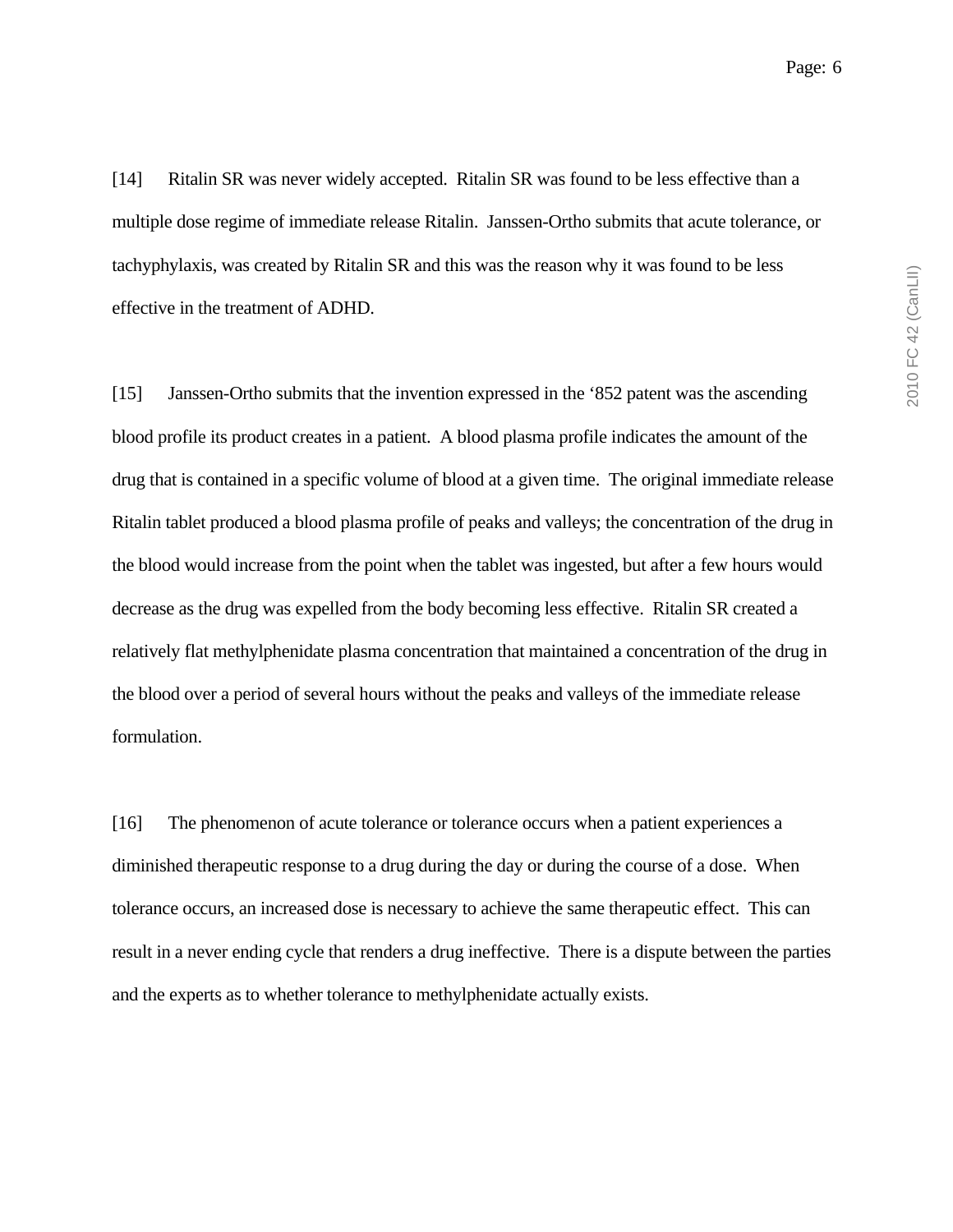[14] Ritalin SR was never widely accepted. Ritalin SR was found to be less effective than a multiple dose regime of immediate release Ritalin. Janssen-Ortho submits that acute tolerance, or tachyphylaxis, was created by Ritalin SR and this was the reason why it was found to be less effective in the treatment of ADHD.

[15] Janssen-Ortho submits that the invention expressed in the '852 patent was the ascending blood profile its product creates in a patient. A blood plasma profile indicates the amount of the drug that is contained in a specific volume of blood at a given time. The original immediate release Ritalin tablet produced a blood plasma profile of peaks and valleys; the concentration of the drug in the blood would increase from the point when the tablet was ingested, but after a few hours would decrease as the drug was expelled from the body becoming less effective. Ritalin SR created a relatively flat methylphenidate plasma concentration that maintained a concentration of the drug in the blood over a period of several hours without the peaks and valleys of the immediate release formulation.

[16] The phenomenon of acute tolerance or tolerance occurs when a patient experiences a diminished therapeutic response to a drug during the day or during the course of a dose. When tolerance occurs, an increased dose is necessary to achieve the same therapeutic effect. This can result in a never ending cycle that renders a drug ineffective. There is a dispute between the parties and the experts as to whether tolerance to methylphenidate actually exists.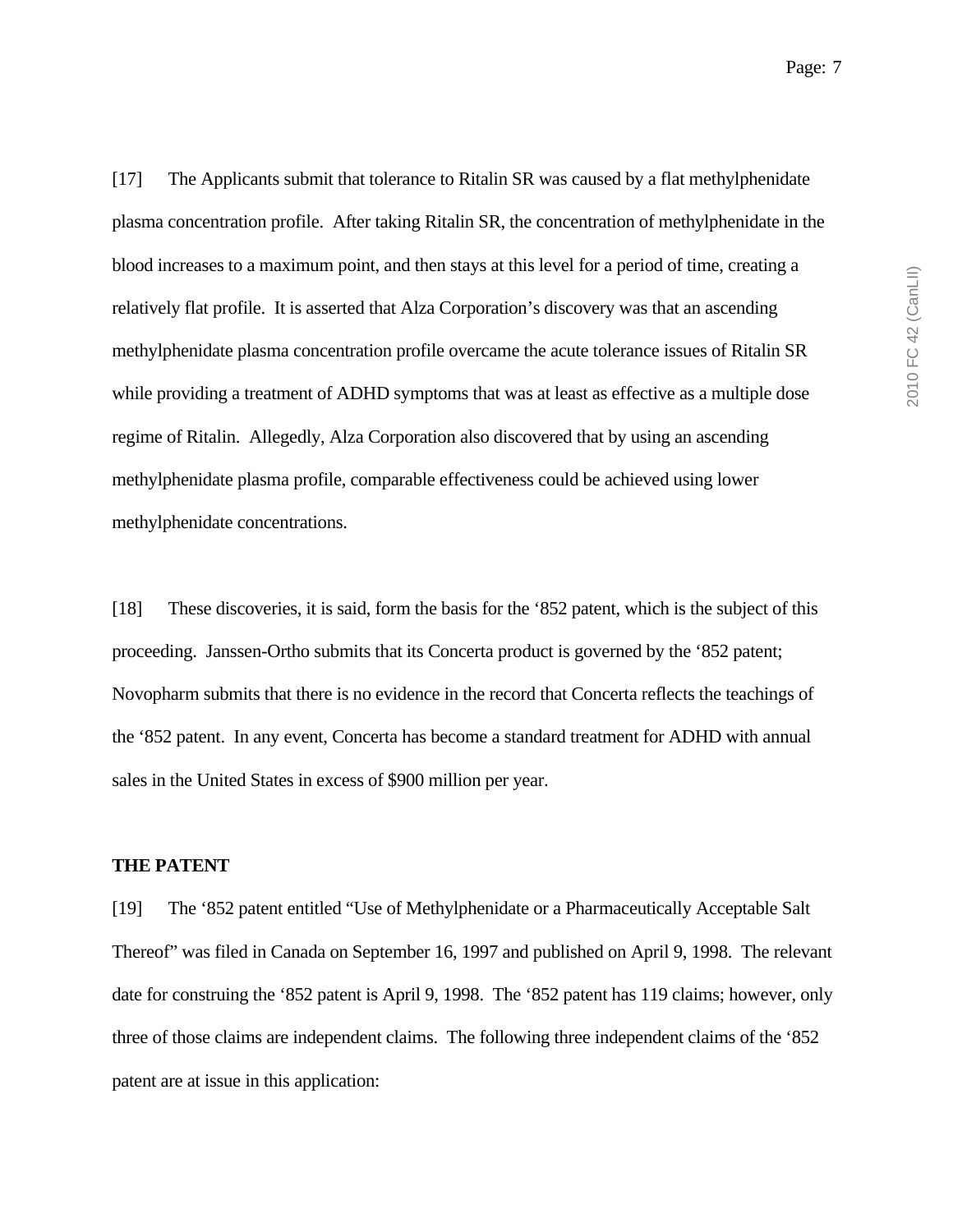[17] The Applicants submit that tolerance to Ritalin SR was caused by a flat methylphenidate plasma concentration profile. After taking Ritalin SR, the concentration of methylphenidate in the blood increases to a maximum point, and then stays at this level for a period of time, creating a relatively flat profile. It is asserted that Alza Corporation's discovery was that an ascending methylphenidate plasma concentration profile overcame the acute tolerance issues of Ritalin SR while providing a treatment of ADHD symptoms that was at least as effective as a multiple dose regime of Ritalin. Allegedly, Alza Corporation also discovered that by using an ascending methylphenidate plasma profile, comparable effectiveness could be achieved using lower methylphenidate concentrations.

[18] These discoveries, it is said, form the basis for the '852 patent, which is the subject of this proceeding. Janssen-Ortho submits that its Concerta product is governed by the '852 patent; Novopharm submits that there is no evidence in the record that Concerta reflects the teachings of the '852 patent. In any event, Concerta has become a standard treatment for ADHD with annual sales in the United States in excess of $900 million per year.

**THE PATENT**

[19] The '852 patent entitled "Use of Methylphenidate or a Pharmaceutically Acceptable Salt Thereof" was filed in Canada on September 16, 1997 and published on April 9, 1998. The relevant date for construing the '852 patent is April 9, 1998. The '852 patent has 119 claims; however, only three of those claims are independent claims. The following three independent claims of the '852 patent are at issue in this application: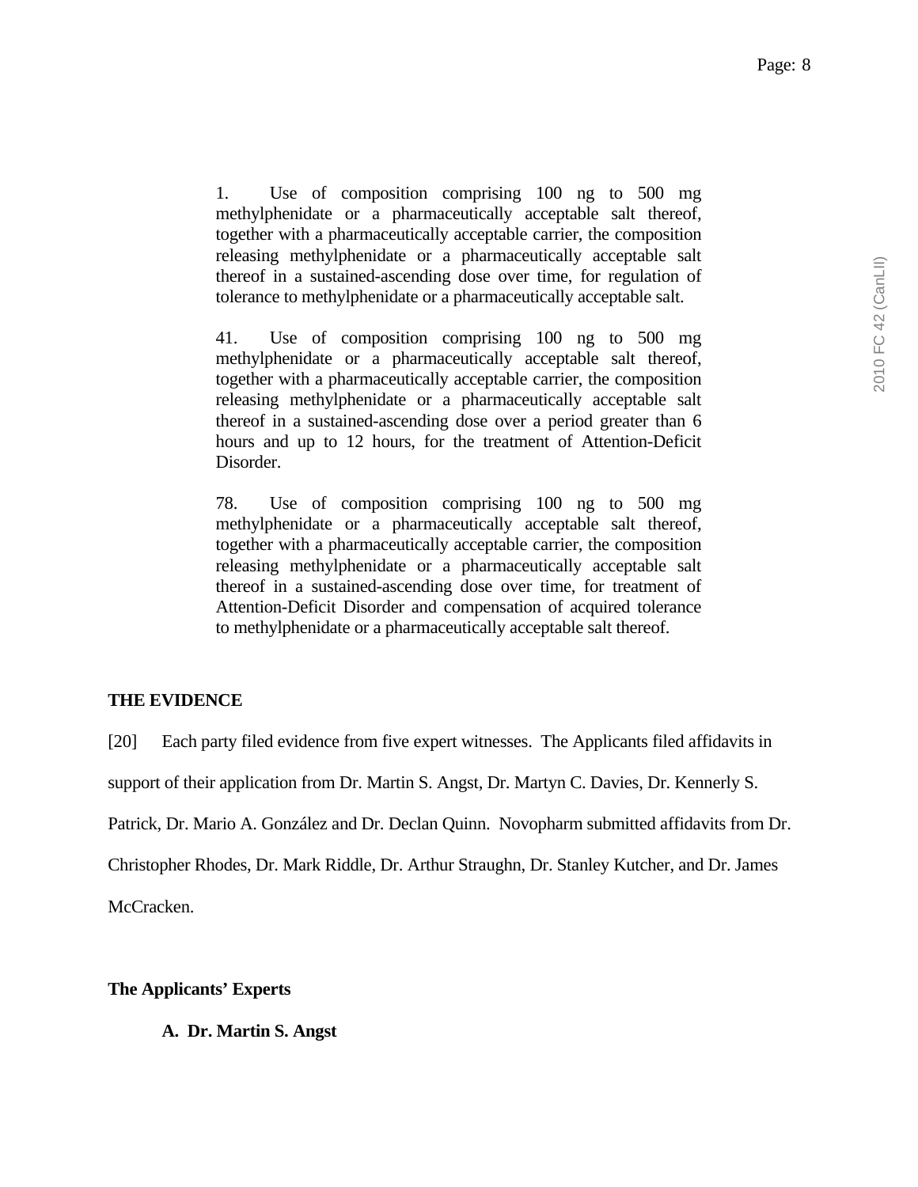> 1. Use of composition comprising 100 ng to 500 mg methylphenidate or a pharmaceutically acceptable salt thereof, together with a pharmaceutically acceptable carrier, the composition releasing methylphenidate or a pharmaceutically acceptable salt thereof in a sustained-ascending dose over time, for regulation of tolerance to methylphenidate or a pharmaceutically acceptable salt.
>
> 41. Use of composition comprising 100 ng to 500 mg methylphenidate or a pharmaceutically acceptable salt thereof, together with a pharmaceutically acceptable carrier, the composition releasing methylphenidate or a pharmaceutically acceptable salt thereof in a sustained-ascending dose over a period greater than 6 hours and up to 12 hours, for the treatment of Attention-Deficit Disorder.
>
> 78. Use of composition comprising 100 ng to 500 mg methylphenidate or a pharmaceutically acceptable salt thereof, together with a pharmaceutically acceptable carrier, the composition releasing methylphenidate or a pharmaceutically acceptable salt thereof in a sustained-ascending dose over time, for treatment of Attention-Deficit Disorder and compensation of acquired tolerance to methylphenidate or a pharmaceutically acceptable salt thereof.

## THE EVIDENCE

[20] Each party filed evidence from five expert witnesses. The Applicants filed affidavits in support of their application from Dr. Martin S. Angst, Dr. Martyn C. Davies, Dr. Kennerly S. Patrick, Dr. Mario A. González and Dr. Declan Quinn. Novopharm submitted affidavits from Dr. Christopher Rhodes, Dr. Mark Riddle, Dr. Arthur Straughn, Dr. Stanley Kutcher, and Dr. James McCracken.

### The Applicants' Experts

#### A. Dr. Martin S. Angst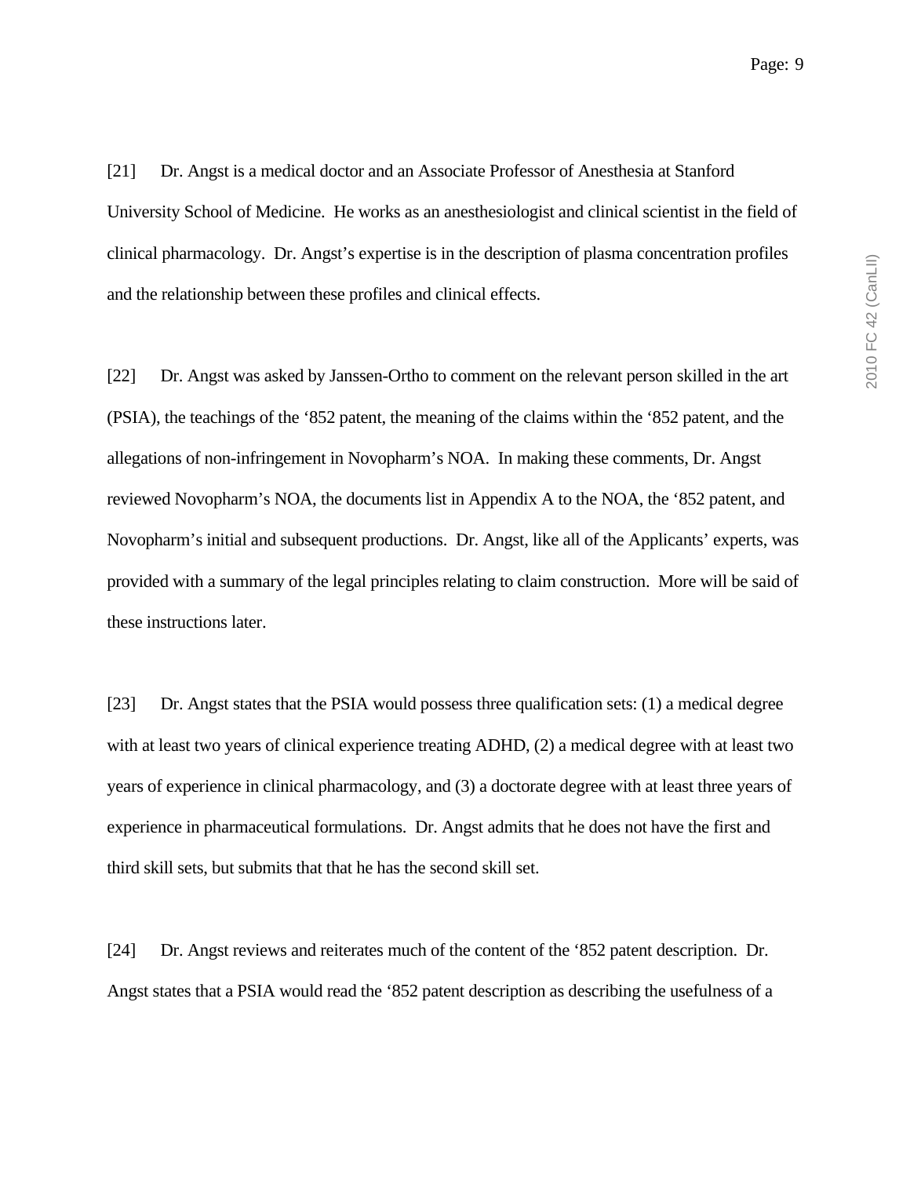[21] Dr. Angst is a medical doctor and an Associate Professor of Anesthesia at Stanford University School of Medicine. He works as an anesthesiologist and clinical scientist in the field of clinical pharmacology. Dr. Angst's expertise is in the description of plasma concentration profiles and the relationship between these profiles and clinical effects.

[22] Dr. Angst was asked by Janssen-Ortho to comment on the relevant person skilled in the art (PSIA), the teachings of the '852 patent, the meaning of the claims within the '852 patent, and the allegations of non-infringement in Novopharm's NOA. In making these comments, Dr. Angst reviewed Novopharm's NOA, the documents list in Appendix A to the NOA, the '852 patent, and Novopharm's initial and subsequent productions. Dr. Angst, like all of the Applicants' experts, was provided with a summary of the legal principles relating to claim construction. More will be said of these instructions later.

[23] Dr. Angst states that the PSIA would possess three qualification sets: (1) a medical degree with at least two years of clinical experience treating ADHD, (2) a medical degree with at least two years of experience in clinical pharmacology, and (3) a doctorate degree with at least three years of experience in pharmaceutical formulations. Dr. Angst admits that he does not have the first and third skill sets, but submits that that he has the second skill set.

[24] Dr. Angst reviews and reiterates much of the content of the '852 patent description. Dr. Angst states that a PSIA would read the '852 patent description as describing the usefulness of a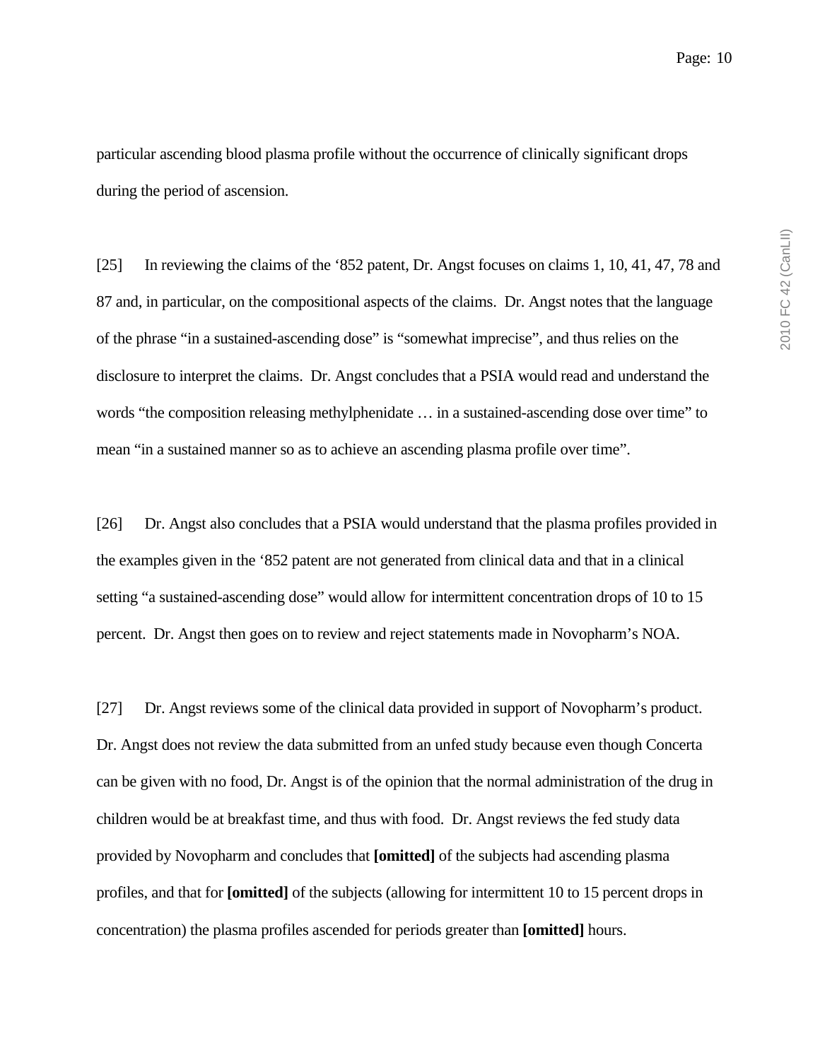particular ascending blood plasma profile without the occurrence of clinically significant drops during the period of ascension.

[25] In reviewing the claims of the '852 patent, Dr. Angst focuses on claims 1, 10, 41, 47, 78 and 87 and, in particular, on the compositional aspects of the claims. Dr. Angst notes that the language of the phrase "in a sustained-ascending dose" is "somewhat imprecise", and thus relies on the disclosure to interpret the claims. Dr. Angst concludes that a PSIA would read and understand the words "the composition releasing methylphenidate … in a sustained-ascending dose over time" to mean "in a sustained manner so as to achieve an ascending plasma profile over time".

[26] Dr. Angst also concludes that a PSIA would understand that the plasma profiles provided in the examples given in the '852 patent are not generated from clinical data and that in a clinical setting "a sustained-ascending dose" would allow for intermittent concentration drops of 10 to 15 percent. Dr. Angst then goes on to review and reject statements made in Novopharm's NOA.

[27] Dr. Angst reviews some of the clinical data provided in support of Novopharm's product. Dr. Angst does not review the data submitted from an unfed study because even though Concerta can be given with no food, Dr. Angst is of the opinion that the normal administration of the drug in children would be at breakfast time, and thus with food. Dr. Angst reviews the fed study data provided by Novopharm and concludes that **[omitted]** of the subjects had ascending plasma profiles, and that for **[omitted]** of the subjects (allowing for intermittent 10 to 15 percent drops in concentration) the plasma profiles ascended for periods greater than **[omitted]** hours.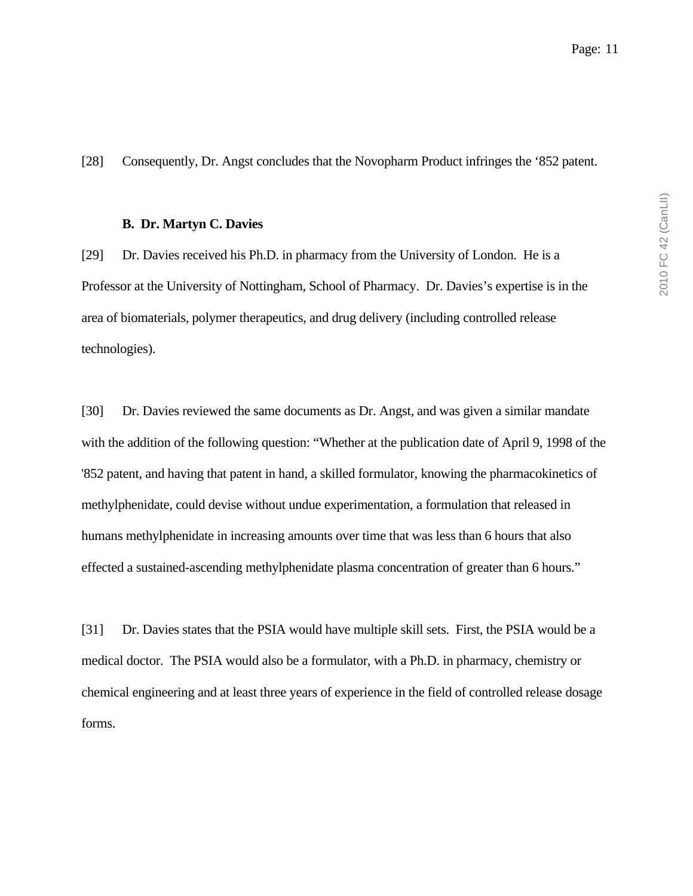[28] Consequently, Dr. Angst concludes that the Novopharm Product infringes the ‘852 patent.

### B. Dr. Martyn C. Davies

[29] Dr. Davies received his Ph.D. in pharmacy from the University of London. He is a Professor at the University of Nottingham, School of Pharmacy. Dr. Davies’s expertise is in the area of biomaterials, polymer therapeutics, and drug delivery (including controlled release technologies).

[30] Dr. Davies reviewed the same documents as Dr. Angst, and was given a similar mandate with the addition of the following question: “Whether at the publication date of April 9, 1998 of the '852 patent, and having that patent in hand, a skilled formulator, knowing the pharmacokinetics of methylphenidate, could devise without undue experimentation, a formulation that released in humans methylphenidate in increasing amounts over time that was less than 6 hours that also effected a sustained-ascending methylphenidate plasma concentration of greater than 6 hours.”

[31] Dr. Davies states that the PSIA would have multiple skill sets. First, the PSIA would be a medical doctor. The PSIA would also be a formulator, with a Ph.D. in pharmacy, chemistry or chemical engineering and at least three years of experience in the field of controlled release dosage forms.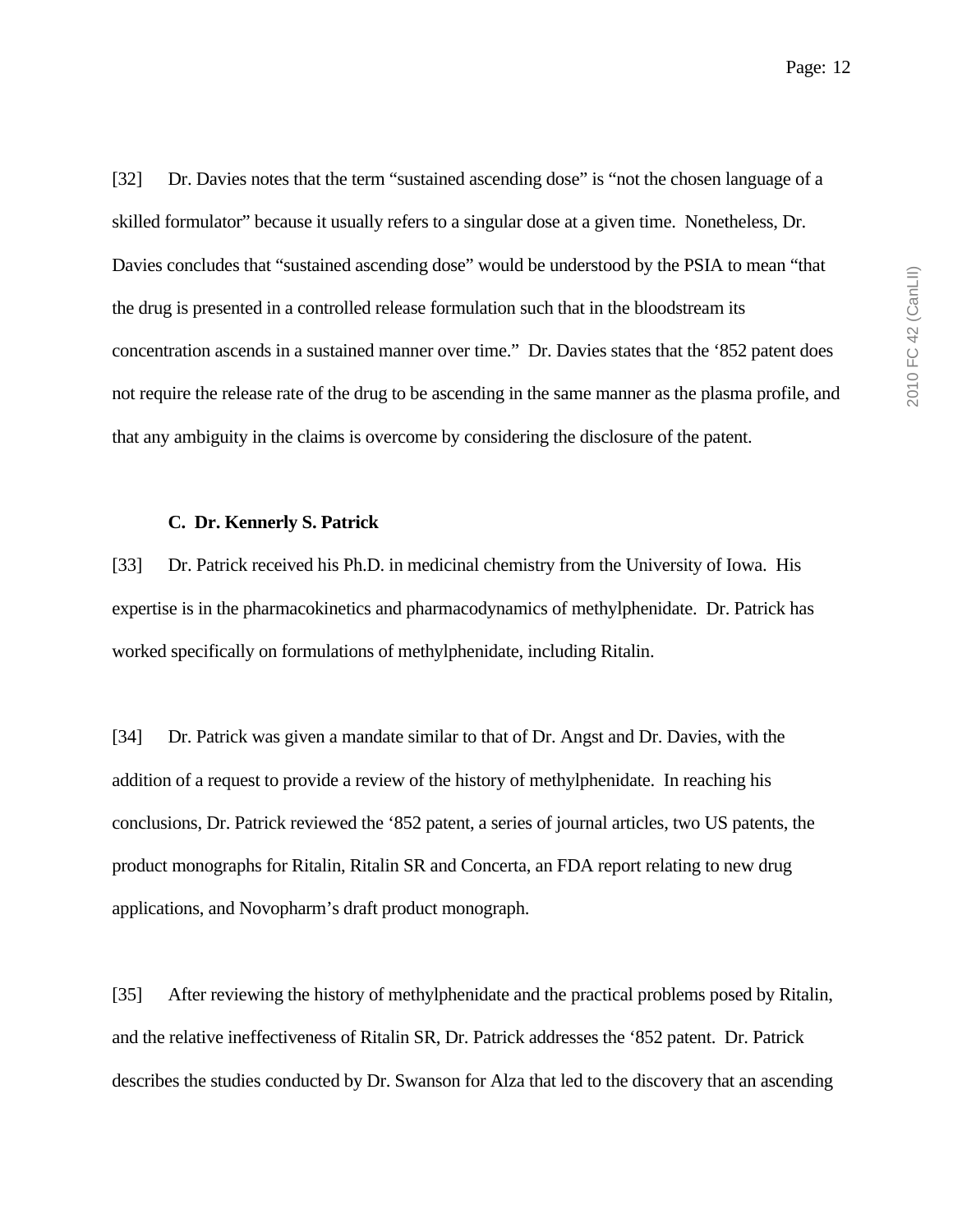[32] Dr. Davies notes that the term "sustained ascending dose" is "not the chosen language of a skilled formulator" because it usually refers to a singular dose at a given time. Nonetheless, Dr. Davies concludes that "sustained ascending dose" would be understood by the PSIA to mean "that the drug is presented in a controlled release formulation such that in the bloodstream its concentration ascends in a sustained manner over time." Dr. Davies states that the '852 patent does not require the release rate of the drug to be ascending in the same manner as the plasma profile, and that any ambiguity in the claims is overcome by considering the disclosure of the patent.

### C. Dr. Kennerly S. Patrick

[33] Dr. Patrick received his Ph.D. in medicinal chemistry from the University of Iowa. His expertise is in the pharmacokinetics and pharmacodynamics of methylphenidate. Dr. Patrick has worked specifically on formulations of methylphenidate, including Ritalin.

[34] Dr. Patrick was given a mandate similar to that of Dr. Angst and Dr. Davies, with the addition of a request to provide a review of the history of methylphenidate. In reaching his conclusions, Dr. Patrick reviewed the '852 patent, a series of journal articles, two US patents, the product monographs for Ritalin, Ritalin SR and Concerta, an FDA report relating to new drug applications, and Novopharm's draft product monograph.

[35] After reviewing the history of methylphenidate and the practical problems posed by Ritalin, and the relative ineffectiveness of Ritalin SR, Dr. Patrick addresses the '852 patent. Dr. Patrick describes the studies conducted by Dr. Swanson for Alza that led to the discovery that an ascending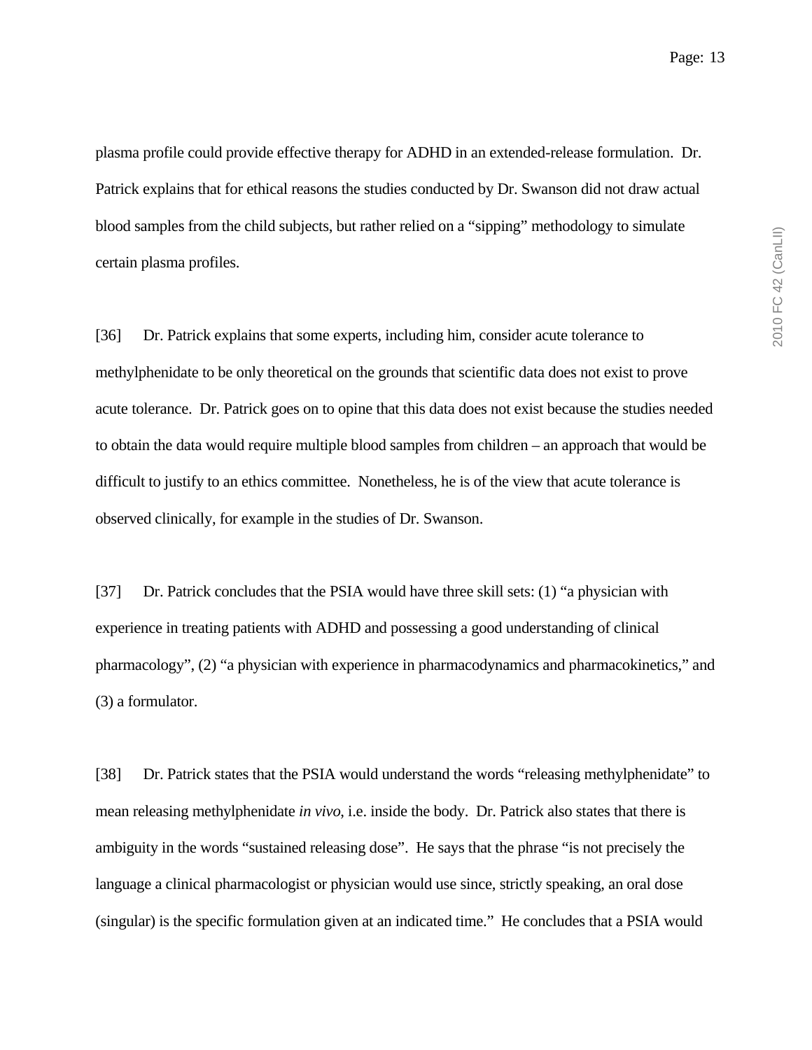plasma profile could provide effective therapy for ADHD in an extended-release formulation. Dr. Patrick explains that for ethical reasons the studies conducted by Dr. Swanson did not draw actual blood samples from the child subjects, but rather relied on a "sipping" methodology to simulate certain plasma profiles.

[36] Dr. Patrick explains that some experts, including him, consider acute tolerance to methylphenidate to be only theoretical on the grounds that scientific data does not exist to prove acute tolerance. Dr. Patrick goes on to opine that this data does not exist because the studies needed to obtain the data would require multiple blood samples from children – an approach that would be difficult to justify to an ethics committee. Nonetheless, he is of the view that acute tolerance is observed clinically, for example in the studies of Dr. Swanson.

[37] Dr. Patrick concludes that the PSIA would have three skill sets: (1) "a physician with experience in treating patients with ADHD and possessing a good understanding of clinical pharmacology", (2) "a physician with experience in pharmacodynamics and pharmacokinetics," and (3) a formulator.

[38] Dr. Patrick states that the PSIA would understand the words "releasing methylphenidate" to mean releasing methylphenidate *in vivo*, i.e. inside the body. Dr. Patrick also states that there is ambiguity in the words "sustained releasing dose". He says that the phrase "is not precisely the language a clinical pharmacologist or physician would use since, strictly speaking, an oral dose (singular) is the specific formulation given at an indicated time." He concludes that a PSIA would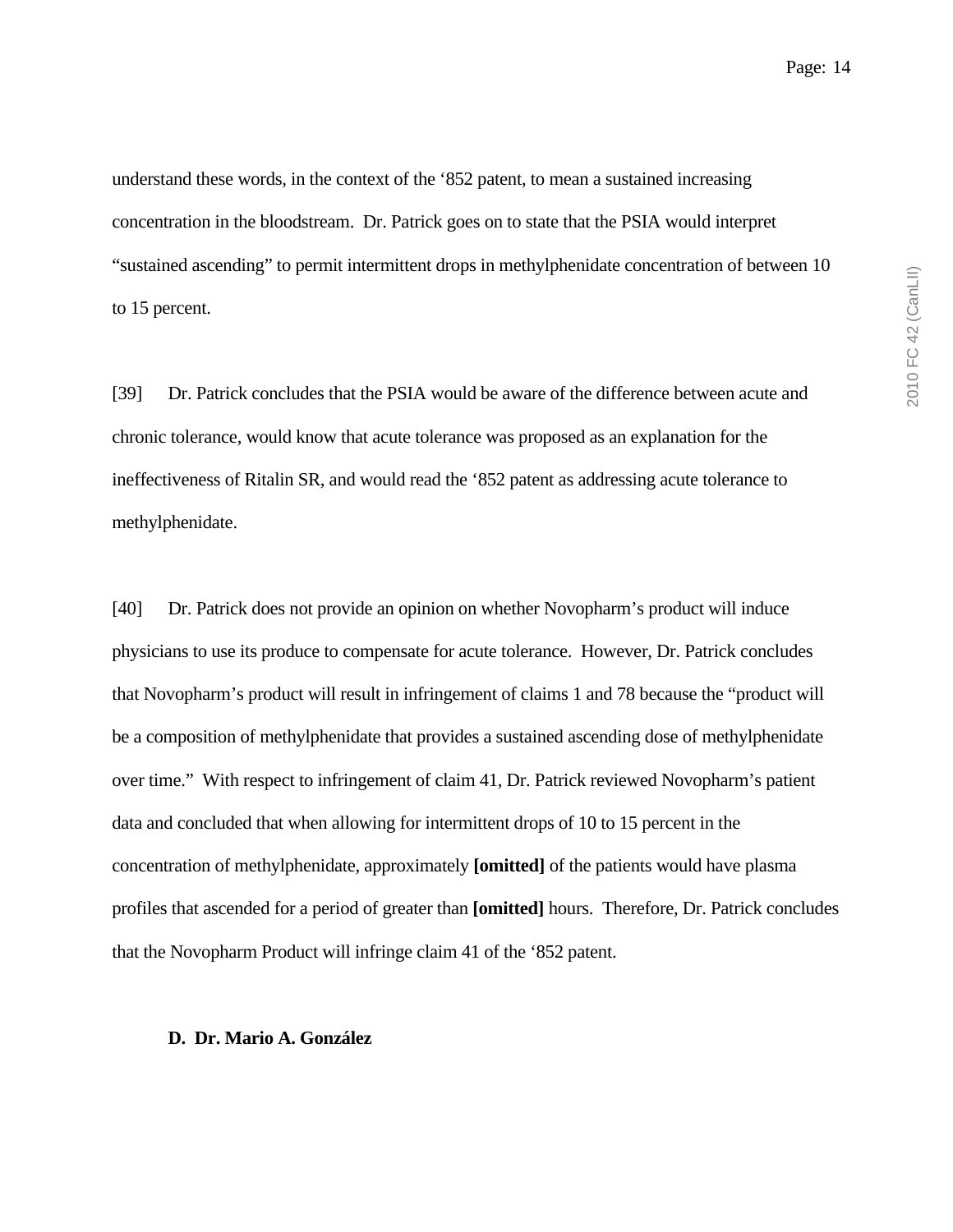understand these words, in the context of the ‘852 patent, to mean a sustained increasing concentration in the bloodstream. Dr. Patrick goes on to state that the PSIA would interpret “sustained ascending” to permit intermittent drops in methylphenidate concentration of between 10 to 15 percent.

[39] Dr. Patrick concludes that the PSIA would be aware of the difference between acute and chronic tolerance, would know that acute tolerance was proposed as an explanation for the ineffectiveness of Ritalin SR, and would read the ‘852 patent as addressing acute tolerance to methylphenidate.

[40] Dr. Patrick does not provide an opinion on whether Novopharm’s product will induce physicians to use its produce to compensate for acute tolerance. However, Dr. Patrick concludes that Novopharm’s product will result in infringement of claims 1 and 78 because the “product will be a composition of methylphenidate that provides a sustained ascending dose of methylphenidate over time.” With respect to infringement of claim 41, Dr. Patrick reviewed Novopharm’s patient data and concluded that when allowing for intermittent drops of 10 to 15 percent in the concentration of methylphenidate, approximately **[omitted]** of the patients would have plasma profiles that ascended for a period of greater than **[omitted]** hours. Therefore, Dr. Patrick concludes that the Novopharm Product will infringe claim 41 of the ‘852 patent.

### D. Dr. Mario A. González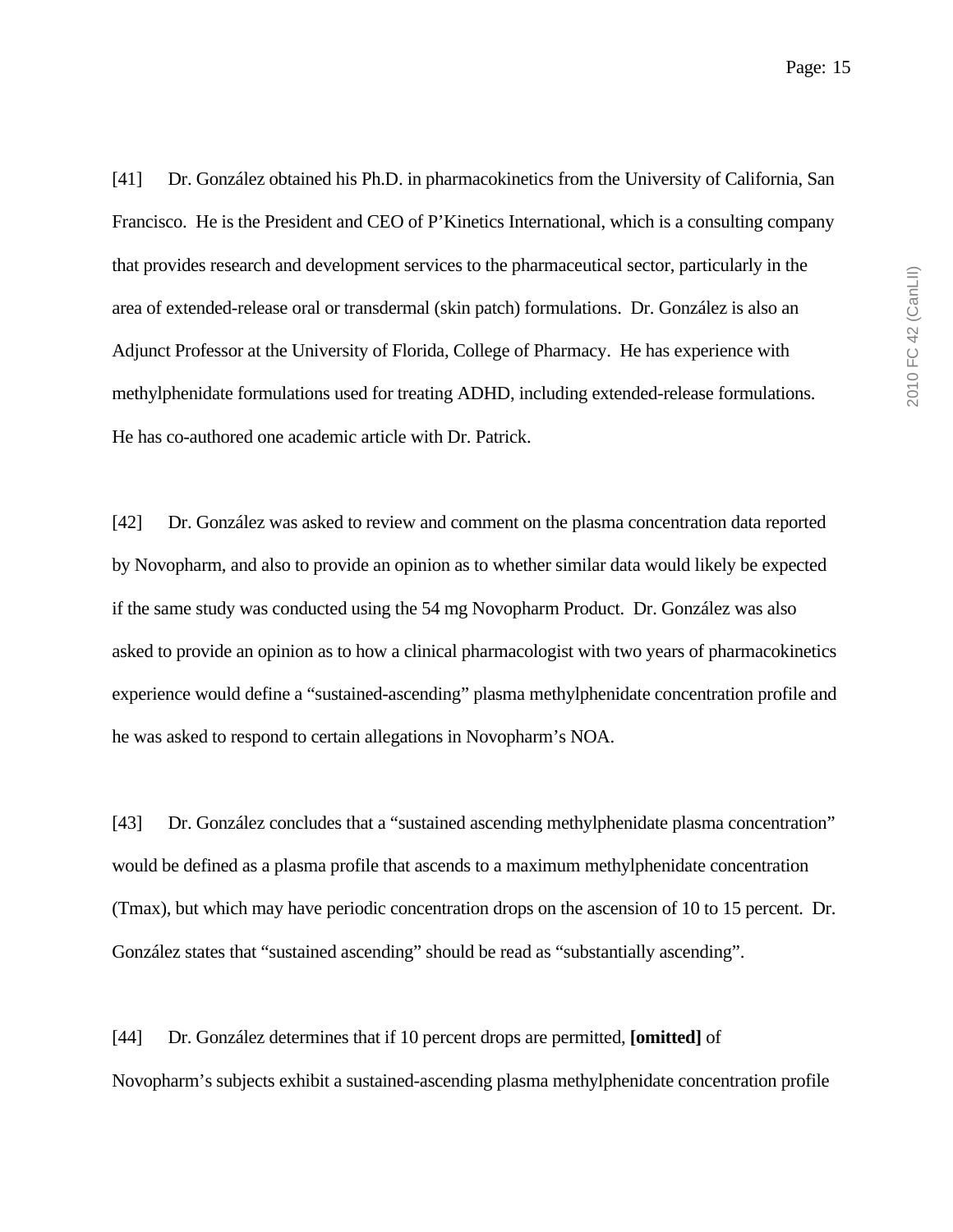[41] Dr. González obtained his Ph.D. in pharmacokinetics from the University of California, San Francisco. He is the President and CEO of P'Kinetics International, which is a consulting company that provides research and development services to the pharmaceutical sector, particularly in the area of extended-release oral or transdermal (skin patch) formulations. Dr. González is also an Adjunct Professor at the University of Florida, College of Pharmacy. He has experience with methylphenidate formulations used for treating ADHD, including extended-release formulations. He has co-authored one academic article with Dr. Patrick.

[42] Dr. González was asked to review and comment on the plasma concentration data reported by Novopharm, and also to provide an opinion as to whether similar data would likely be expected if the same study was conducted using the 54 mg Novopharm Product. Dr. González was also asked to provide an opinion as to how a clinical pharmacologist with two years of pharmacokinetics experience would define a "sustained-ascending" plasma methylphenidate concentration profile and he was asked to respond to certain allegations in Novopharm's NOA.

[43] Dr. González concludes that a "sustained ascending methylphenidate plasma concentration" would be defined as a plasma profile that ascends to a maximum methylphenidate concentration (Tmax), but which may have periodic concentration drops on the ascension of 10 to 15 percent. Dr. González states that "sustained ascending" should be read as "substantially ascending".

[44] Dr. González determines that if 10 percent drops are permitted, **[omitted]** of Novopharm's subjects exhibit a sustained-ascending plasma methylphenidate concentration profile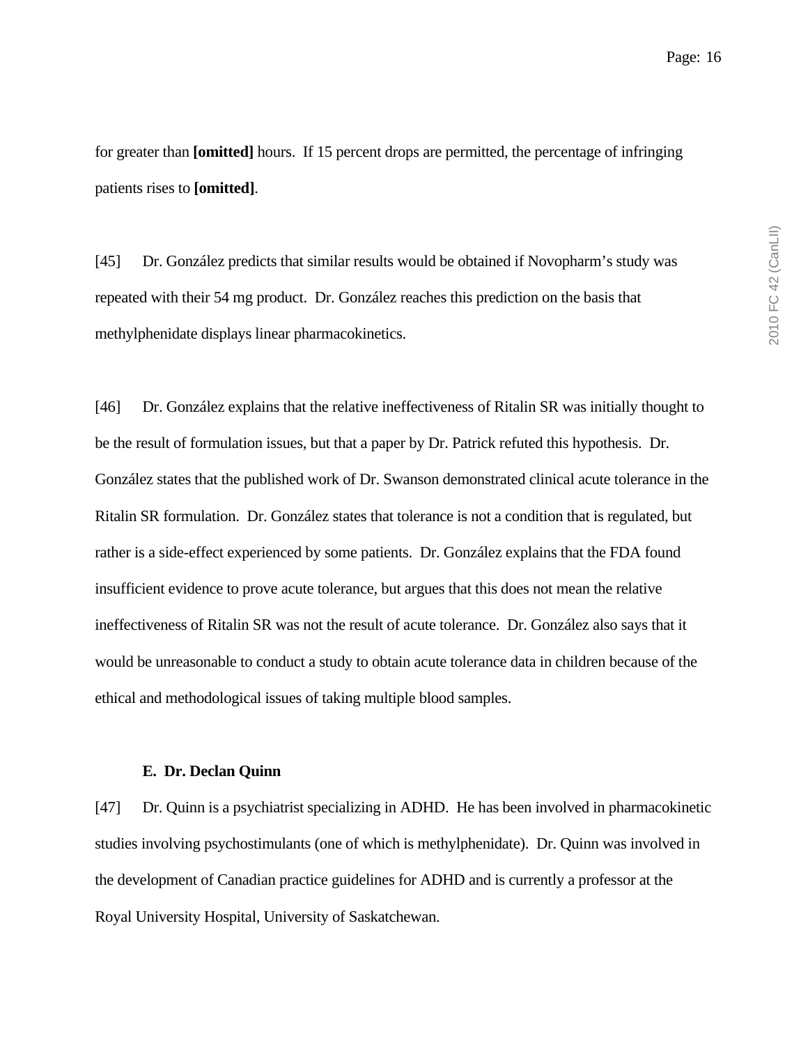for greater than **[omitted]** hours. If 15 percent drops are permitted, the percentage of infringing patients rises to **[omitted]**.

[45] Dr. González predicts that similar results would be obtained if Novopharm's study was repeated with their 54 mg product. Dr. González reaches this prediction on the basis that methylphenidate displays linear pharmacokinetics.

[46] Dr. González explains that the relative ineffectiveness of Ritalin SR was initially thought to be the result of formulation issues, but that a paper by Dr. Patrick refuted this hypothesis. Dr. González states that the published work of Dr. Swanson demonstrated clinical acute tolerance in the Ritalin SR formulation. Dr. González states that tolerance is not a condition that is regulated, but rather is a side-effect experienced by some patients. Dr. González explains that the FDA found insufficient evidence to prove acute tolerance, but argues that this does not mean the relative ineffectiveness of Ritalin SR was not the result of acute tolerance. Dr. González also says that it would be unreasonable to conduct a study to obtain acute tolerance data in children because of the ethical and methodological issues of taking multiple blood samples.

### E. Dr. Declan Quinn

[47] Dr. Quinn is a psychiatrist specializing in ADHD. He has been involved in pharmacokinetic studies involving psychostimulants (one of which is methylphenidate). Dr. Quinn was involved in the development of Canadian practice guidelines for ADHD and is currently a professor at the Royal University Hospital, University of Saskatchewan.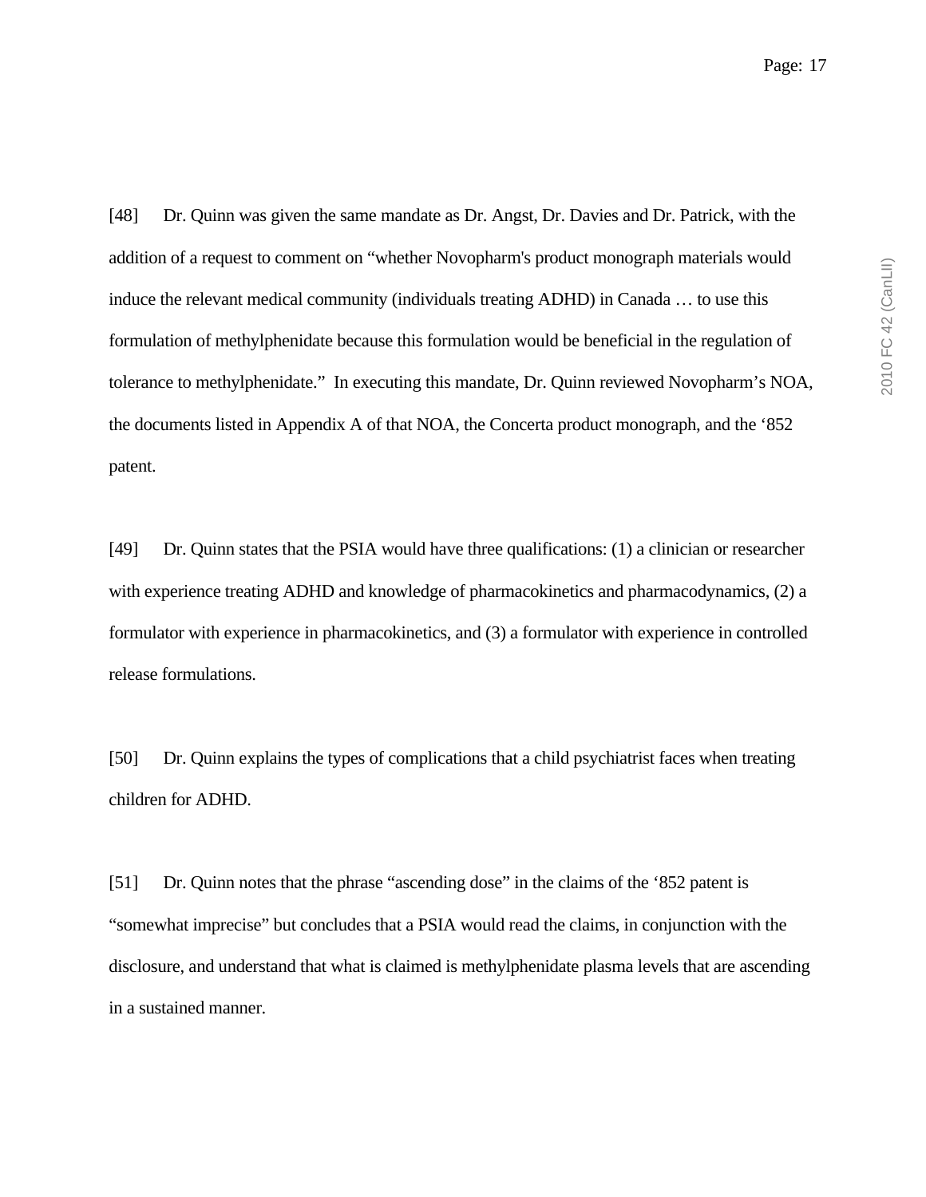[48] Dr. Quinn was given the same mandate as Dr. Angst, Dr. Davies and Dr. Patrick, with the addition of a request to comment on “whether Novopharm's product monograph materials would induce the relevant medical community (individuals treating ADHD) in Canada … to use this formulation of methylphenidate because this formulation would be beneficial in the regulation of tolerance to methylphenidate.” In executing this mandate, Dr. Quinn reviewed Novopharm’s NOA, the documents listed in Appendix A of that NOA, the Concerta product monograph, and the ‘852 patent.

[49] Dr. Quinn states that the PSIA would have three qualifications: (1) a clinician or researcher with experience treating ADHD and knowledge of pharmacokinetics and pharmacodynamics, (2) a formulator with experience in pharmacokinetics, and (3) a formulator with experience in controlled release formulations.

[50] Dr. Quinn explains the types of complications that a child psychiatrist faces when treating children for ADHD.

[51] Dr. Quinn notes that the phrase “ascending dose” in the claims of the ‘852 patent is “somewhat imprecise” but concludes that a PSIA would read the claims, in conjunction with the disclosure, and understand that what is claimed is methylphenidate plasma levels that are ascending in a sustained manner.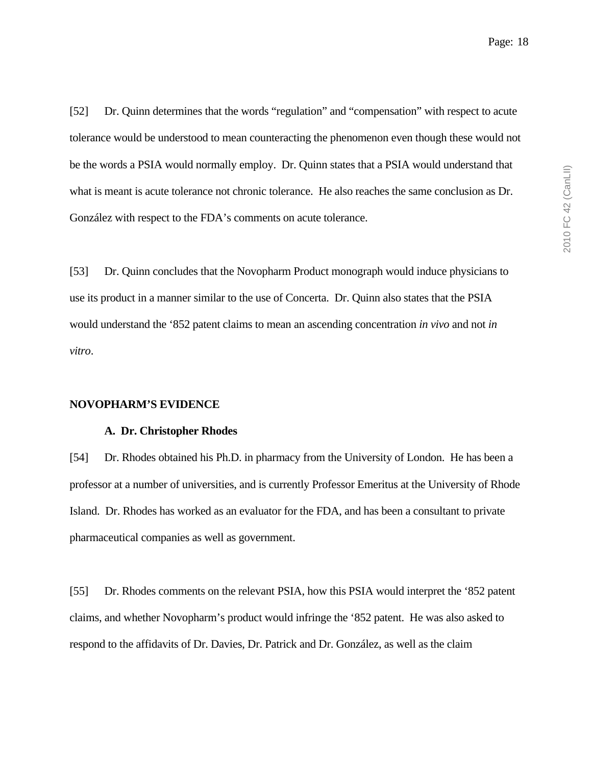[52] Dr. Quinn determines that the words “regulation” and “compensation” with respect to acute tolerance would be understood to mean counteracting the phenomenon even though these would not be the words a PSIA would normally employ. Dr. Quinn states that a PSIA would understand that what is meant is acute tolerance not chronic tolerance. He also reaches the same conclusion as Dr. González with respect to the FDA’s comments on acute tolerance.

[53] Dr. Quinn concludes that the Novopharm Product monograph would induce physicians to use its product in a manner similar to the use of Concerta. Dr. Quinn also states that the PSIA would understand the ‘852 patent claims to mean an ascending concentration *in vivo* and not *in vitro*.

**NOVOPHARM’S EVIDENCE**

**A. Dr. Christopher Rhodes**

[54] Dr. Rhodes obtained his Ph.D. in pharmacy from the University of London. He has been a professor at a number of universities, and is currently Professor Emeritus at the University of Rhode Island. Dr. Rhodes has worked as an evaluator for the FDA, and has been a consultant to private pharmaceutical companies as well as government.

[55] Dr. Rhodes comments on the relevant PSIA, how this PSIA would interpret the ‘852 patent claims, and whether Novopharm’s product would infringe the ‘852 patent. He was also asked to respond to the affidavits of Dr. Davies, Dr. Patrick and Dr. González, as well as the claim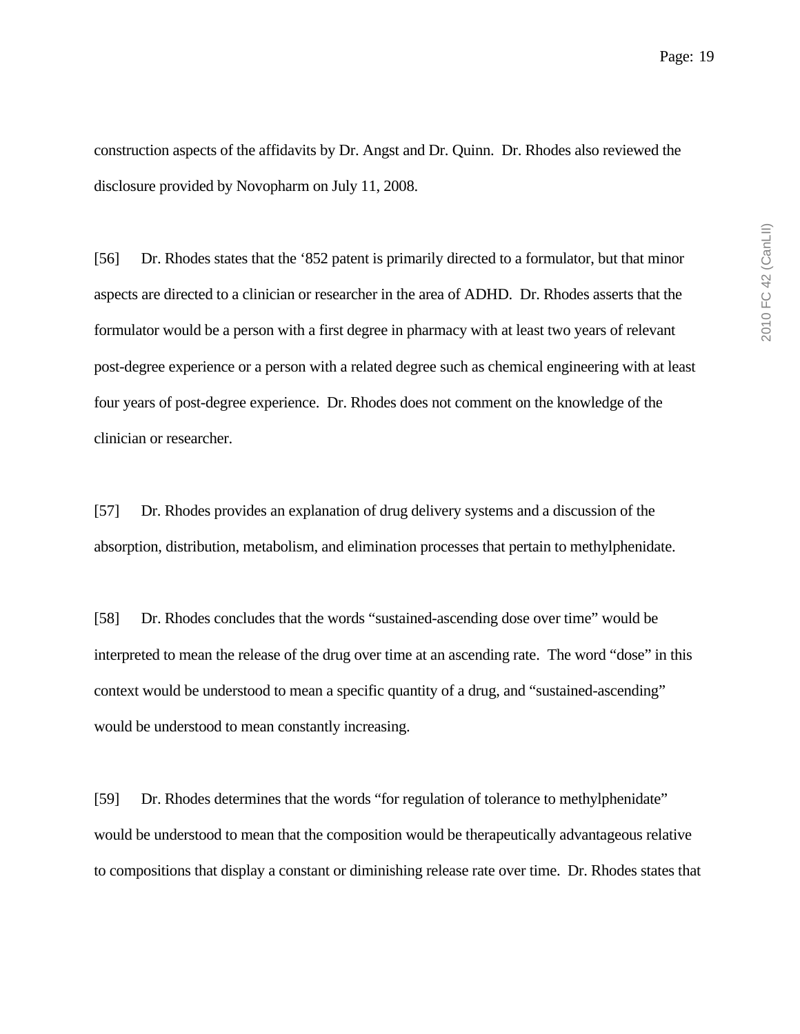construction aspects of the affidavits by Dr. Angst and Dr. Quinn. Dr. Rhodes also reviewed the disclosure provided by Novopharm on July 11, 2008.

[56] Dr. Rhodes states that the ‘852 patent is primarily directed to a formulator, but that minor aspects are directed to a clinician or researcher in the area of ADHD. Dr. Rhodes asserts that the formulator would be a person with a first degree in pharmacy with at least two years of relevant post-degree experience or a person with a related degree such as chemical engineering with at least four years of post-degree experience. Dr. Rhodes does not comment on the knowledge of the clinician or researcher.

[57] Dr. Rhodes provides an explanation of drug delivery systems and a discussion of the absorption, distribution, metabolism, and elimination processes that pertain to methylphenidate.

[58] Dr. Rhodes concludes that the words “sustained-ascending dose over time” would be interpreted to mean the release of the drug over time at an ascending rate. The word “dose” in this context would be understood to mean a specific quantity of a drug, and “sustained-ascending” would be understood to mean constantly increasing.

[59] Dr. Rhodes determines that the words “for regulation of tolerance to methylphenidate” would be understood to mean that the composition would be therapeutically advantageous relative to compositions that display a constant or diminishing release rate over time. Dr. Rhodes states that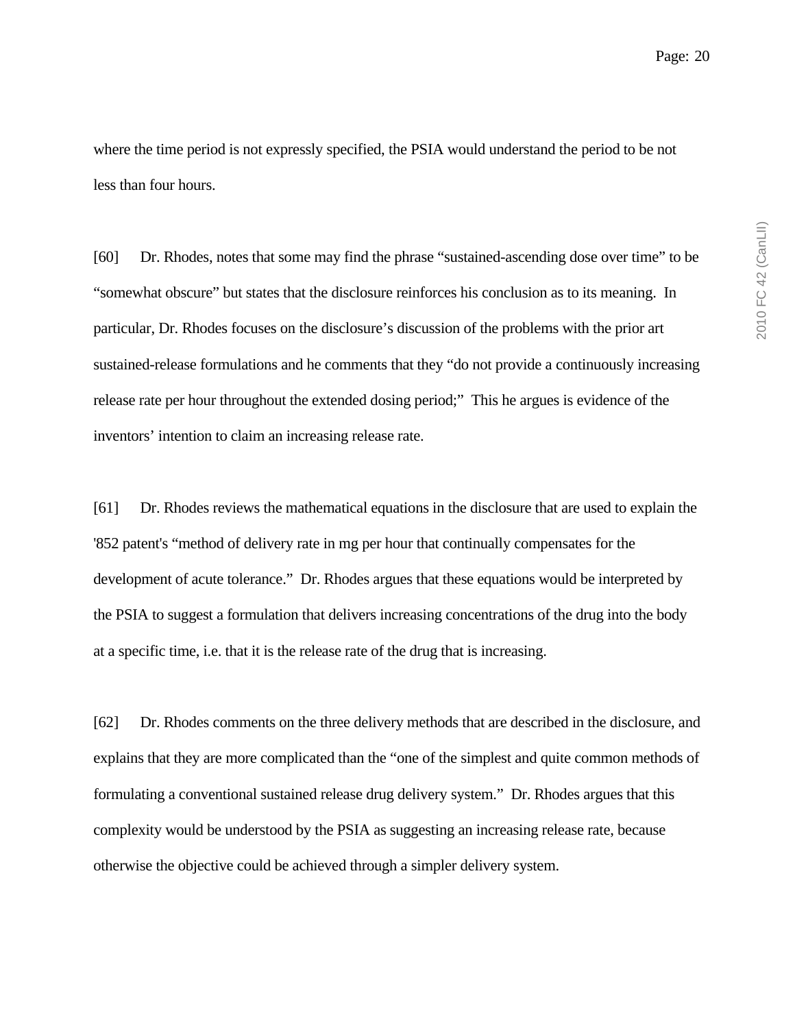where the time period is not expressly specified, the PSIA would understand the period to be not less than four hours.

[60] Dr. Rhodes, notes that some may find the phrase “sustained-ascending dose over time” to be “somewhat obscure” but states that the disclosure reinforces his conclusion as to its meaning. In particular, Dr. Rhodes focuses on the disclosure’s discussion of the problems with the prior art sustained-release formulations and he comments that they “do not provide a continuously increasing release rate per hour throughout the extended dosing period;” This he argues is evidence of the inventors’ intention to claim an increasing release rate.

[61] Dr. Rhodes reviews the mathematical equations in the disclosure that are used to explain the '852 patent's “method of delivery rate in mg per hour that continually compensates for the development of acute tolerance.” Dr. Rhodes argues that these equations would be interpreted by the PSIA to suggest a formulation that delivers increasing concentrations of the drug into the body at a specific time, i.e. that it is the release rate of the drug that is increasing.

[62] Dr. Rhodes comments on the three delivery methods that are described in the disclosure, and explains that they are more complicated than the “one of the simplest and quite common methods of formulating a conventional sustained release drug delivery system.” Dr. Rhodes argues that this complexity would be understood by the PSIA as suggesting an increasing release rate, because otherwise the objective could be achieved through a simpler delivery system.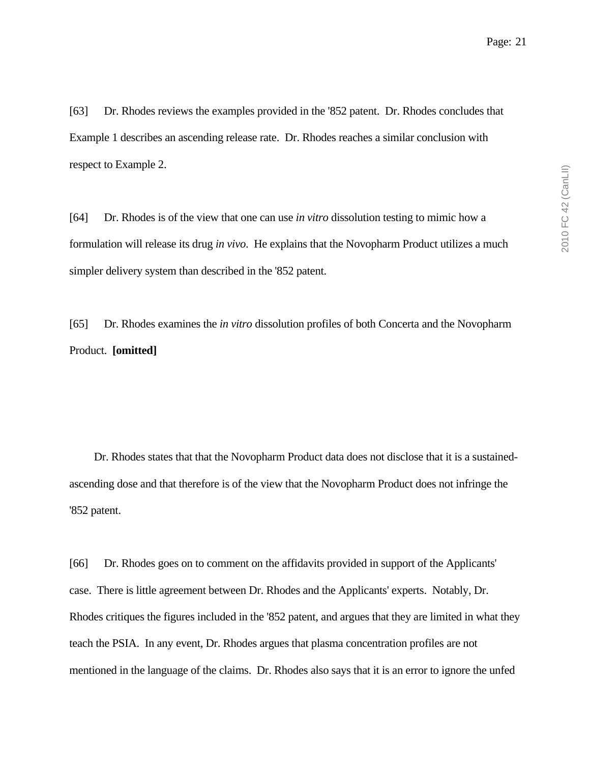[63] Dr. Rhodes reviews the examples provided in the '852 patent. Dr. Rhodes concludes that Example 1 describes an ascending release rate. Dr. Rhodes reaches a similar conclusion with respect to Example 2.

[64] Dr. Rhodes is of the view that one can use *in vitro* dissolution testing to mimic how a formulation will release its drug *in vivo*. He explains that the Novopharm Product utilizes a much simpler delivery system than described in the '852 patent.

[65] Dr. Rhodes examines the *in vitro* dissolution profiles of both Concerta and the Novopharm Product. **[omitted]**

Dr. Rhodes states that that the Novopharm Product data does not disclose that it is a sustained-ascending dose and that therefore is of the view that the Novopharm Product does not infringe the '852 patent.

[66] Dr. Rhodes goes on to comment on the affidavits provided in support of the Applicants' case. There is little agreement between Dr. Rhodes and the Applicants' experts. Notably, Dr. Rhodes critiques the figures included in the '852 patent, and argues that they are limited in what they teach the PSIA. In any event, Dr. Rhodes argues that plasma concentration profiles are not mentioned in the language of the claims. Dr. Rhodes also says that it is an error to ignore the unfed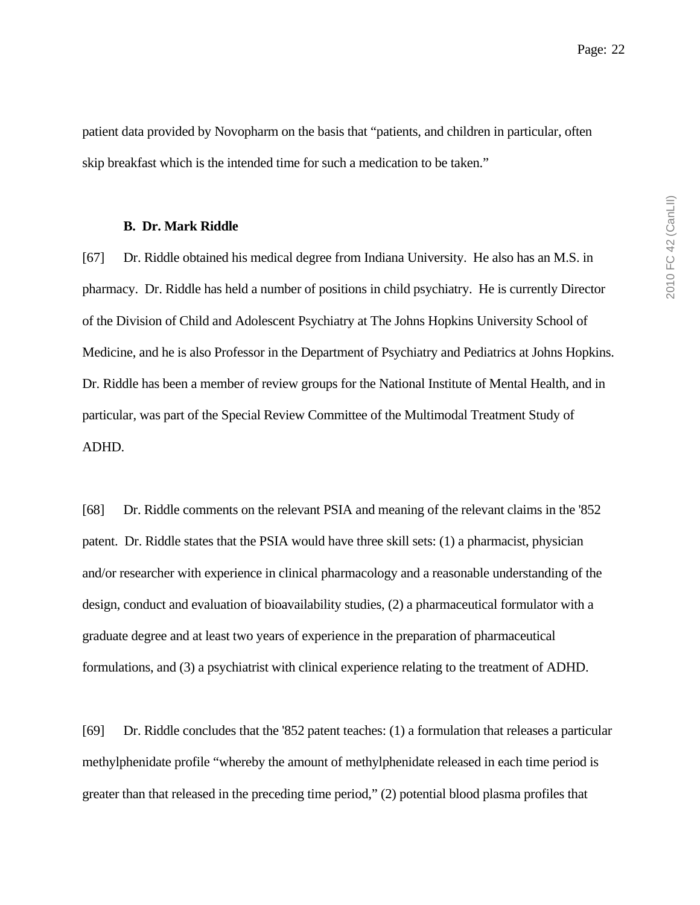patient data provided by Novopharm on the basis that "patients, and children in particular, often skip breakfast which is the intended time for such a medication to be taken."

**B. Dr. Mark Riddle**

[67] Dr. Riddle obtained his medical degree from Indiana University. He also has an M.S. in pharmacy. Dr. Riddle has held a number of positions in child psychiatry. He is currently Director of the Division of Child and Adolescent Psychiatry at The Johns Hopkins University School of Medicine, and he is also Professor in the Department of Psychiatry and Pediatrics at Johns Hopkins. Dr. Riddle has been a member of review groups for the National Institute of Mental Health, and in particular, was part of the Special Review Committee of the Multimodal Treatment Study of ADHD.

[68] Dr. Riddle comments on the relevant PSIA and meaning of the relevant claims in the '852 patent. Dr. Riddle states that the PSIA would have three skill sets: (1) a pharmacist, physician and/or researcher with experience in clinical pharmacology and a reasonable understanding of the design, conduct and evaluation of bioavailability studies, (2) a pharmaceutical formulator with a graduate degree and at least two years of experience in the preparation of pharmaceutical formulations, and (3) a psychiatrist with clinical experience relating to the treatment of ADHD.

[69] Dr. Riddle concludes that the '852 patent teaches: (1) a formulation that releases a particular methylphenidate profile "whereby the amount of methylphenidate released in each time period is greater than that released in the preceding time period," (2) potential blood plasma profiles that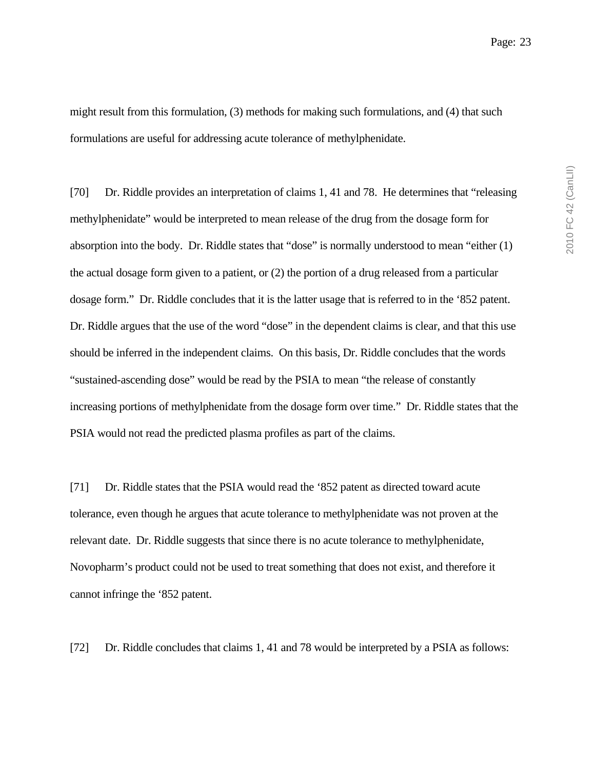might result from this formulation, (3) methods for making such formulations, and (4) that such formulations are useful for addressing acute tolerance of methylphenidate.

[70] Dr. Riddle provides an interpretation of claims 1, 41 and 78. He determines that "releasing methylphenidate" would be interpreted to mean release of the drug from the dosage form for absorption into the body. Dr. Riddle states that "dose" is normally understood to mean "either (1) the actual dosage form given to a patient, or (2) the portion of a drug released from a particular dosage form." Dr. Riddle concludes that it is the latter usage that is referred to in the '852 patent. Dr. Riddle argues that the use of the word "dose" in the dependent claims is clear, and that this use should be inferred in the independent claims. On this basis, Dr. Riddle concludes that the words "sustained-ascending dose" would be read by the PSIA to mean "the release of constantly increasing portions of methylphenidate from the dosage form over time." Dr. Riddle states that the PSIA would not read the predicted plasma profiles as part of the claims.

[71] Dr. Riddle states that the PSIA would read the '852 patent as directed toward acute tolerance, even though he argues that acute tolerance to methylphenidate was not proven at the relevant date. Dr. Riddle suggests that since there is no acute tolerance to methylphenidate, Novopharm's product could not be used to treat something that does not exist, and therefore it cannot infringe the '852 patent.

[72] Dr. Riddle concludes that claims 1, 41 and 78 would be interpreted by a PSIA as follows: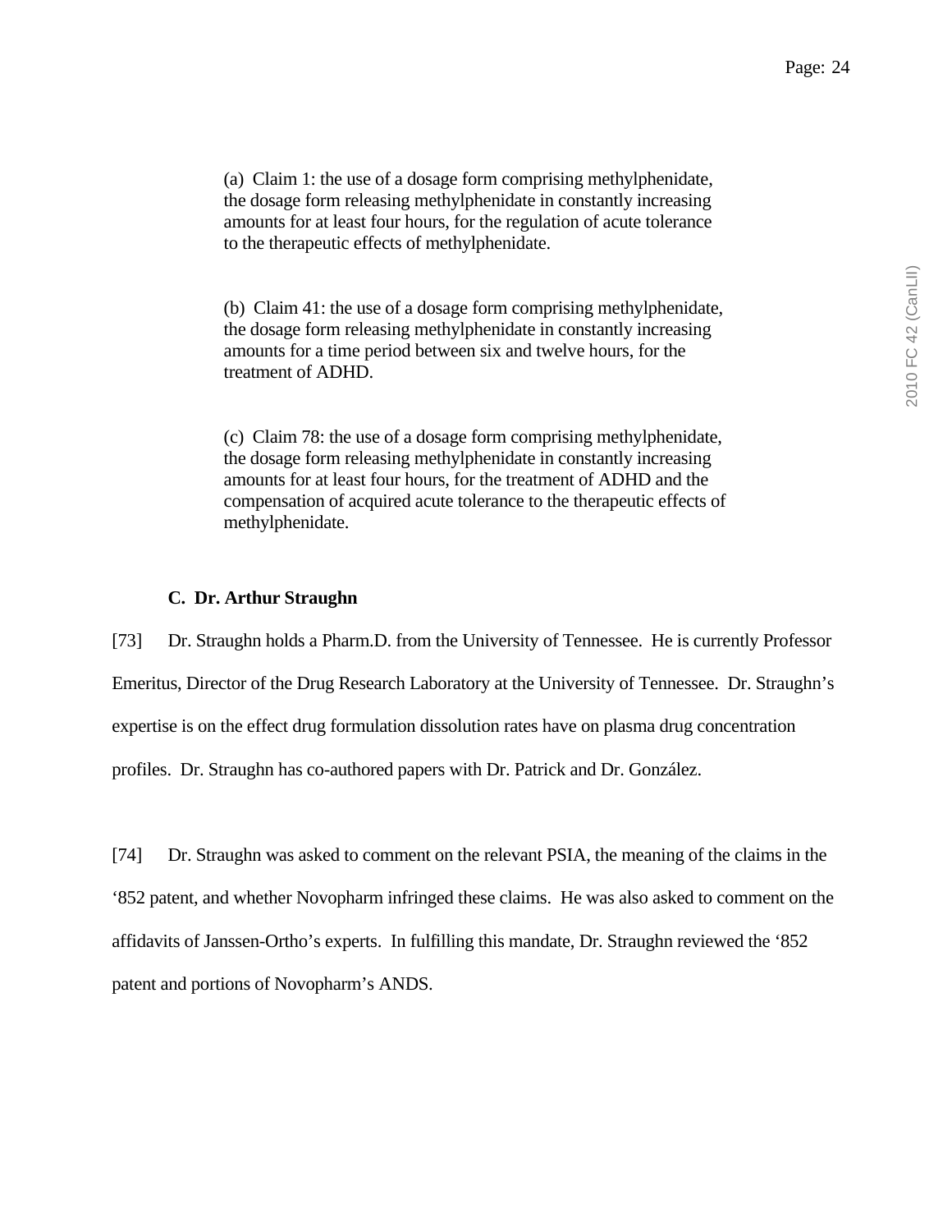> (a) Claim 1: the use of a dosage form comprising methylphenidate, the dosage form releasing methylphenidate in constantly increasing amounts for at least four hours, for the regulation of acute tolerance to the therapeutic effects of methylphenidate.
>
> (b) Claim 41: the use of a dosage form comprising methylphenidate, the dosage form releasing methylphenidate in constantly increasing amounts for a time period between six and twelve hours, for the treatment of ADHD.
>
> (c) Claim 78: the use of a dosage form comprising methylphenidate, the dosage form releasing methylphenidate in constantly increasing amounts for at least four hours, for the treatment of ADHD and the compensation of acquired acute tolerance to the therapeutic effects of methylphenidate.

### C. Dr. Arthur Straughn

[73] Dr. Straughn holds a Pharm.D. from the University of Tennessee. He is currently Professor Emeritus, Director of the Drug Research Laboratory at the University of Tennessee. Dr. Straughn's expertise is on the effect drug formulation dissolution rates have on plasma drug concentration profiles. Dr. Straughn has co-authored papers with Dr. Patrick and Dr. González.

[74] Dr. Straughn was asked to comment on the relevant PSIA, the meaning of the claims in the '852 patent, and whether Novopharm infringed these claims. He was also asked to comment on the affidavits of Janssen-Ortho's experts. In fulfilling this mandate, Dr. Straughn reviewed the '852 patent and portions of Novopharm's ANDS.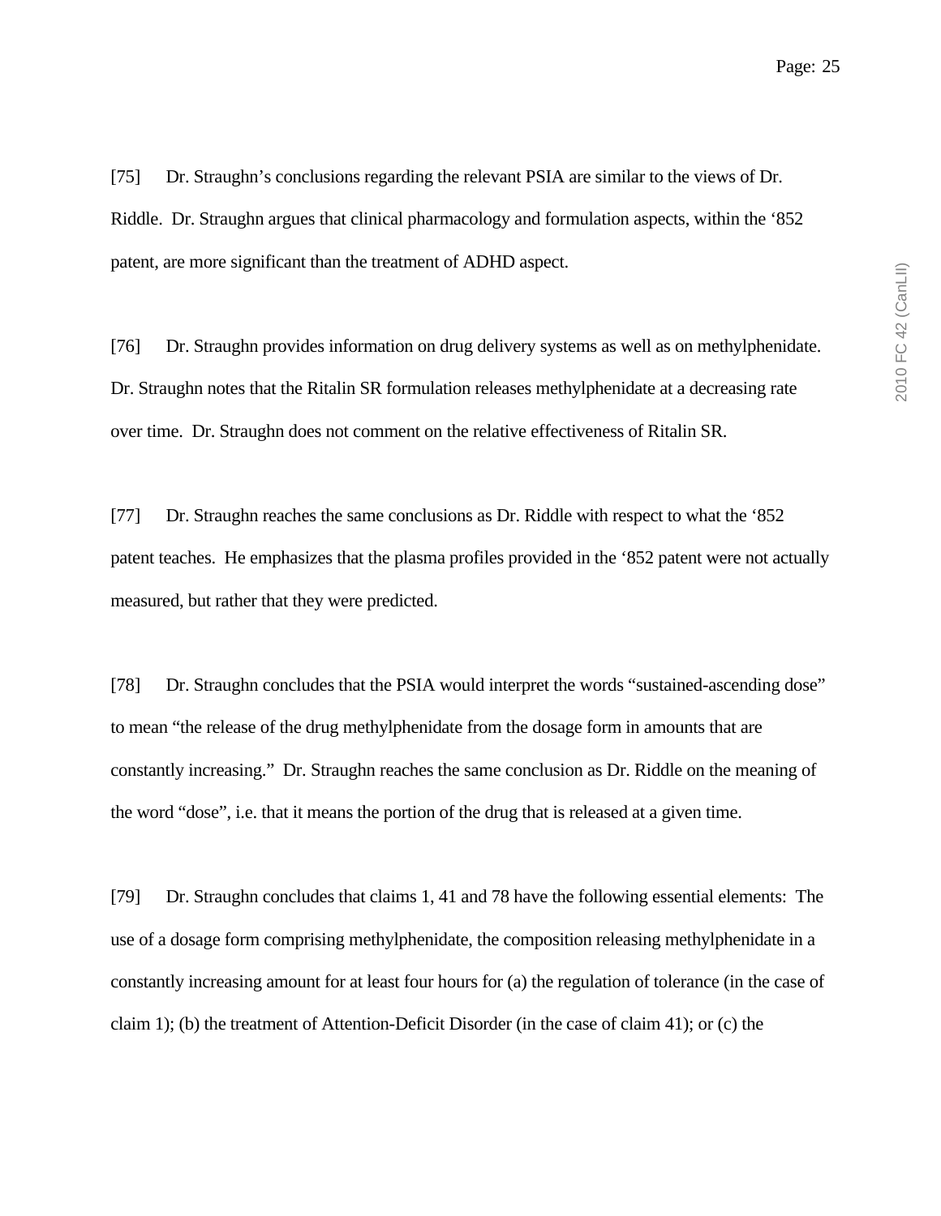[75] Dr. Straughn's conclusions regarding the relevant PSIA are similar to the views of Dr. Riddle. Dr. Straughn argues that clinical pharmacology and formulation aspects, within the '852 patent, are more significant than the treatment of ADHD aspect.

[76] Dr. Straughn provides information on drug delivery systems as well as on methylphenidate. Dr. Straughn notes that the Ritalin SR formulation releases methylphenidate at a decreasing rate over time. Dr. Straughn does not comment on the relative effectiveness of Ritalin SR.

[77] Dr. Straughn reaches the same conclusions as Dr. Riddle with respect to what the '852 patent teaches. He emphasizes that the plasma profiles provided in the '852 patent were not actually measured, but rather that they were predicted.

[78] Dr. Straughn concludes that the PSIA would interpret the words "sustained-ascending dose" to mean "the release of the drug methylphenidate from the dosage form in amounts that are constantly increasing." Dr. Straughn reaches the same conclusion as Dr. Riddle on the meaning of the word "dose", i.e. that it means the portion of the drug that is released at a given time.

[79] Dr. Straughn concludes that claims 1, 41 and 78 have the following essential elements: The use of a dosage form comprising methylphenidate, the composition releasing methylphenidate in a constantly increasing amount for at least four hours for (a) the regulation of tolerance (in the case of claim 1); (b) the treatment of Attention-Deficit Disorder (in the case of claim 41); or (c) the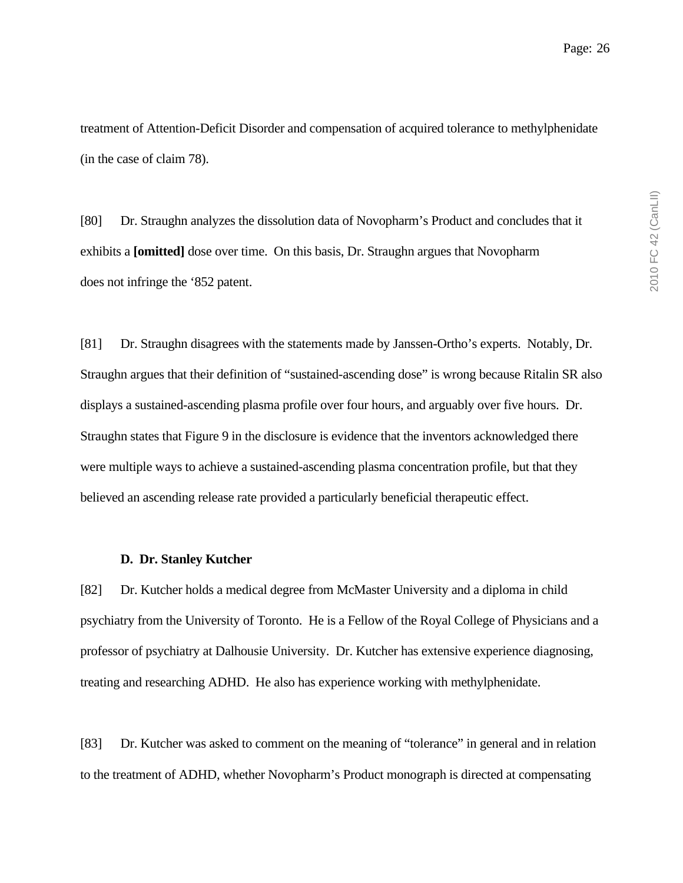treatment of Attention-Deficit Disorder and compensation of acquired tolerance to methylphenidate (in the case of claim 78).

[80] Dr. Straughn analyzes the dissolution data of Novopharm's Product and concludes that it exhibits a **[omitted]** dose over time. On this basis, Dr. Straughn argues that Novopharm does not infringe the '852 patent.

[81] Dr. Straughn disagrees with the statements made by Janssen-Ortho's experts. Notably, Dr. Straughn argues that their definition of "sustained-ascending dose" is wrong because Ritalin SR also displays a sustained-ascending plasma profile over four hours, and arguably over five hours. Dr. Straughn states that Figure 9 in the disclosure is evidence that the inventors acknowledged there were multiple ways to achieve a sustained-ascending plasma concentration profile, but that they believed an ascending release rate provided a particularly beneficial therapeutic effect.

**D. Dr. Stanley Kutcher**

[82] Dr. Kutcher holds a medical degree from McMaster University and a diploma in child psychiatry from the University of Toronto. He is a Fellow of the Royal College of Physicians and a professor of psychiatry at Dalhousie University. Dr. Kutcher has extensive experience diagnosing, treating and researching ADHD. He also has experience working with methylphenidate.

[83] Dr. Kutcher was asked to comment on the meaning of "tolerance" in general and in relation to the treatment of ADHD, whether Novopharm's Product monograph is directed at compensating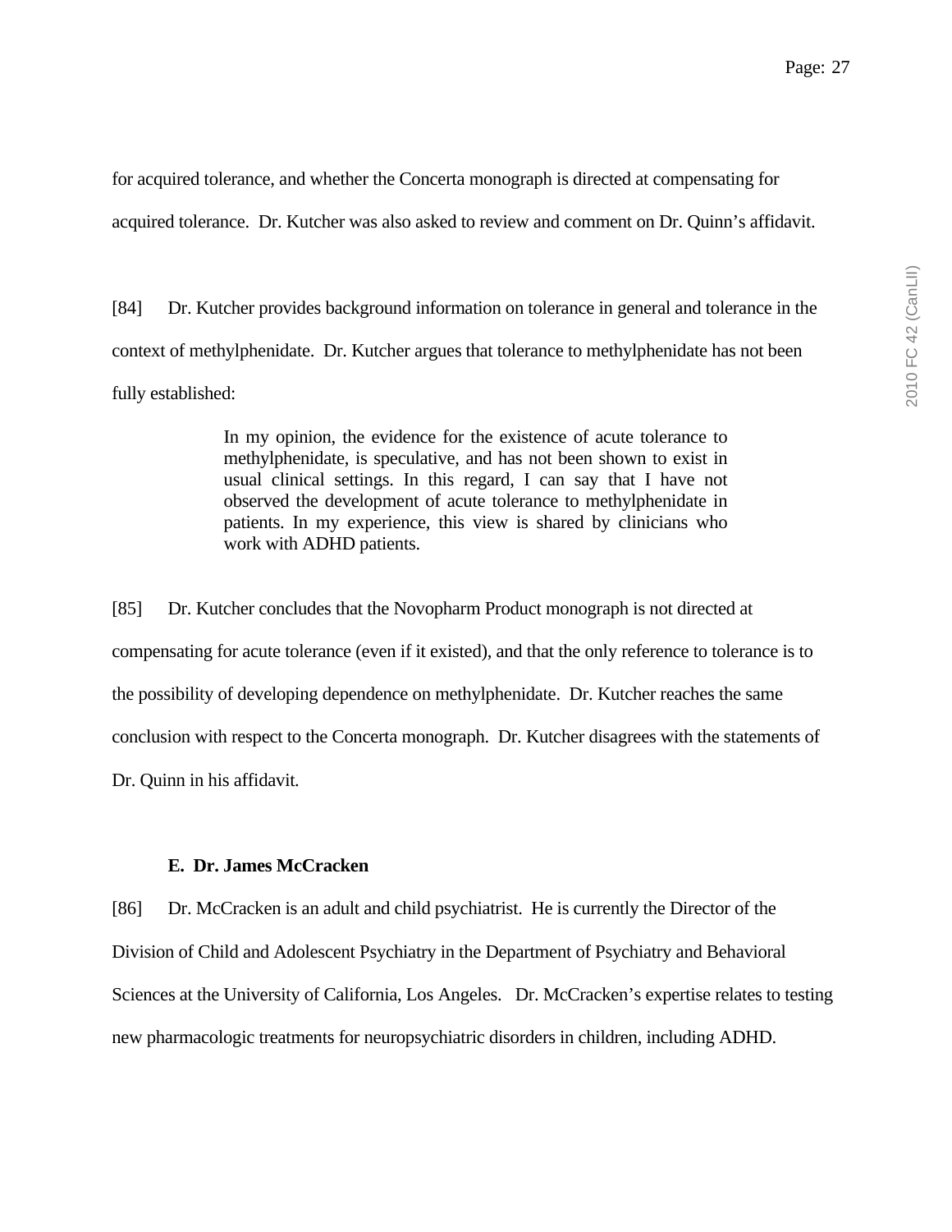for acquired tolerance, and whether the Concerta monograph is directed at compensating for acquired tolerance. Dr. Kutcher was also asked to review and comment on Dr. Quinn's affidavit.

[84] Dr. Kutcher provides background information on tolerance in general and tolerance in the context of methylphenidate. Dr. Kutcher argues that tolerance to methylphenidate has not been fully established:

> In my opinion, the evidence for the existence of acute tolerance to methylphenidate, is speculative, and has not been shown to exist in usual clinical settings. In this regard, I can say that I have not observed the development of acute tolerance to methylphenidate in patients. In my experience, this view is shared by clinicians who work with ADHD patients.

[85] Dr. Kutcher concludes that the Novopharm Product monograph is not directed at compensating for acute tolerance (even if it existed), and that the only reference to tolerance is to the possibility of developing dependence on methylphenidate. Dr. Kutcher reaches the same conclusion with respect to the Concerta monograph. Dr. Kutcher disagrees with the statements of Dr. Quinn in his affidavit.

### E. Dr. James McCracken

[86] Dr. McCracken is an adult and child psychiatrist. He is currently the Director of the Division of Child and Adolescent Psychiatry in the Department of Psychiatry and Behavioral Sciences at the University of California, Los Angeles. Dr. McCracken's expertise relates to testing new pharmacologic treatments for neuropsychiatric disorders in children, including ADHD.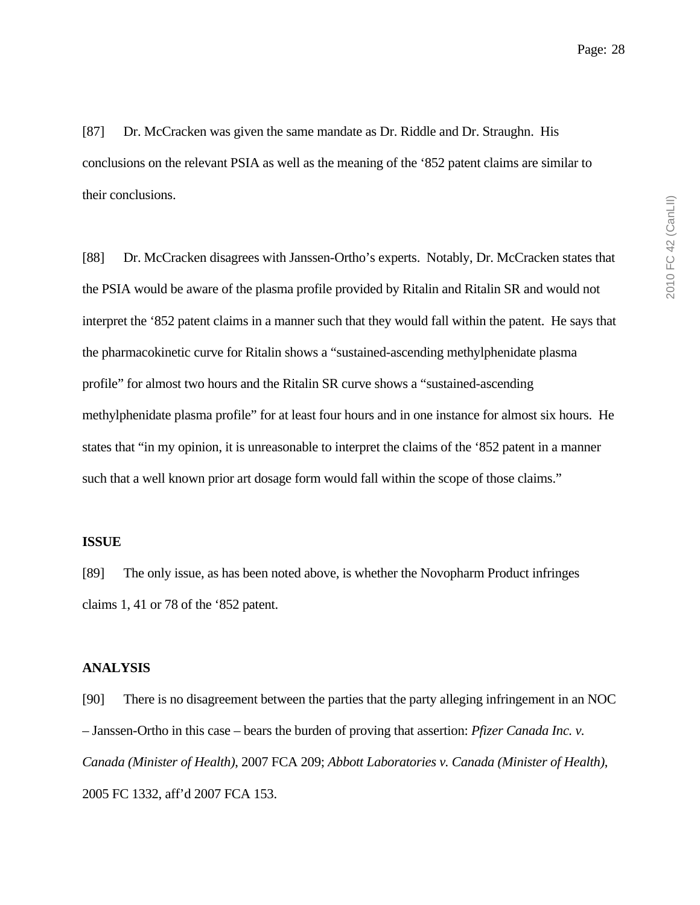[87] Dr. McCracken was given the same mandate as Dr. Riddle and Dr. Straughn. His conclusions on the relevant PSIA as well as the meaning of the '852 patent claims are similar to their conclusions.

[88] Dr. McCracken disagrees with Janssen-Ortho's experts. Notably, Dr. McCracken states that the PSIA would be aware of the plasma profile provided by Ritalin and Ritalin SR and would not interpret the '852 patent claims in a manner such that they would fall within the patent. He says that the pharmacokinetic curve for Ritalin shows a "sustained-ascending methylphenidate plasma profile" for almost two hours and the Ritalin SR curve shows a "sustained-ascending methylphenidate plasma profile" for at least four hours and in one instance for almost six hours. He states that "in my opinion, it is unreasonable to interpret the claims of the '852 patent in a manner such that a well known prior art dosage form would fall within the scope of those claims."

**ISSUE**

[89] The only issue, as has been noted above, is whether the Novopharm Product infringes claims 1, 41 or 78 of the '852 patent.

**ANALYSIS**

[90] There is no disagreement between the parties that the party alleging infringement in an NOC – Janssen-Ortho in this case – bears the burden of proving that assertion: *Pfizer Canada Inc. v. Canada (Minister of Health)*, 2007 FCA 209; *Abbott Laboratories v. Canada (Minister of Health)*, 2005 FC 1332, aff'd 2007 FCA 153.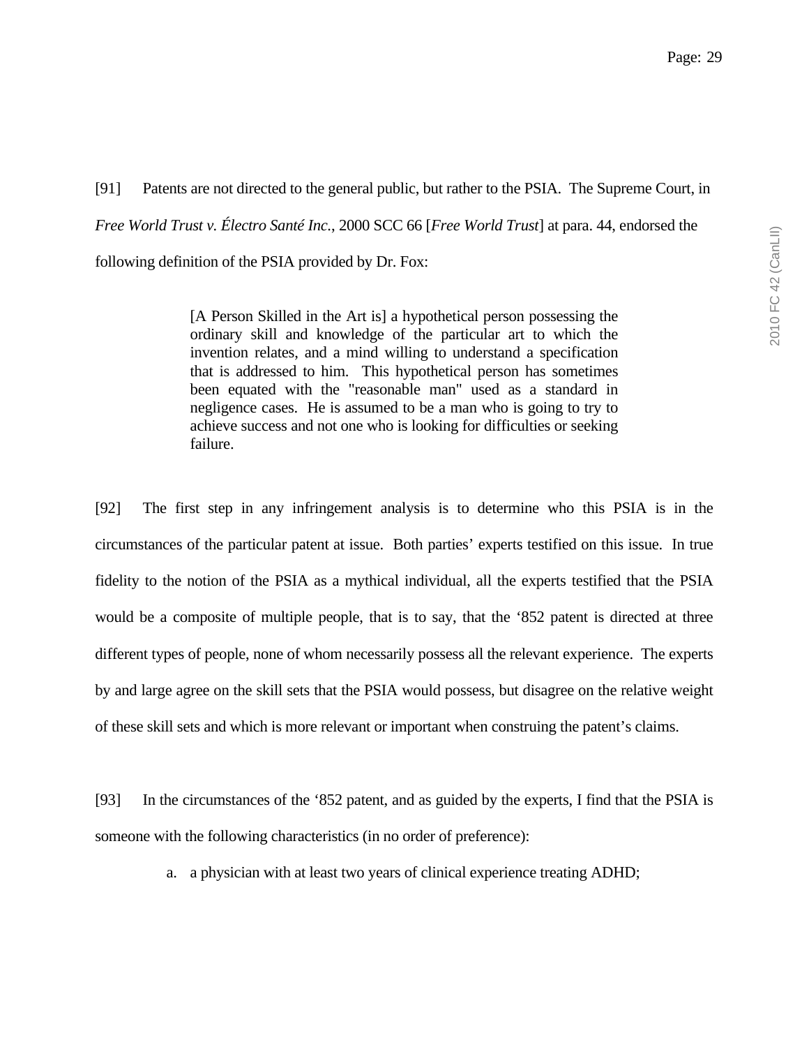[91] Patents are not directed to the general public, but rather to the PSIA. The Supreme Court, in *Free World Trust v. Électro Santé Inc.*, 2000 SCC 66 [*Free World Trust*] at para. 44, endorsed the following definition of the PSIA provided by Dr. Fox:

> [A Person Skilled in the Art is] a hypothetical person possessing the ordinary skill and knowledge of the particular art to which the invention relates, and a mind willing to understand a specification that is addressed to him. This hypothetical person has sometimes been equated with the "reasonable man" used as a standard in negligence cases. He is assumed to be a man who is going to try to achieve success and not one who is looking for difficulties or seeking failure.

[92] The first step in any infringement analysis is to determine who this PSIA is in the circumstances of the particular patent at issue. Both parties' experts testified on this issue. In true fidelity to the notion of the PSIA as a mythical individual, all the experts testified that the PSIA would be a composite of multiple people, that is to say, that the '852 patent is directed at three different types of people, none of whom necessarily possess all the relevant experience. The experts by and large agree on the skill sets that the PSIA would possess, but disagree on the relative weight of these skill sets and which is more relevant or important when construing the patent's claims.

[93] In the circumstances of the '852 patent, and as guided by the experts, I find that the PSIA is someone with the following characteristics (in no order of preference):

a. a physician with at least two years of clinical experience treating ADHD;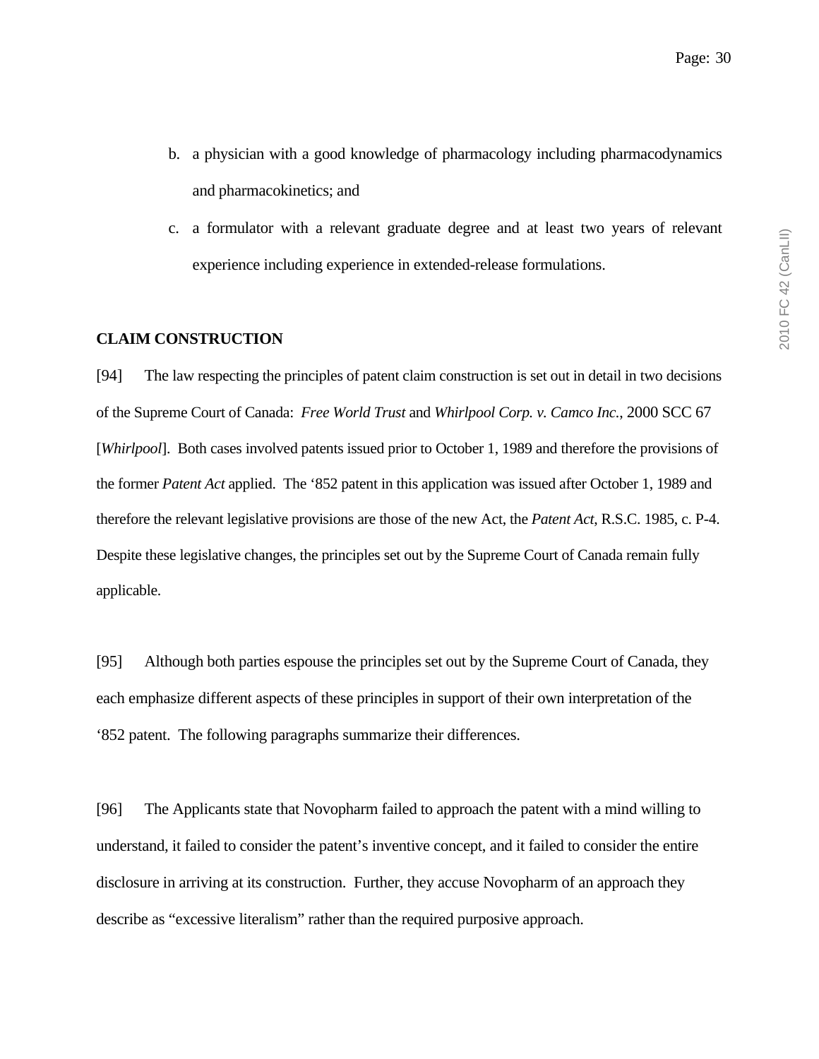b. a physician with a good knowledge of pharmacology including pharmacodynamics and pharmacokinetics; and

c. a formulator with a relevant graduate degree and at least two years of relevant experience including experience in extended-release formulations.

**CLAIM CONSTRUCTION**

[94] The law respecting the principles of patent claim construction is set out in detail in two decisions of the Supreme Court of Canada: *Free World Trust* and *Whirlpool Corp. v. Camco Inc.*, 2000 SCC 67 [*Whirlpool*]. Both cases involved patents issued prior to October 1, 1989 and therefore the provisions of the former *Patent Act* applied. The '852 patent in this application was issued after October 1, 1989 and therefore the relevant legislative provisions are those of the new Act, the *Patent Act*, R.S.C. 1985, c. P-4. Despite these legislative changes, the principles set out by the Supreme Court of Canada remain fully applicable.

[95] Although both parties espouse the principles set out by the Supreme Court of Canada, they each emphasize different aspects of these principles in support of their own interpretation of the '852 patent. The following paragraphs summarize their differences.

[96] The Applicants state that Novopharm failed to approach the patent with a mind willing to understand, it failed to consider the patent's inventive concept, and it failed to consider the entire disclosure in arriving at its construction. Further, they accuse Novopharm of an approach they describe as "excessive literalism" rather than the required purposive approach.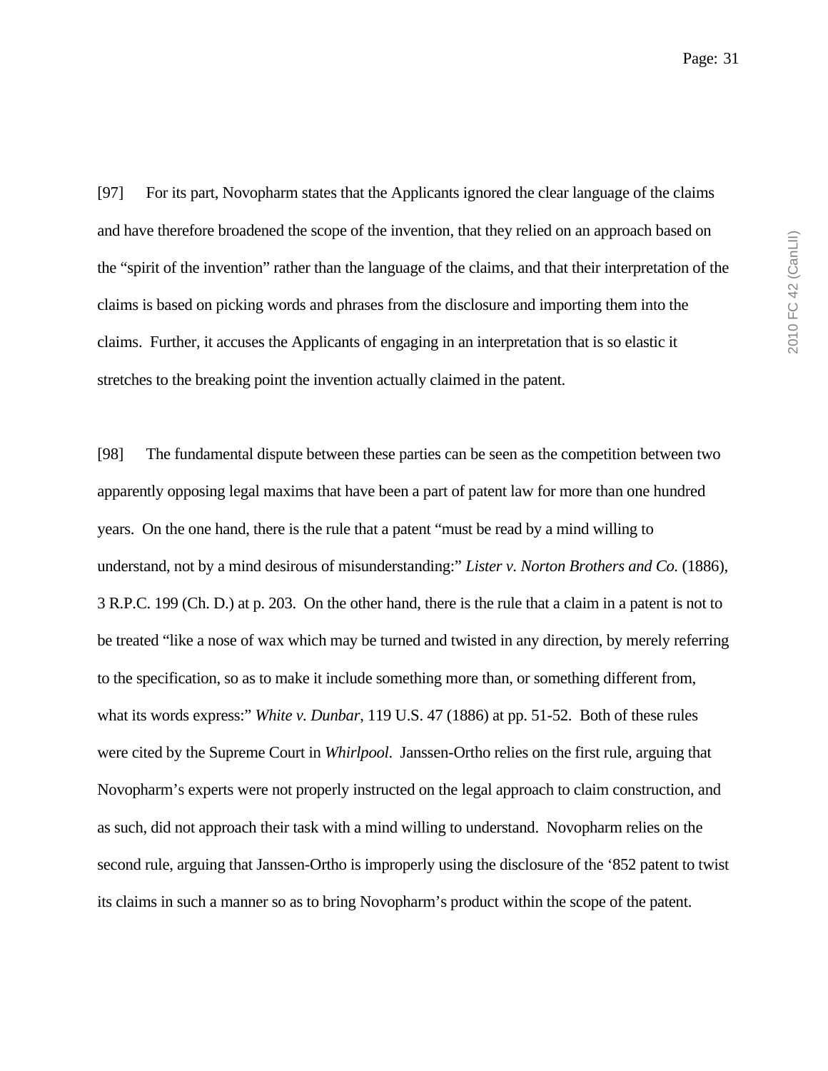[97] For its part, Novopharm states that the Applicants ignored the clear language of the claims and have therefore broadened the scope of the invention, that they relied on an approach based on the "spirit of the invention" rather than the language of the claims, and that their interpretation of the claims is based on picking words and phrases from the disclosure and importing them into the claims. Further, it accuses the Applicants of engaging in an interpretation that is so elastic it stretches to the breaking point the invention actually claimed in the patent.

[98] The fundamental dispute between these parties can be seen as the competition between two apparently opposing legal maxims that have been a part of patent law for more than one hundred years. On the one hand, there is the rule that a patent "must be read by a mind willing to understand, not by a mind desirous of misunderstanding:" *Lister v. Norton Brothers and Co.* (1886), 3 R.P.C. 199 (Ch. D.) at p. 203. On the other hand, there is the rule that a claim in a patent is not to be treated "like a nose of wax which may be turned and twisted in any direction, by merely referring to the specification, so as to make it include something more than, or something different from, what its words express:" *White v. Dunbar*, 119 U.S. 47 (1886) at pp. 51-52. Both of these rules were cited by the Supreme Court in *Whirlpool*. Janssen-Ortho relies on the first rule, arguing that Novopharm's experts were not properly instructed on the legal approach to claim construction, and as such, did not approach their task with a mind willing to understand. Novopharm relies on the second rule, arguing that Janssen-Ortho is improperly using the disclosure of the '852 patent to twist its claims in such a manner so as to bring Novopharm's product within the scope of the patent.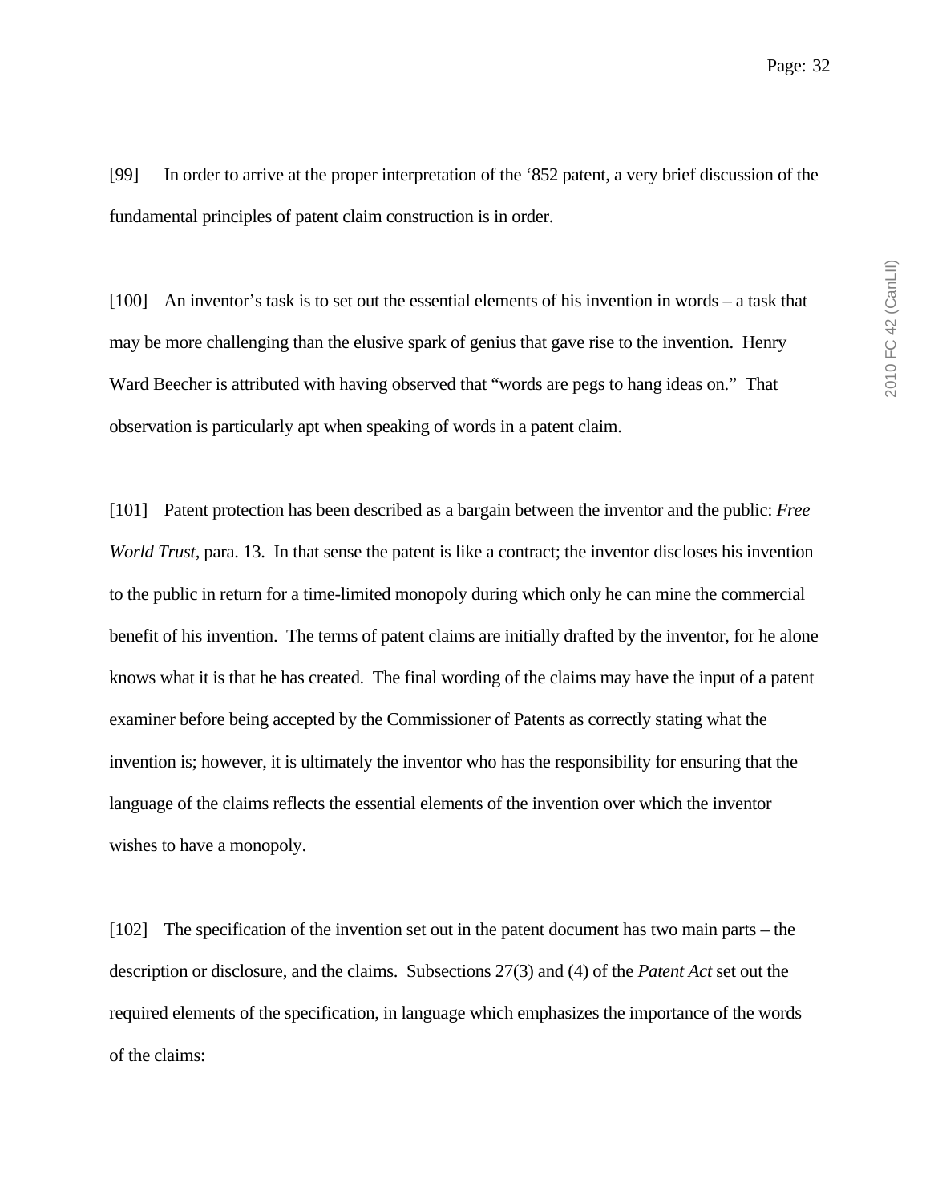[99] In order to arrive at the proper interpretation of the '852 patent, a very brief discussion of the fundamental principles of patent claim construction is in order.

[100] An inventor's task is to set out the essential elements of his invention in words – a task that may be more challenging than the elusive spark of genius that gave rise to the invention. Henry Ward Beecher is attributed with having observed that "words are pegs to hang ideas on." That observation is particularly apt when speaking of words in a patent claim.

[101] Patent protection has been described as a bargain between the inventor and the public: *Free World Trust*, para. 13. In that sense the patent is like a contract; the inventor discloses his invention to the public in return for a time-limited monopoly during which only he can mine the commercial benefit of his invention. The terms of patent claims are initially drafted by the inventor, for he alone knows what it is that he has created. The final wording of the claims may have the input of a patent examiner before being accepted by the Commissioner of Patents as correctly stating what the invention is; however, it is ultimately the inventor who has the responsibility for ensuring that the language of the claims reflects the essential elements of the invention over which the inventor wishes to have a monopoly.

[102] The specification of the invention set out in the patent document has two main parts – the description or disclosure, and the claims. Subsections 27(3) and (4) of the *Patent Act* set out the required elements of the specification, in language which emphasizes the importance of the words of the claims: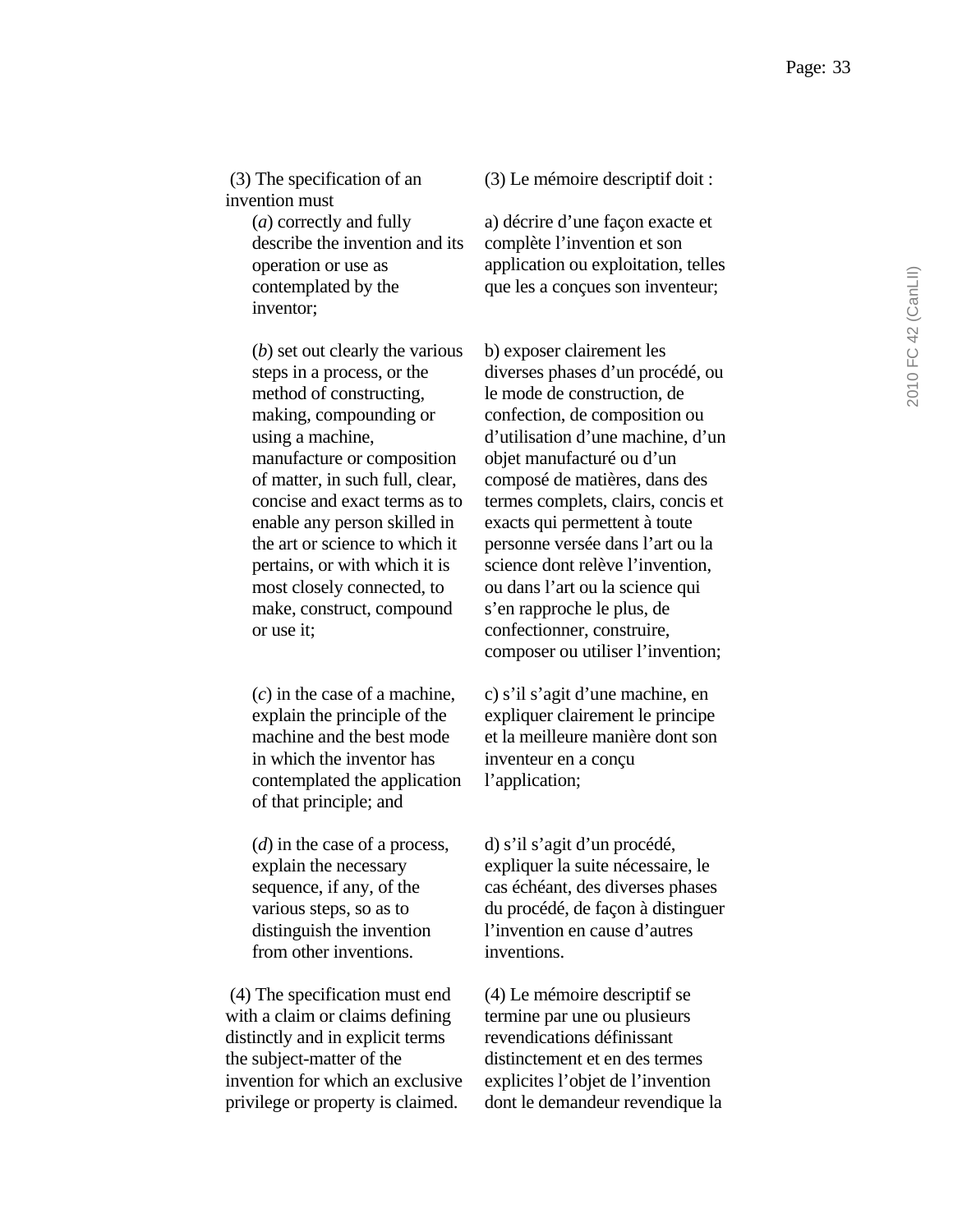| | |
|---|---|
| (3) The specification of an invention must | (3) Le mémoire descriptif doit : |
| (*a*) correctly and fully describe the invention and its operation or use as contemplated by the inventor; | a) décrire d'une façon exacte et complète l'invention et son application ou exploitation, telles que les a conçues son inventeur; |
| (*b*) set out clearly the various steps in a process, or the method of constructing, making, compounding or using a machine, manufacture or composition of matter, in such full, clear, concise and exact terms as to enable any person skilled in the art or science to which it pertains, or with which it is most closely connected, to make, construct, compound or use it; | b) exposer clairement les diverses phases d'un procédé, ou le mode de construction, de confection, de composition ou d'utilisation d'une machine, d'un objet manufacturé ou d'un composé de matières, dans des termes complets, clairs, concis et exacts qui permettent à toute personne versée dans l'art ou la science dont relève l'invention, ou dans l'art ou la science qui s'en rapproche le plus, de confectionner, construire, composer ou utiliser l'invention; |
| (*c*) in the case of a machine, explain the principle of the machine and the best mode in which the inventor has contemplated the application of that principle; and | c) s'il s'agit d'une machine, en expliquer clairement le principe et la meilleure manière dont son inventeur en a conçu l'application; |
| (*d*) in the case of a process, explain the necessary sequence, if any, of the various steps, so as to distinguish the invention from other inventions. | d) s'il s'agit d'un procédé, expliquer la suite nécessaire, le cas échéant, des diverses phases du procédé, de façon à distinguer l'invention en cause d'autres inventions. |
| (4) The specification must end with a claim or claims defining distinctly and in explicit terms the subject-matter of the invention for which an exclusive privilege or property is claimed. | (4) Le mémoire descriptif se termine par une ou plusieurs revendications définissant distinctement et en des termes explicites l'objet de l'invention dont le demandeur revendique la |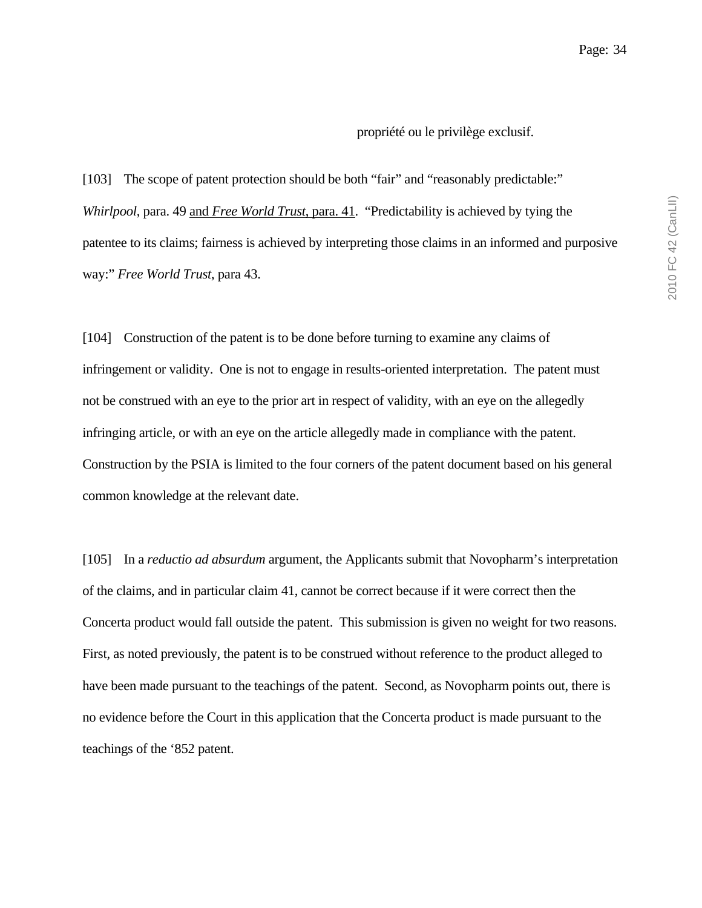propriété ou le privilège exclusif.

[103] The scope of patent protection should be both “fair” and “reasonably predictable:” *Whirlpool*, para. 49 and *Free World Trust*, para. 41. “Predictability is achieved by tying the patentee to its claims; fairness is achieved by interpreting those claims in an informed and purposive way:” *Free World Trust*, para 43.

[104] Construction of the patent is to be done before turning to examine any claims of infringement or validity. One is not to engage in results-oriented interpretation. The patent must not be construed with an eye to the prior art in respect of validity, with an eye on the allegedly infringing article, or with an eye on the article allegedly made in compliance with the patent. Construction by the PSIA is limited to the four corners of the patent document based on his general common knowledge at the relevant date.

[105] In a *reductio ad absurdum* argument, the Applicants submit that Novopharm’s interpretation of the claims, and in particular claim 41, cannot be correct because if it were correct then the Concerta product would fall outside the patent. This submission is given no weight for two reasons. First, as noted previously, the patent is to be construed without reference to the product alleged to have been made pursuant to the teachings of the patent. Second, as Novopharm points out, there is no evidence before the Court in this application that the Concerta product is made pursuant to the teachings of the ‘852 patent.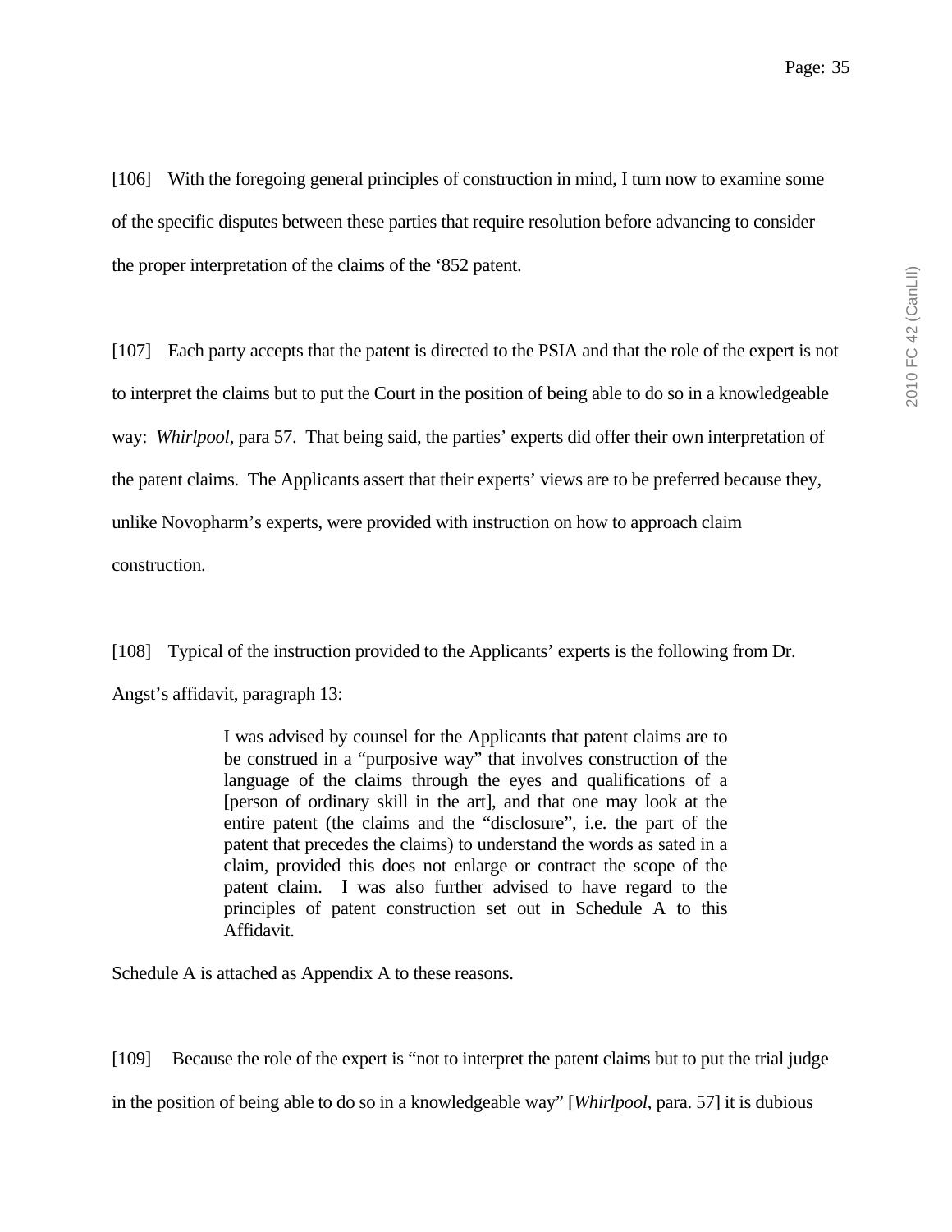[106] With the foregoing general principles of construction in mind, I turn now to examine some of the specific disputes between these parties that require resolution before advancing to consider the proper interpretation of the claims of the ‘852 patent.

[107] Each party accepts that the patent is directed to the PSIA and that the role of the expert is not to interpret the claims but to put the Court in the position of being able to do so in a knowledgeable way: *Whirlpool*, para 57. That being said, the parties’ experts did offer their own interpretation of the patent claims. The Applicants assert that their experts’ views are to be preferred because they, unlike Novopharm’s experts, were provided with instruction on how to approach claim construction.

[108] Typical of the instruction provided to the Applicants’ experts is the following from Dr. Angst’s affidavit, paragraph 13:

> I was advised by counsel for the Applicants that patent claims are to be construed in a “purposive way” that involves construction of the language of the claims through the eyes and qualifications of a [person of ordinary skill in the art], and that one may look at the entire patent (the claims and the “disclosure”, i.e. the part of the patent that precedes the claims) to understand the words as sated in a claim, provided this does not enlarge or contract the scope of the patent claim. I was also further advised to have regard to the principles of patent construction set out in Schedule A to this Affidavit.

Schedule A is attached as Appendix A to these reasons.

[109] Because the role of the expert is “not to interpret the patent claims but to put the trial judge in the position of being able to do so in a knowledgeable way” [*Whirlpool*, para. 57] it is dubious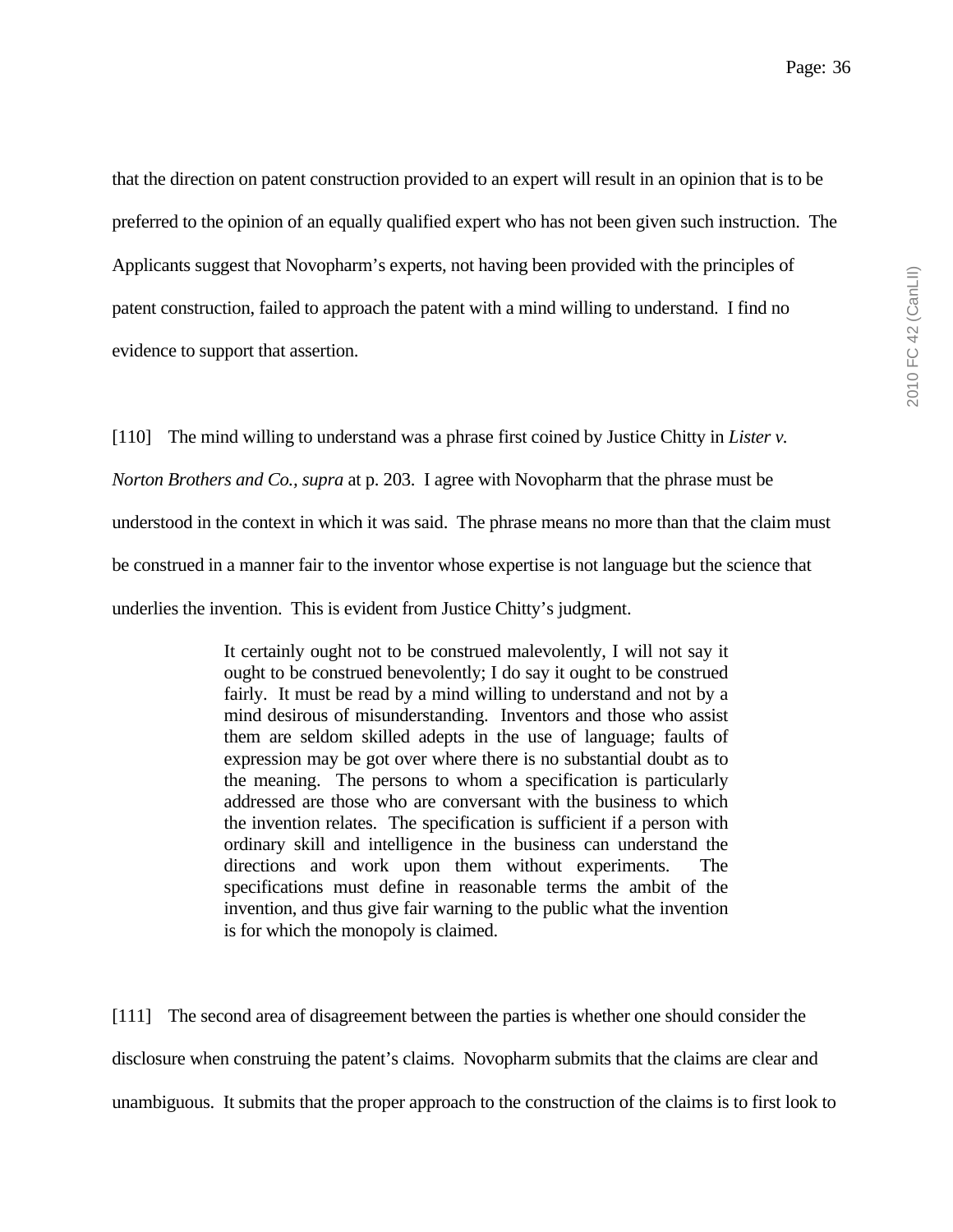that the direction on patent construction provided to an expert will result in an opinion that is to be preferred to the opinion of an equally qualified expert who has not been given such instruction. The Applicants suggest that Novopharm's experts, not having been provided with the principles of patent construction, failed to approach the patent with a mind willing to understand. I find no evidence to support that assertion.

[110] The mind willing to understand was a phrase first coined by Justice Chitty in *Lister v. Norton Brothers and Co., supra* at p. 203. I agree with Novopharm that the phrase must be understood in the context in which it was said. The phrase means no more than that the claim must be construed in a manner fair to the inventor whose expertise is not language but the science that underlies the invention. This is evident from Justice Chitty's judgment.

> It certainly ought not to be construed malevolently, I will not say it ought to be construed benevolently; I do say it ought to be construed fairly. It must be read by a mind willing to understand and not by a mind desirous of misunderstanding. Inventors and those who assist them are seldom skilled adepts in the use of language; faults of expression may be got over where there is no substantial doubt as to the meaning. The persons to whom a specification is particularly addressed are those who are conversant with the business to which the invention relates. The specification is sufficient if a person with ordinary skill and intelligence in the business can understand the directions and work upon them without experiments. The specifications must define in reasonable terms the ambit of the invention, and thus give fair warning to the public what the invention is for which the monopoly is claimed.

[111] The second area of disagreement between the parties is whether one should consider the disclosure when construing the patent's claims. Novopharm submits that the claims are clear and unambiguous. It submits that the proper approach to the construction of the claims is to first look to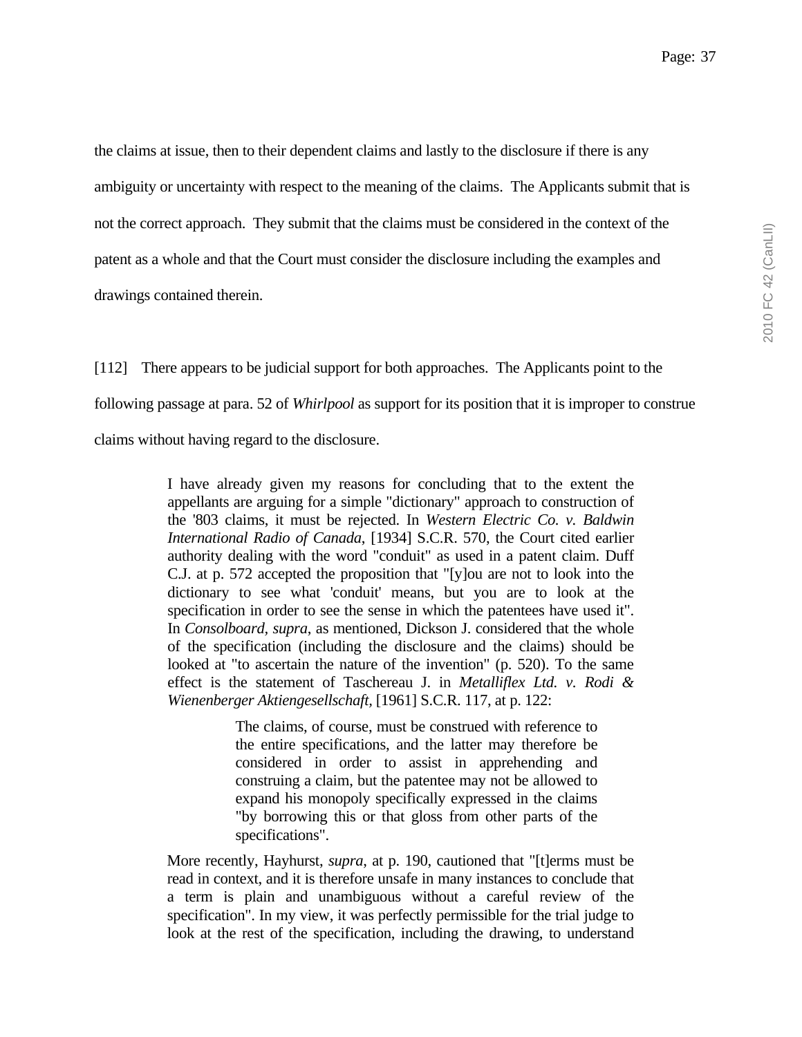the claims at issue, then to their dependent claims and lastly to the disclosure if there is any ambiguity or uncertainty with respect to the meaning of the claims. The Applicants submit that is not the correct approach. They submit that the claims must be considered in the context of the patent as a whole and that the Court must consider the disclosure including the examples and drawings contained therein.

[112] There appears to be judicial support for both approaches. The Applicants point to the following passage at para. 52 of *Whirlpool* as support for its position that it is improper to construe claims without having regard to the disclosure.

> I have already given my reasons for concluding that to the extent the appellants are arguing for a simple "dictionary" approach to construction of the '803 claims, it must be rejected. In *Western Electric Co. v. Baldwin International Radio of Canada*, [1934] S.C.R. 570, the Court cited earlier authority dealing with the word "conduit" as used in a patent claim. Duff C.J. at p. 572 accepted the proposition that "[y]ou are not to look into the dictionary to see what 'conduit' means, but you are to look at the specification in order to see the sense in which the patentees have used it". In *Consolboard, supra*, as mentioned, Dickson J. considered that the whole of the specification (including the disclosure and the claims) should be looked at "to ascertain the nature of the invention" (p. 520). To the same effect is the statement of Taschereau J. in *Metalliflex Ltd. v. Rodi & Wienenberger Aktiengesellschaft*, [1961] S.C.R. 117, at p. 122:
>
> > The claims, of course, must be construed with reference to the entire specifications, and the latter may therefore be considered in order to assist in apprehending and construing a claim, but the patentee may not be allowed to expand his monopoly specifically expressed in the claims "by borrowing this or that gloss from other parts of the specifications".
>
> More recently, Hayhurst, *supra*, at p. 190, cautioned that "[t]erms must be read in context, and it is therefore unsafe in many instances to conclude that a term is plain and unambiguous without a careful review of the specification". In my view, it was perfectly permissible for the trial judge to look at the rest of the specification, including the drawing, to understand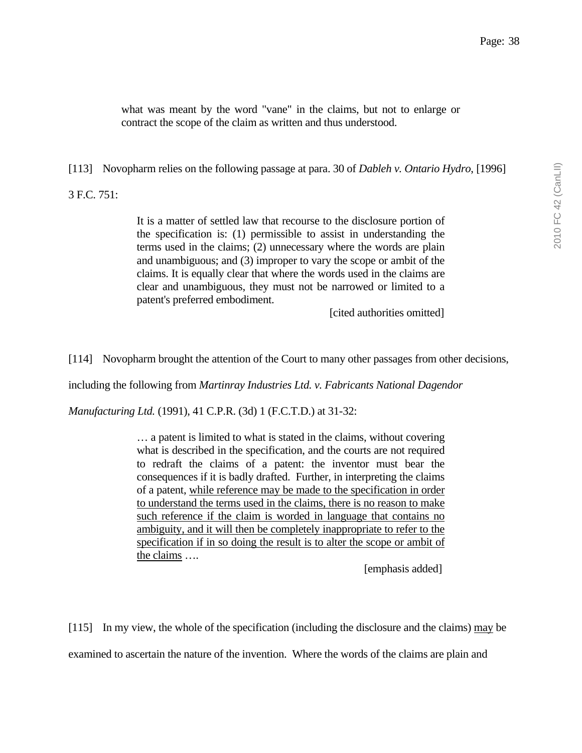> what was meant by the word "vane" in the claims, but not to enlarge or contract the scope of the claim as written and thus understood.

[113] Novopharm relies on the following passage at para. 30 of *Dableh v. Ontario Hydro*, [1996] 3 F.C. 751:

> It is a matter of settled law that recourse to the disclosure portion of the specification is: (1) permissible to assist in understanding the terms used in the claims; (2) unnecessary where the words are plain and unambiguous; and (3) improper to vary the scope or ambit of the claims. It is equally clear that where the words used in the claims are clear and unambiguous, they must not be narrowed or limited to a patent's preferred embodiment.
>
> [cited authorities omitted]

[114] Novopharm brought the attention of the Court to many other passages from other decisions, including the following from *Martinray Industries Ltd. v. Fabricants National Dagendor Manufacturing Ltd.* (1991), 41 C.P.R. (3d) 1 (F.C.T.D.) at 31-32:

> … a patent is limited to what is stated in the claims, without covering what is described in the specification, and the courts are not required to redraft the claims of a patent: the inventor must bear the consequences if it is badly drafted. Further, in interpreting the claims of a patent, <u>while reference may be made to the specification in order to understand the terms used in the claims, there is no reason to make such reference if the claim is worded in language that contains no ambiguity, and it will then be completely inappropriate to refer to the specification if in so doing the result is to alter the scope or ambit of the claims</u> ….
>
> [emphasis added]

[115] In my view, the whole of the specification (including the disclosure and the claims) <u>may</u> be examined to ascertain the nature of the invention. Where the words of the claims are plain and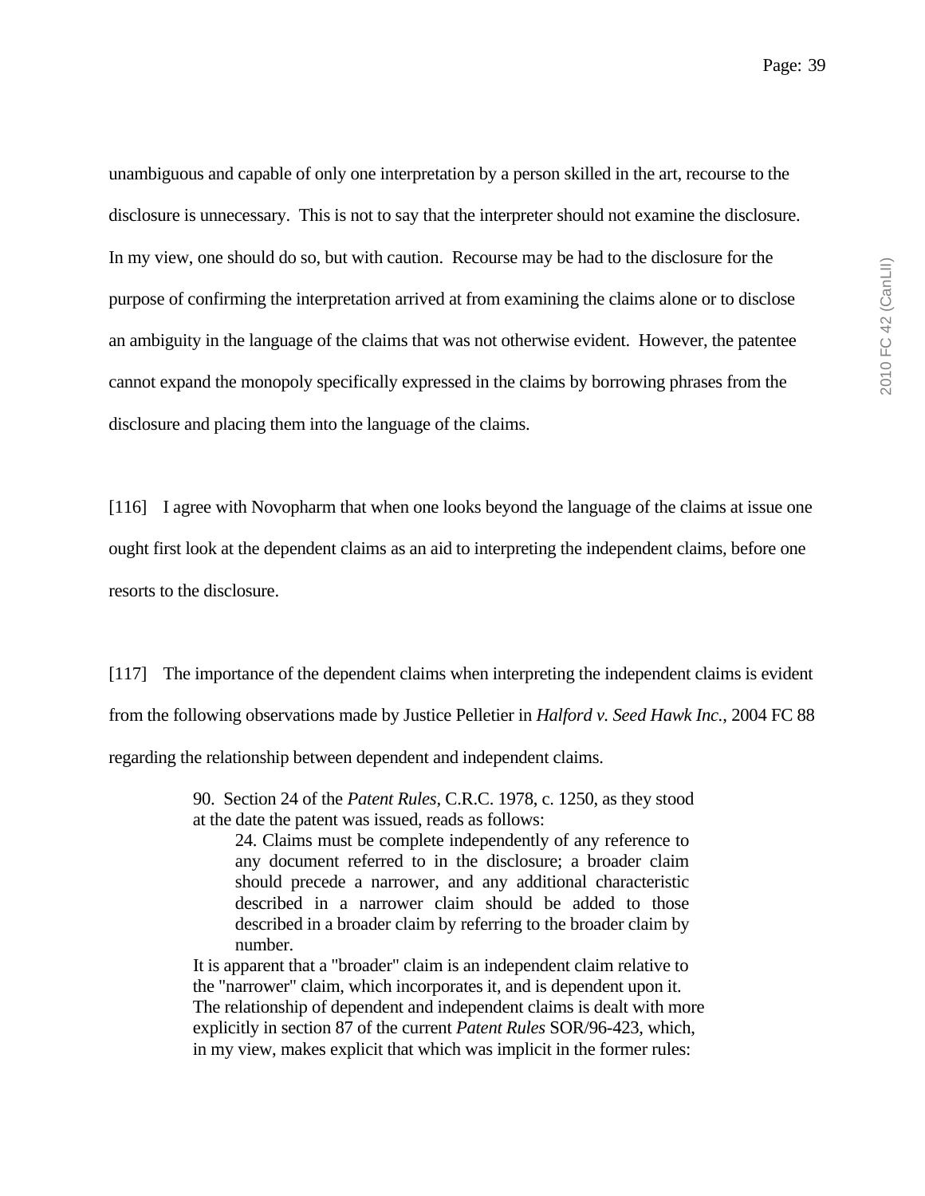unambiguous and capable of only one interpretation by a person skilled in the art, recourse to the disclosure is unnecessary. This is not to say that the interpreter should not examine the disclosure. In my view, one should do so, but with caution. Recourse may be had to the disclosure for the purpose of confirming the interpretation arrived at from examining the claims alone or to disclose an ambiguity in the language of the claims that was not otherwise evident. However, the patentee cannot expand the monopoly specifically expressed in the claims by borrowing phrases from the disclosure and placing them into the language of the claims.

[116] I agree with Novopharm that when one looks beyond the language of the claims at issue one ought first look at the dependent claims as an aid to interpreting the independent claims, before one resorts to the disclosure.

[117] The importance of the dependent claims when interpreting the independent claims is evident from the following observations made by Justice Pelletier in *Halford v. Seed Hawk Inc.*, 2004 FC 88 regarding the relationship between dependent and independent claims.

> 90. Section 24 of the *Patent Rules*, C.R.C. 1978, c. 1250, as they stood at the date the patent was issued, reads as follows:
>
> > 24. Claims must be complete independently of any reference to any document referred to in the disclosure; a broader claim should precede a narrower, and any additional characteristic described in a narrower claim should be added to those described in a broader claim by referring to the broader claim by number.
>
> It is apparent that a "broader" claim is an independent claim relative to the "narrower" claim, which incorporates it, and is dependent upon it. The relationship of dependent and independent claims is dealt with more explicitly in section 87 of the current *Patent Rules* SOR/96-423, which, in my view, makes explicit that which was implicit in the former rules: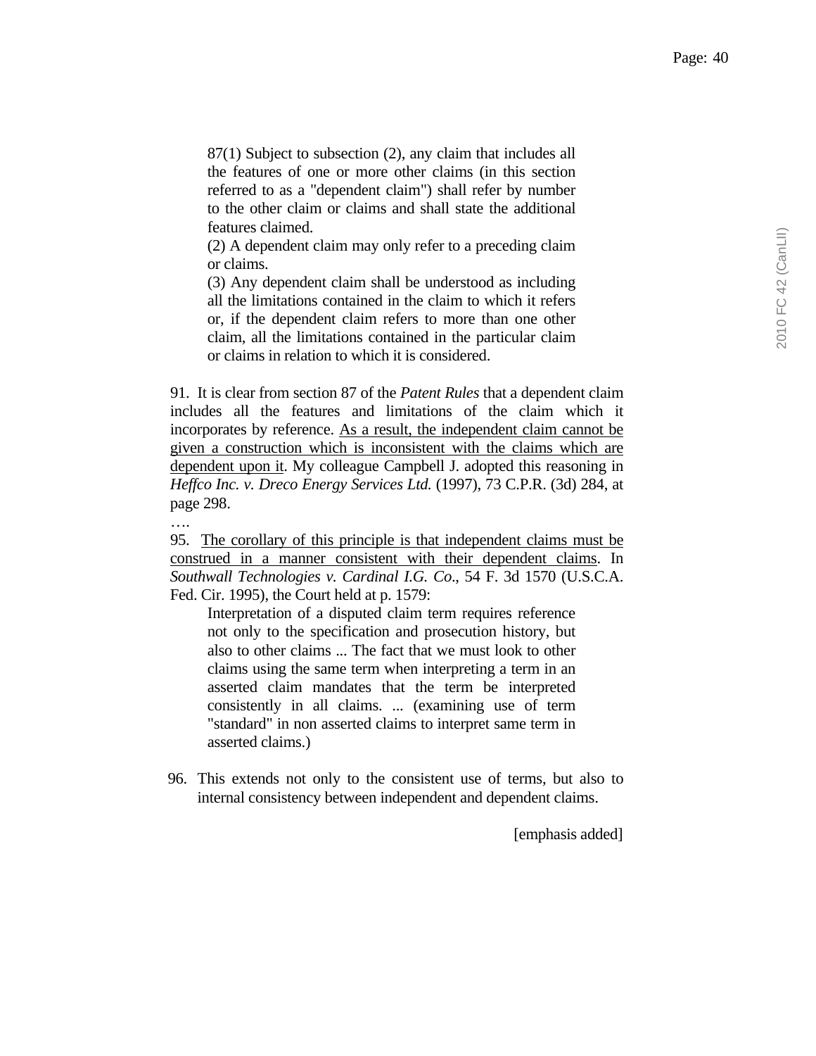> 87(1) Subject to subsection (2), any claim that includes all the features of one or more other claims (in this section referred to as a "dependent claim") shall refer by number to the other claim or claims and shall state the additional features claimed.
>
> (2) A dependent claim may only refer to a preceding claim or claims.
>
> (3) Any dependent claim shall be understood as including all the limitations contained in the claim to which it refers or, if the dependent claim refers to more than one other claim, all the limitations contained in the particular claim or claims in relation to which it is considered.

91. It is clear from section 87 of the *Patent Rules* that a dependent claim includes all the features and limitations of the claim which it incorporates by reference. <u>As a result, the independent claim cannot be given a construction which is inconsistent with the claims which are dependent upon it</u>. My colleague Campbell J. adopted this reasoning in *Heffco Inc. v. Dreco Energy Services Ltd.* (1997), 73 C.P.R. (3d) 284, at page 298.

….

95. <u>The corollary of this principle is that independent claims must be construed in a manner consistent with their dependent claims</u>. In *Southwall Technologies v. Cardinal I.G. Co*., 54 F. 3d 1570 (U.S.C.A. Fed. Cir. 1995), the Court held at p. 1579:

> Interpretation of a disputed claim term requires reference not only to the specification and prosecution history, but also to other claims ... The fact that we must look to other claims using the same term when interpreting a term in an asserted claim mandates that the term be interpreted consistently in all claims. ... (examining use of term "standard" in non asserted claims to interpret same term in asserted claims.)

96. This extends not only to the consistent use of terms, but also to internal consistency between independent and dependent claims.

[emphasis added]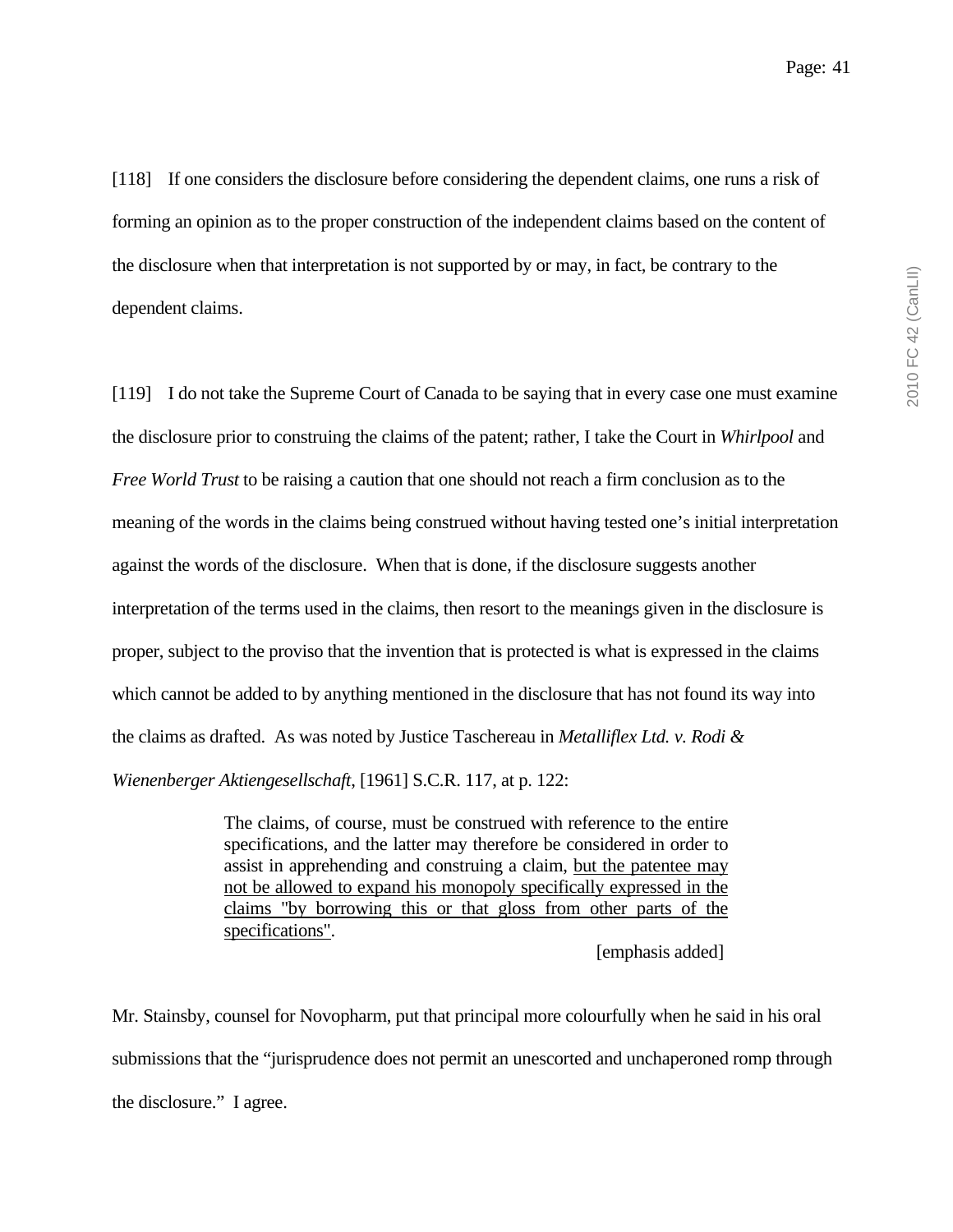[118] If one considers the disclosure before considering the dependent claims, one runs a risk of forming an opinion as to the proper construction of the independent claims based on the content of the disclosure when that interpretation is not supported by or may, in fact, be contrary to the dependent claims.

[119] I do not take the Supreme Court of Canada to be saying that in every case one must examine the disclosure prior to construing the claims of the patent; rather, I take the Court in *Whirlpool* and *Free World Trust* to be raising a caution that one should not reach a firm conclusion as to the meaning of the words in the claims being construed without having tested one's initial interpretation against the words of the disclosure. When that is done, if the disclosure suggests another interpretation of the terms used in the claims, then resort to the meanings given in the disclosure is proper, subject to the proviso that the invention that is protected is what is expressed in the claims which cannot be added to by anything mentioned in the disclosure that has not found its way into the claims as drafted. As was noted by Justice Taschereau in *Metalliflex Ltd. v. Rodi & Wienenberger Aktiengesellschaft*, [1961] S.C.R. 117, at p. 122:

> The claims, of course, must be construed with reference to the entire specifications, and the latter may therefore be considered in order to assist in apprehending and construing a claim, <u>but the patentee may not be allowed to expand his monopoly specifically expressed in the claims "by borrowing this or that gloss from other parts of the specifications"</u>.
>
> [emphasis added]

Mr. Stainsby, counsel for Novopharm, put that principal more colourfully when he said in his oral submissions that the "jurisprudence does not permit an unescorted and unchaperoned romp through the disclosure." I agree.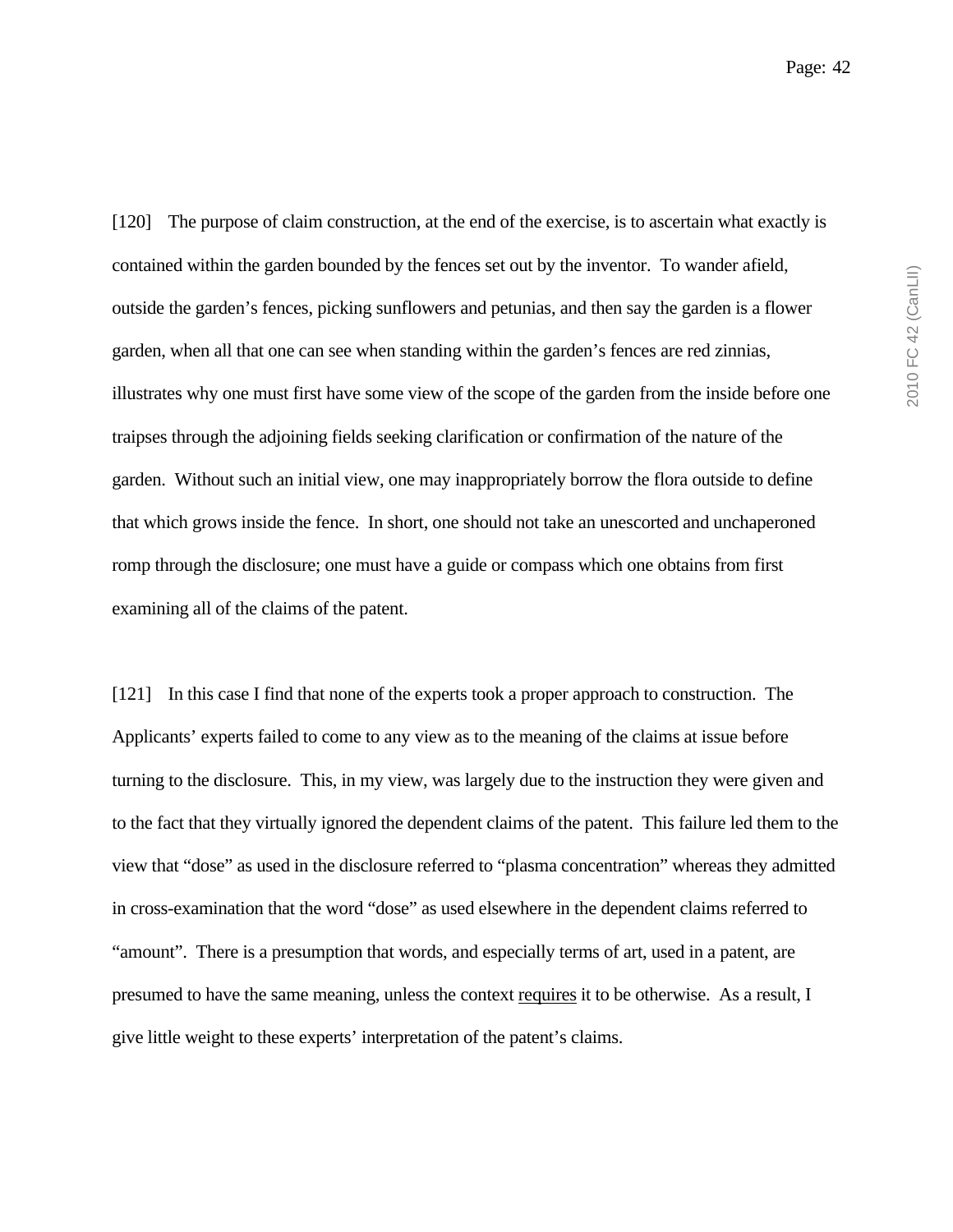[120] The purpose of claim construction, at the end of the exercise, is to ascertain what exactly is contained within the garden bounded by the fences set out by the inventor. To wander afield, outside the garden's fences, picking sunflowers and petunias, and then say the garden is a flower garden, when all that one can see when standing within the garden's fences are red zinnias, illustrates why one must first have some view of the scope of the garden from the inside before one traipses through the adjoining fields seeking clarification or confirmation of the nature of the garden. Without such an initial view, one may inappropriately borrow the flora outside to define that which grows inside the fence. In short, one should not take an unescorted and unchaperoned romp through the disclosure; one must have a guide or compass which one obtains from first examining all of the claims of the patent.

[121] In this case I find that none of the experts took a proper approach to construction. The Applicants' experts failed to come to any view as to the meaning of the claims at issue before turning to the disclosure. This, in my view, was largely due to the instruction they were given and to the fact that they virtually ignored the dependent claims of the patent. This failure led them to the view that "dose" as used in the disclosure referred to "plasma concentration" whereas they admitted in cross-examination that the word "dose" as used elsewhere in the dependent claims referred to "amount". There is a presumption that words, and especially terms of art, used in a patent, are presumed to have the same meaning, unless the context <u>requires</u> it to be otherwise. As a result, I give little weight to these experts' interpretation of the patent's claims.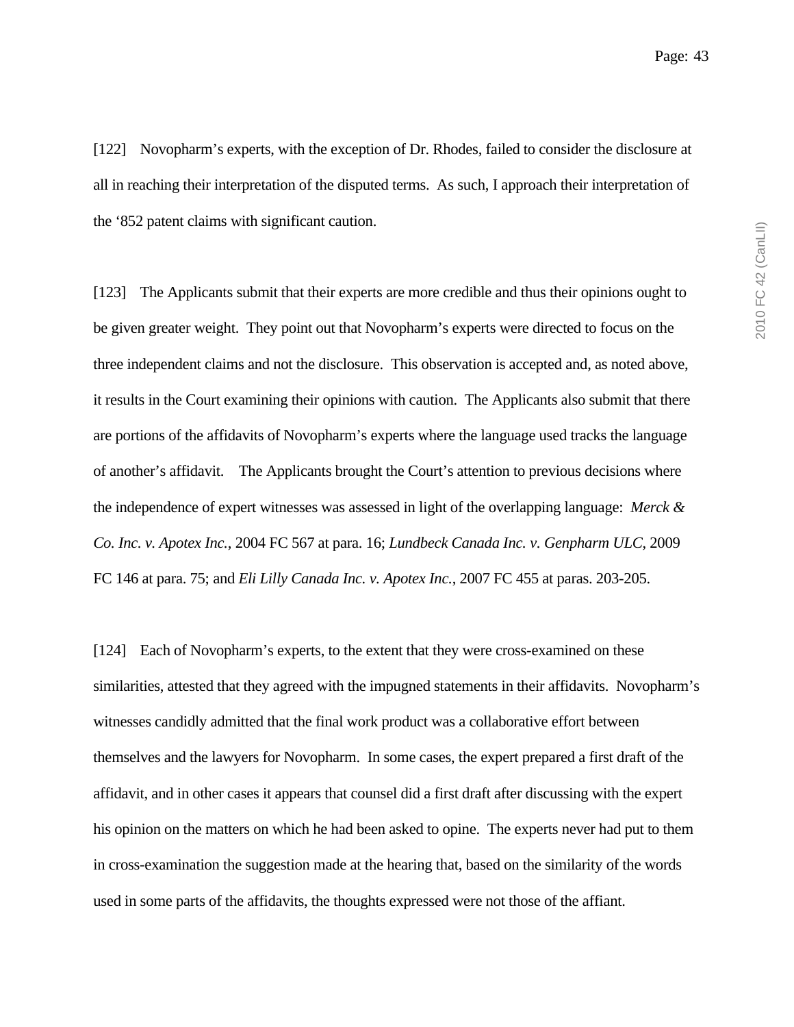[122] Novopharm's experts, with the exception of Dr. Rhodes, failed to consider the disclosure at all in reaching their interpretation of the disputed terms. As such, I approach their interpretation of the '852 patent claims with significant caution.

[123] The Applicants submit that their experts are more credible and thus their opinions ought to be given greater weight. They point out that Novopharm's experts were directed to focus on the three independent claims and not the disclosure. This observation is accepted and, as noted above, it results in the Court examining their opinions with caution. The Applicants also submit that there are portions of the affidavits of Novopharm's experts where the language used tracks the language of another's affidavit. The Applicants brought the Court's attention to previous decisions where the independence of expert witnesses was assessed in light of the overlapping language: *Merck & Co. Inc. v. Apotex Inc.*, 2004 FC 567 at para. 16; *Lundbeck Canada Inc. v. Genpharm ULC*, 2009 FC 146 at para. 75; and *Eli Lilly Canada Inc. v. Apotex Inc.*, 2007 FC 455 at paras. 203-205.

[124] Each of Novopharm's experts, to the extent that they were cross-examined on these similarities, attested that they agreed with the impugned statements in their affidavits. Novopharm's witnesses candidly admitted that the final work product was a collaborative effort between themselves and the lawyers for Novopharm. In some cases, the expert prepared a first draft of the affidavit, and in other cases it appears that counsel did a first draft after discussing with the expert his opinion on the matters on which he had been asked to opine. The experts never had put to them in cross-examination the suggestion made at the hearing that, based on the similarity of the words used in some parts of the affidavits, the thoughts expressed were not those of the affiant.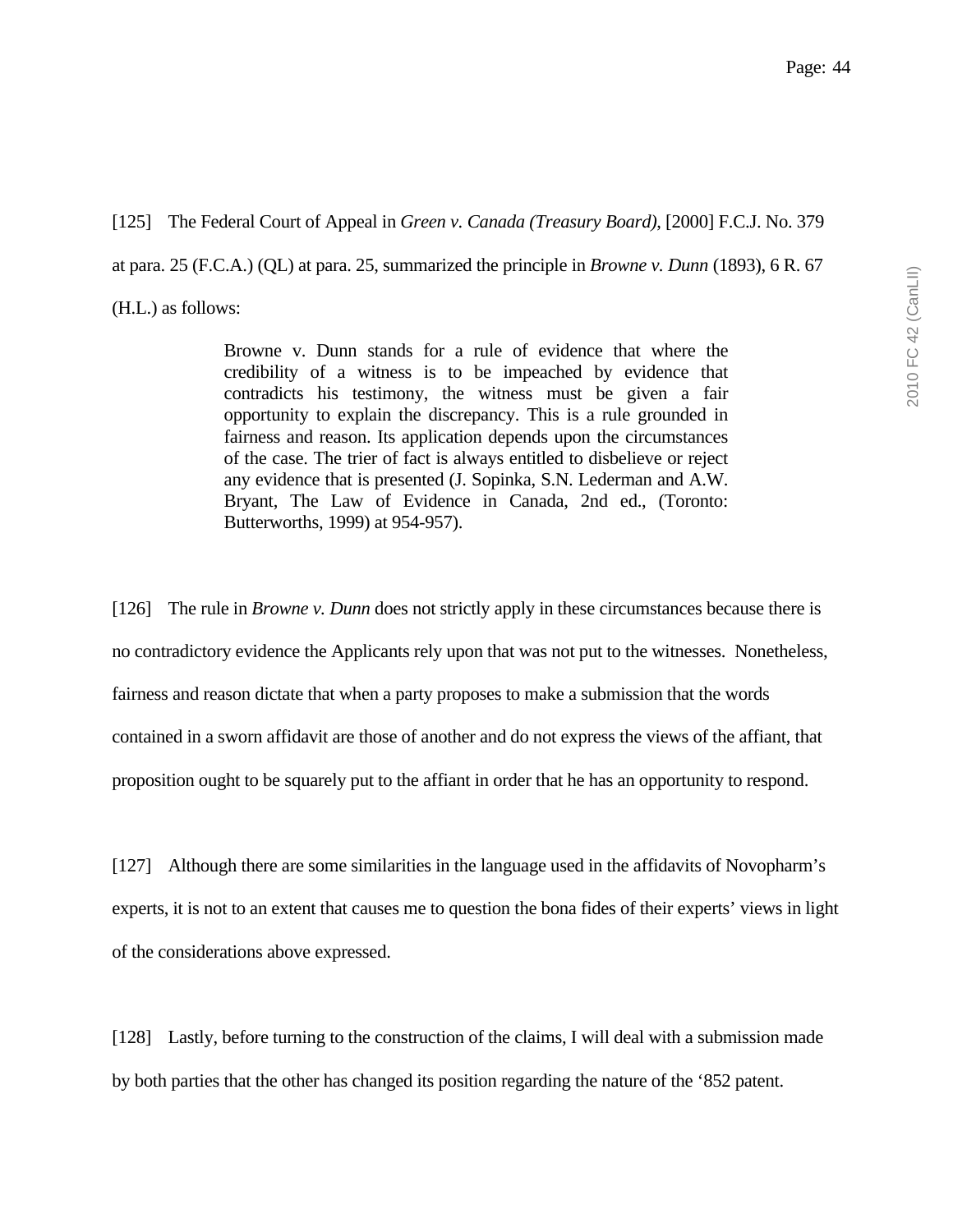[125] The Federal Court of Appeal in *Green v. Canada (Treasury Board)*, [2000] F.C.J. No. 379 at para. 25 (F.C.A.) (QL) at para. 25, summarized the principle in *Browne v. Dunn* (1893), 6 R. 67 (H.L.) as follows:

> Browne v. Dunn stands for a rule of evidence that where the credibility of a witness is to be impeached by evidence that contradicts his testimony, the witness must be given a fair opportunity to explain the discrepancy. This is a rule grounded in fairness and reason. Its application depends upon the circumstances of the case. The trier of fact is always entitled to disbelieve or reject any evidence that is presented (J. Sopinka, S.N. Lederman and A.W. Bryant, The Law of Evidence in Canada, 2nd ed., (Toronto: Butterworths, 1999) at 954-957).

[126] The rule in *Browne v. Dunn* does not strictly apply in these circumstances because there is no contradictory evidence the Applicants rely upon that was not put to the witnesses. Nonetheless, fairness and reason dictate that when a party proposes to make a submission that the words contained in a sworn affidavit are those of another and do not express the views of the affiant, that proposition ought to be squarely put to the affiant in order that he has an opportunity to respond.

[127] Although there are some similarities in the language used in the affidavits of Novopharm's experts, it is not to an extent that causes me to question the bona fides of their experts' views in light of the considerations above expressed.

[128] Lastly, before turning to the construction of the claims, I will deal with a submission made by both parties that the other has changed its position regarding the nature of the '852 patent.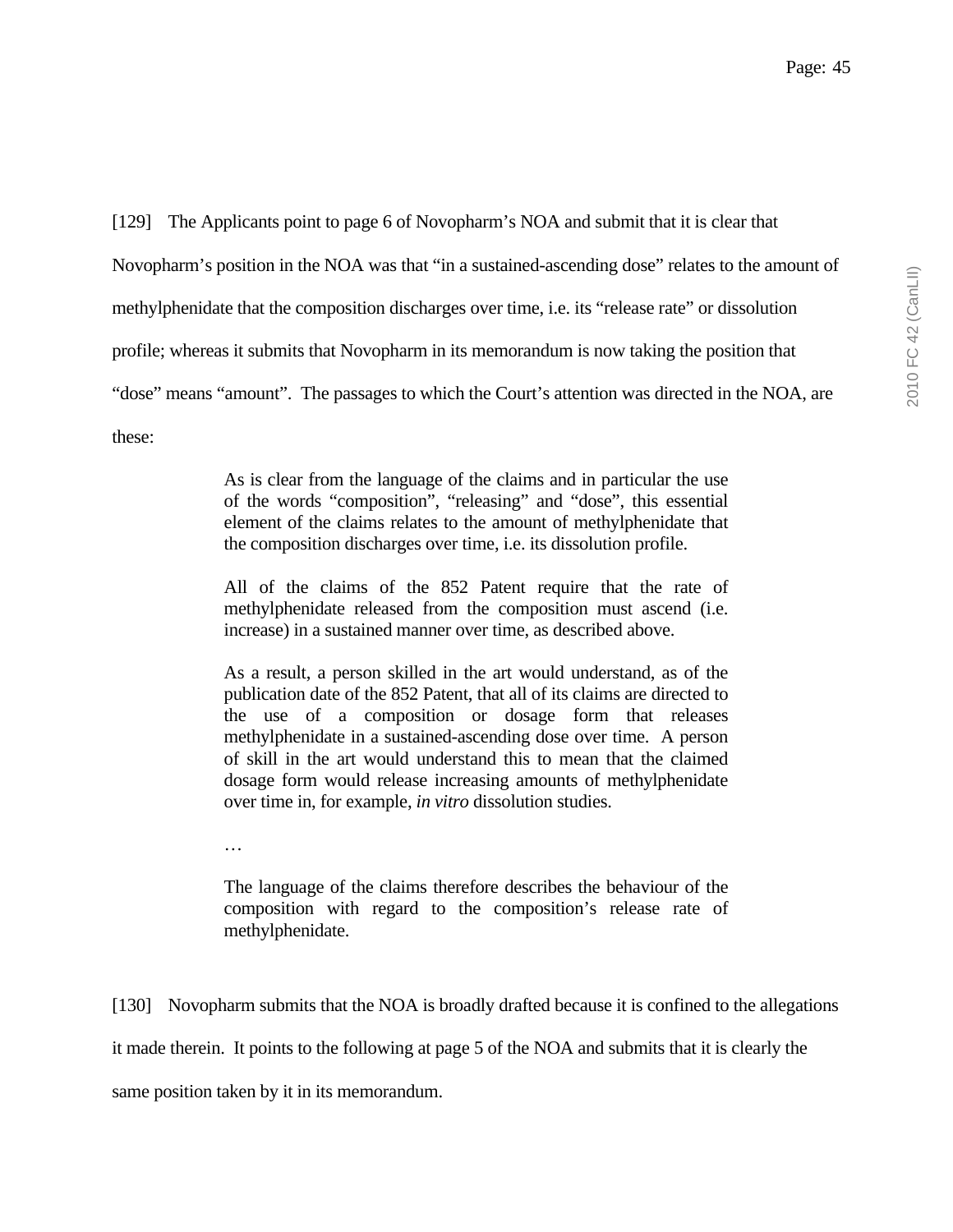[129] The Applicants point to page 6 of Novopharm's NOA and submit that it is clear that Novopharm's position in the NOA was that "in a sustained-ascending dose" relates to the amount of methylphenidate that the composition discharges over time, i.e. its "release rate" or dissolution profile; whereas it submits that Novopharm in its memorandum is now taking the position that "dose" means "amount". The passages to which the Court's attention was directed in the NOA, are these:

> As is clear from the language of the claims and in particular the use of the words "composition", "releasing" and "dose", this essential element of the claims relates to the amount of methylphenidate that the composition discharges over time, i.e. its dissolution profile.
>
> All of the claims of the 852 Patent require that the rate of methylphenidate released from the composition must ascend (i.e. increase) in a sustained manner over time, as described above.
>
> As a result, a person skilled in the art would understand, as of the publication date of the 852 Patent, that all of its claims are directed to the use of a composition or dosage form that releases methylphenidate in a sustained-ascending dose over time. A person of skill in the art would understand this to mean that the claimed dosage form would release increasing amounts of methylphenidate over time in, for example, *in vitro* dissolution studies.
>
> …
>
> The language of the claims therefore describes the behaviour of the composition with regard to the composition's release rate of methylphenidate.

[130] Novopharm submits that the NOA is broadly drafted because it is confined to the allegations it made therein. It points to the following at page 5 of the NOA and submits that it is clearly the same position taken by it in its memorandum.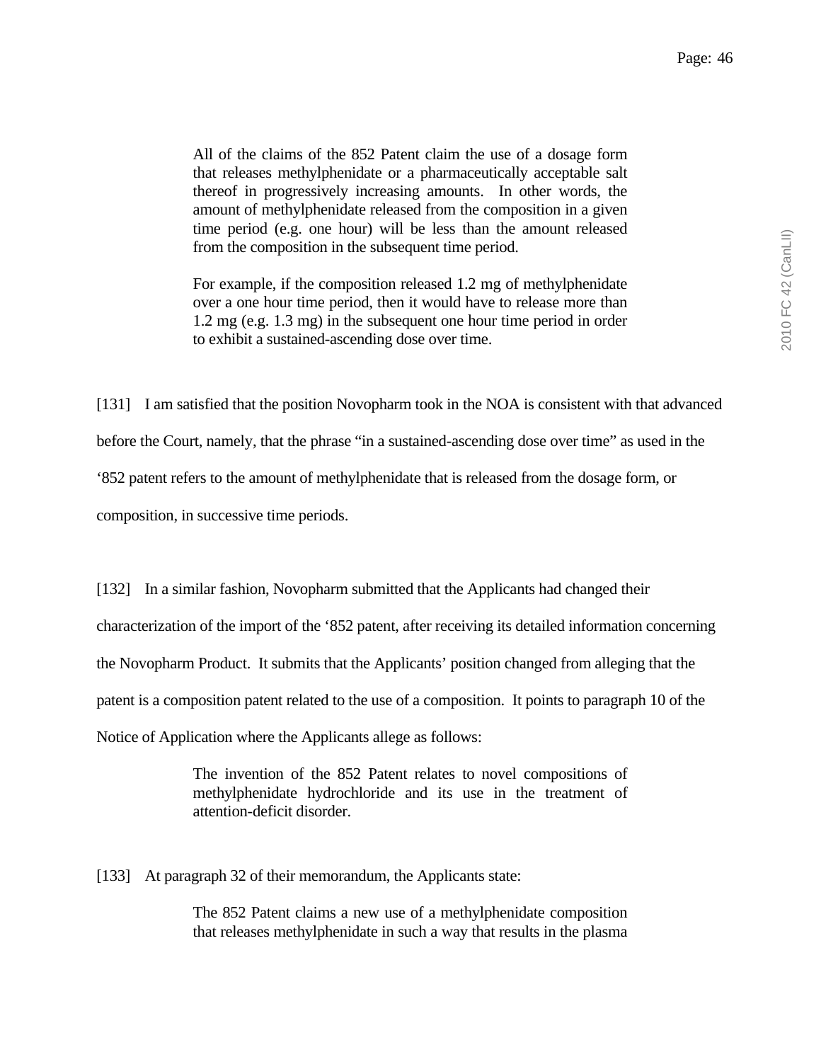> All of the claims of the 852 Patent claim the use of a dosage form that releases methylphenidate or a pharmaceutically acceptable salt thereof in progressively increasing amounts. In other words, the amount of methylphenidate released from the composition in a given time period (e.g. one hour) will be less than the amount released from the composition in the subsequent time period.
>
> For example, if the composition released 1.2 mg of methylphenidate over a one hour time period, then it would have to release more than 1.2 mg (e.g. 1.3 mg) in the subsequent one hour time period in order to exhibit a sustained-ascending dose over time.

[131] I am satisfied that the position Novopharm took in the NOA is consistent with that advanced before the Court, namely, that the phrase "in a sustained-ascending dose over time" as used in the '852 patent refers to the amount of methylphenidate that is released from the dosage form, or composition, in successive time periods.

[132] In a similar fashion, Novopharm submitted that the Applicants had changed their characterization of the import of the '852 patent, after receiving its detailed information concerning the Novopharm Product. It submits that the Applicants' position changed from alleging that the patent is a composition patent related to the use of a composition. It points to paragraph 10 of the Notice of Application where the Applicants allege as follows:

> The invention of the 852 Patent relates to novel compositions of methylphenidate hydrochloride and its use in the treatment of attention-deficit disorder.

[133] At paragraph 32 of their memorandum, the Applicants state:

> The 852 Patent claims a new use of a methylphenidate composition that releases methylphenidate in such a way that results in the plasma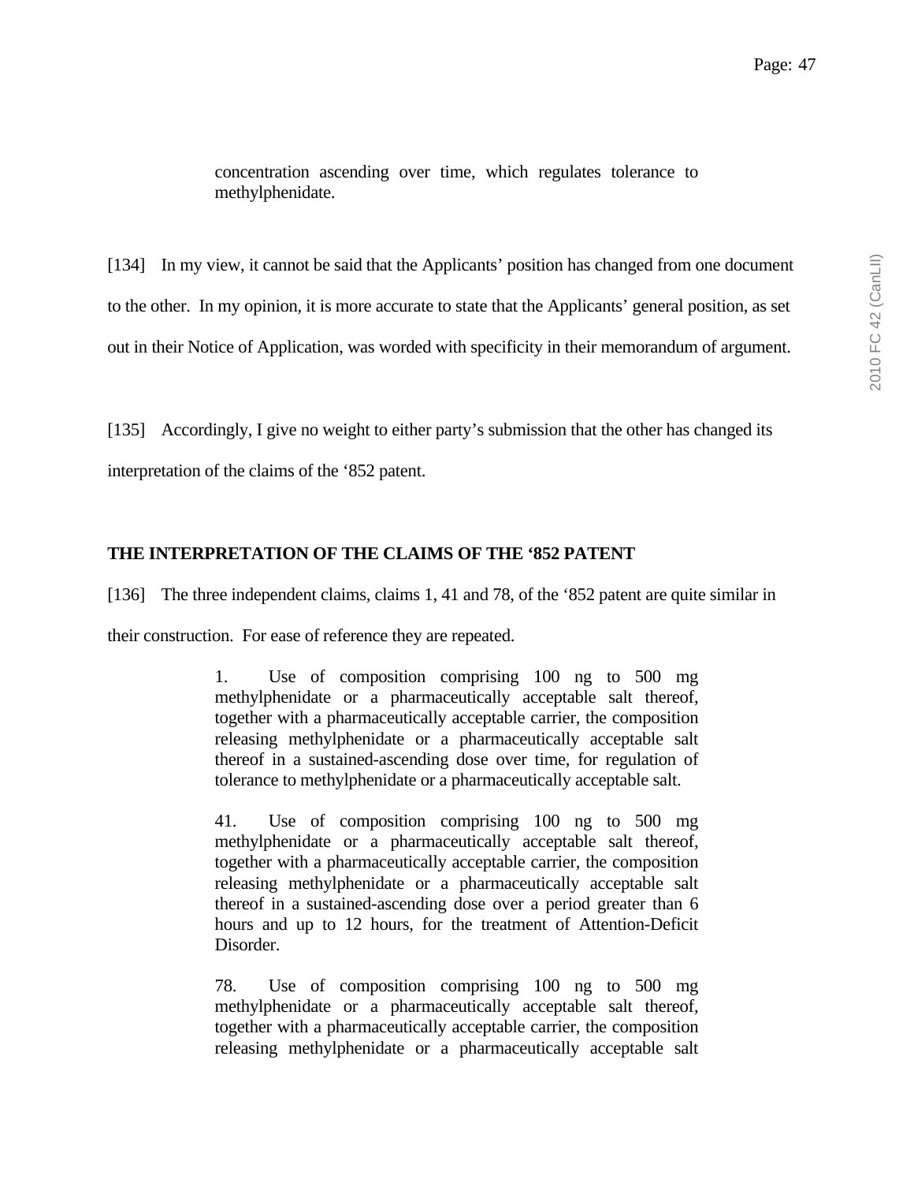> concentration ascending over time, which regulates tolerance to methylphenidate.

[134] In my view, it cannot be said that the Applicants' position has changed from one document to the other. In my opinion, it is more accurate to state that the Applicants' general position, as set out in their Notice of Application, was worded with specificity in their memorandum of argument.

[135] Accordingly, I give no weight to either party's submission that the other has changed its interpretation of the claims of the '852 patent.

**THE INTERPRETATION OF THE CLAIMS OF THE '852 PATENT**

[136] The three independent claims, claims 1, 41 and 78, of the '852 patent are quite similar in their construction. For ease of reference they are repeated.

> 1. Use of composition comprising 100 ng to 500 mg methylphenidate or a pharmaceutically acceptable salt thereof, together with a pharmaceutically acceptable carrier, the composition releasing methylphenidate or a pharmaceutically acceptable salt thereof in a sustained-ascending dose over time, for regulation of tolerance to methylphenidate or a pharmaceutically acceptable salt.
>
> 41. Use of composition comprising 100 ng to 500 mg methylphenidate or a pharmaceutically acceptable salt thereof, together with a pharmaceutically acceptable carrier, the composition releasing methylphenidate or a pharmaceutically acceptable salt thereof in a sustained-ascending dose over a period greater than 6 hours and up to 12 hours, for the treatment of Attention-Deficit Disorder.
>
> 78. Use of composition comprising 100 ng to 500 mg methylphenidate or a pharmaceutically acceptable salt thereof, together with a pharmaceutically acceptable carrier, the composition releasing methylphenidate or a pharmaceutically acceptable salt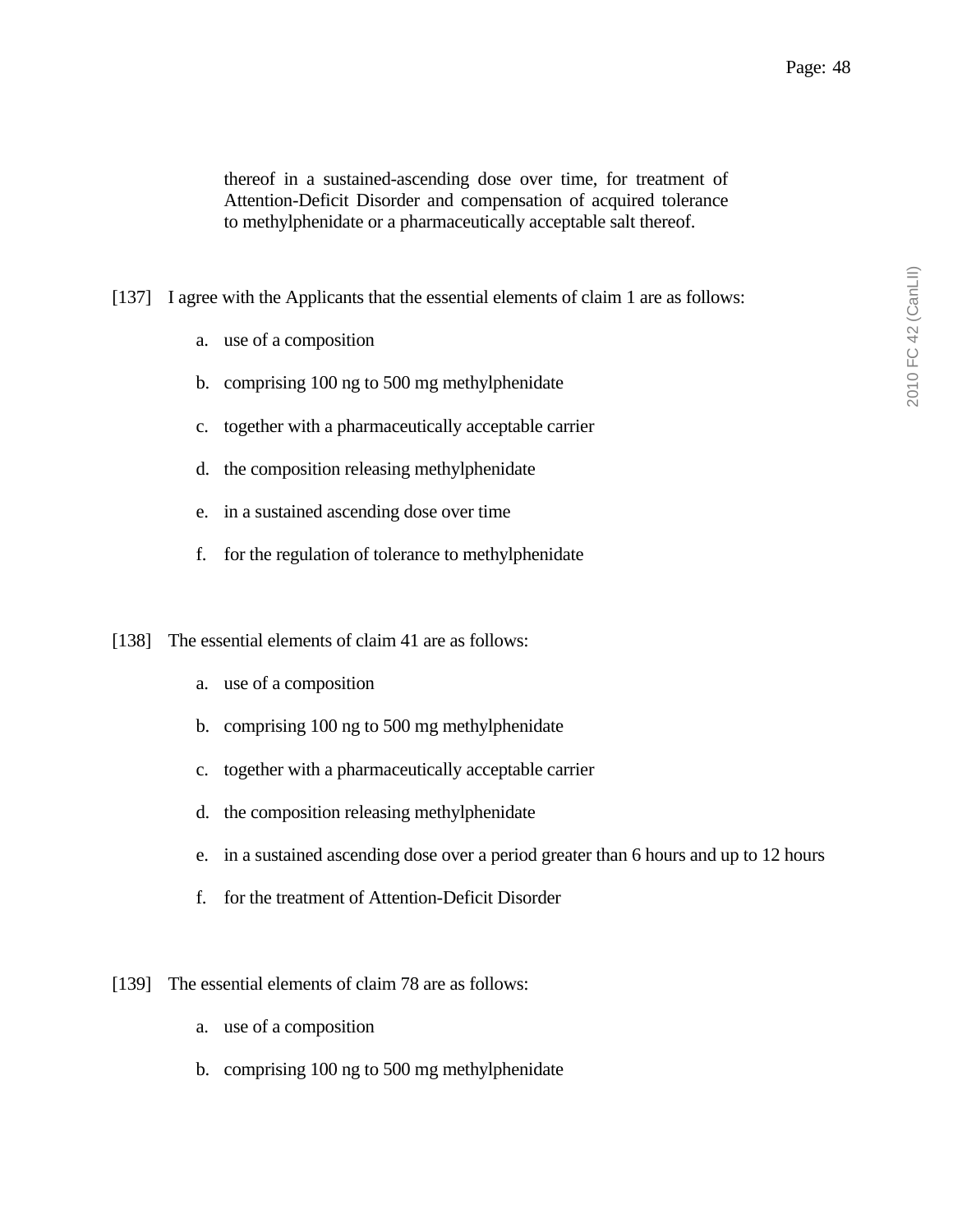> thereof in a sustained-ascending dose over time, for treatment of Attention-Deficit Disorder and compensation of acquired tolerance to methylphenidate or a pharmaceutically acceptable salt thereof.

[137] I agree with the Applicants that the essential elements of claim 1 are as follows:

a. use of a composition

b. comprising 100 ng to 500 mg methylphenidate

c. together with a pharmaceutically acceptable carrier

d. the composition releasing methylphenidate

e. in a sustained ascending dose over time

f. for the regulation of tolerance to methylphenidate

[138] The essential elements of claim 41 are as follows:

a. use of a composition

b. comprising 100 ng to 500 mg methylphenidate

c. together with a pharmaceutically acceptable carrier

d. the composition releasing methylphenidate

e. in a sustained ascending dose over a period greater than 6 hours and up to 12 hours

f. for the treatment of Attention-Deficit Disorder

[139] The essential elements of claim 78 are as follows:

a. use of a composition

b. comprising 100 ng to 500 mg methylphenidate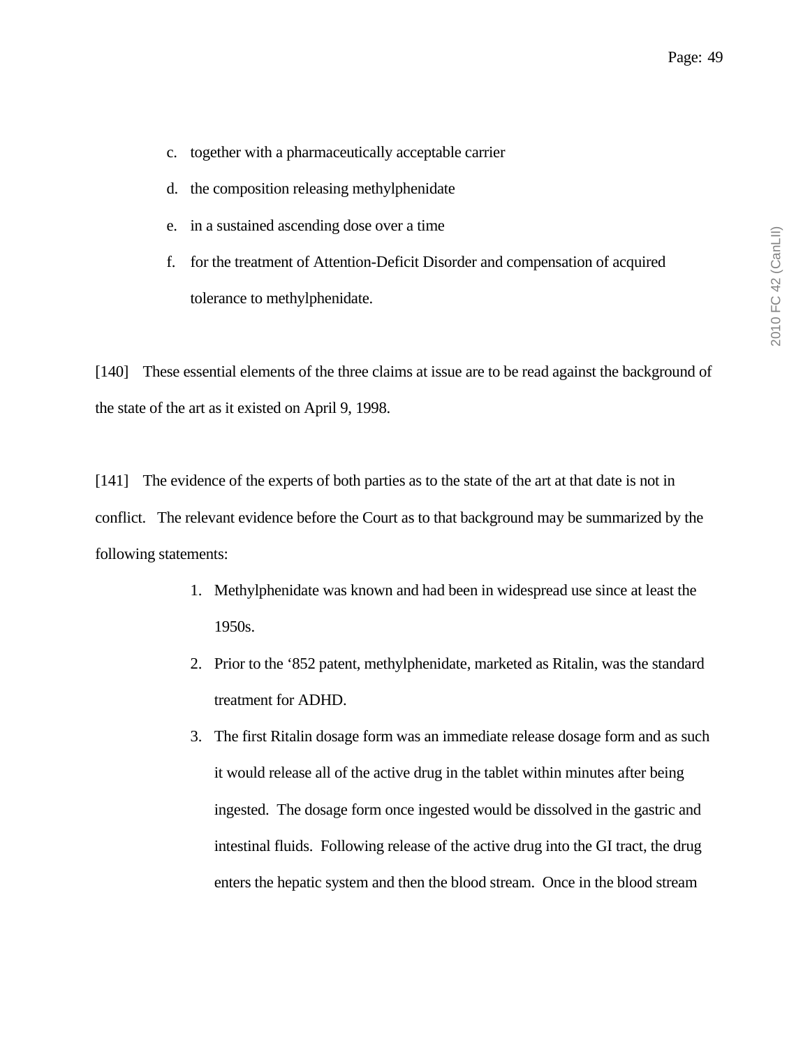c. together with a pharmaceutically acceptable carrier

d. the composition releasing methylphenidate

e. in a sustained ascending dose over a time

f. for the treatment of Attention-Deficit Disorder and compensation of acquired tolerance to methylphenidate.

[140] These essential elements of the three claims at issue are to be read against the background of the state of the art as it existed on April 9, 1998.

[141] The evidence of the experts of both parties as to the state of the art at that date is not in conflict. The relevant evidence before the Court as to that background may be summarized by the following statements:

1. Methylphenidate was known and had been in widespread use since at least the 1950s.
2. Prior to the ‘852 patent, methylphenidate, marketed as Ritalin, was the standard treatment for ADHD.
3. The first Ritalin dosage form was an immediate release dosage form and as such it would release all of the active drug in the tablet within minutes after being ingested. The dosage form once ingested would be dissolved in the gastric and intestinal fluids. Following release of the active drug into the GI tract, the drug enters the hepatic system and then the blood stream. Once in the blood stream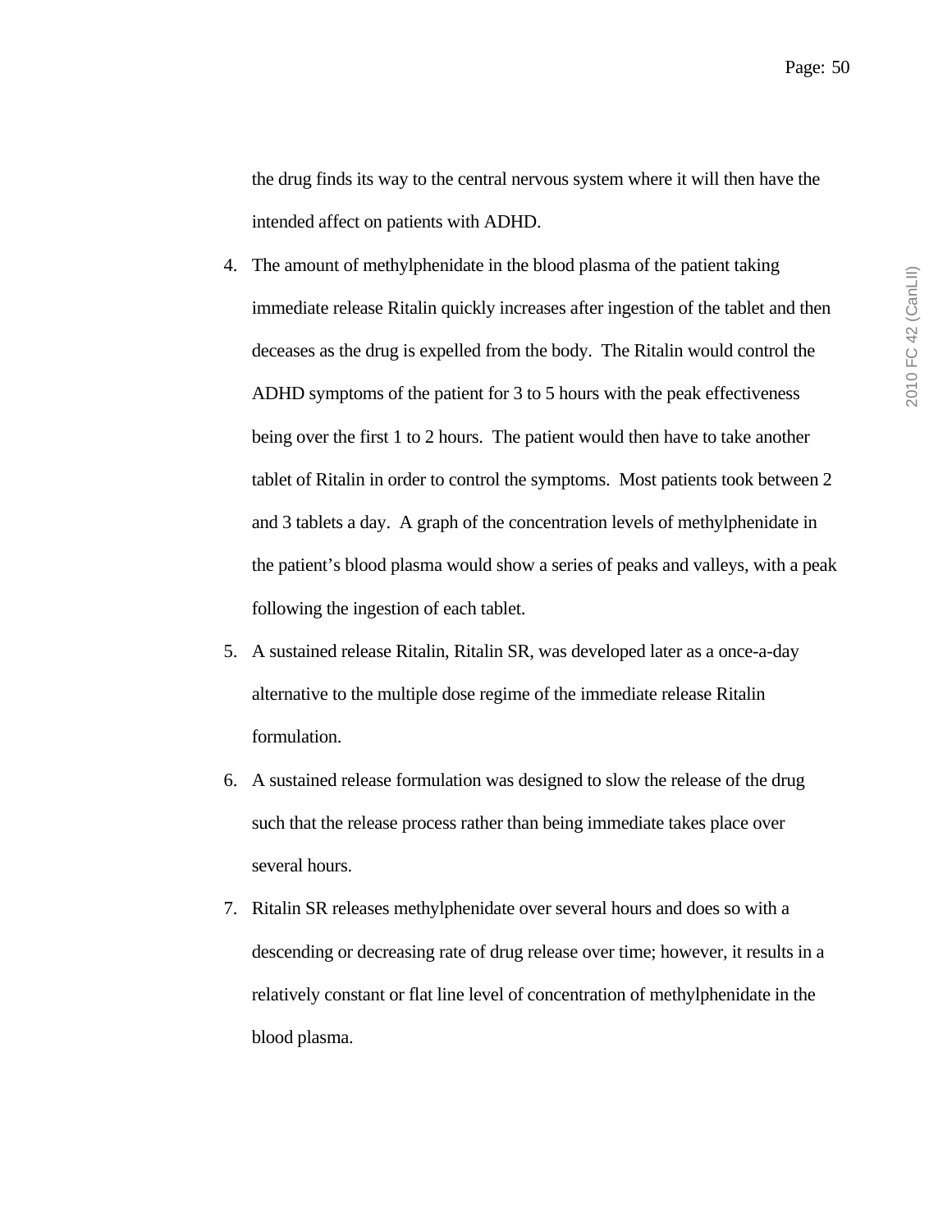the drug finds its way to the central nervous system where it will then have the intended affect on patients with ADHD.

4. The amount of methylphenidate in the blood plasma of the patient taking immediate release Ritalin quickly increases after ingestion of the tablet and then deceases as the drug is expelled from the body. The Ritalin would control the ADHD symptoms of the patient for 3 to 5 hours with the peak effectiveness being over the first 1 to 2 hours. The patient would then have to take another tablet of Ritalin in order to control the symptoms. Most patients took between 2 and 3 tablets a day. A graph of the concentration levels of methylphenidate in the patient's blood plasma would show a series of peaks and valleys, with a peak following the ingestion of each tablet.

5. A sustained release Ritalin, Ritalin SR, was developed later as a once-a-day alternative to the multiple dose regime of the immediate release Ritalin formulation.

6. A sustained release formulation was designed to slow the release of the drug such that the release process rather than being immediate takes place over several hours.

7. Ritalin SR releases methylphenidate over several hours and does so with a descending or decreasing rate of drug release over time; however, it results in a relatively constant or flat line level of concentration of methylphenidate in the blood plasma.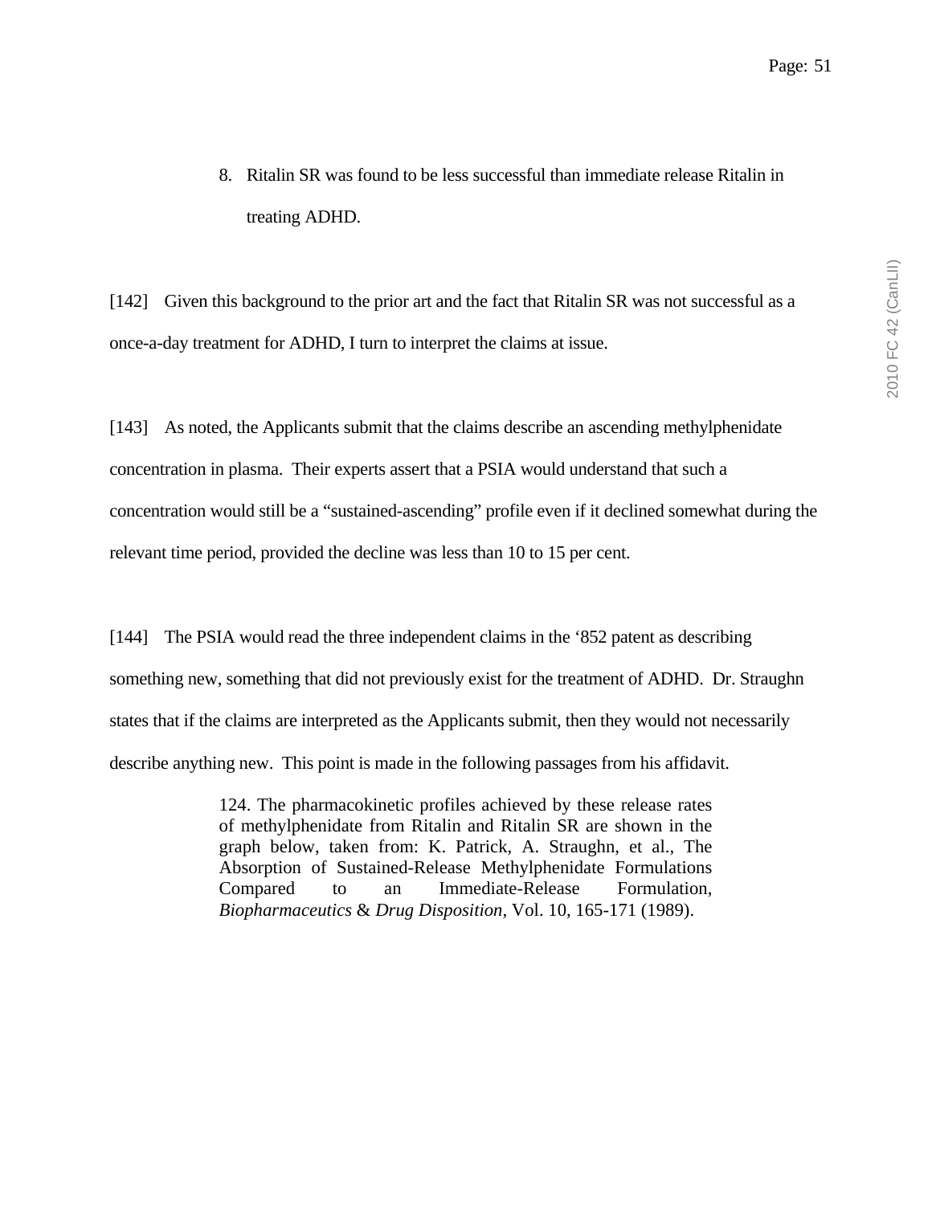8. Ritalin SR was found to be less successful than immediate release Ritalin in treating ADHD.

[142] Given this background to the prior art and the fact that Ritalin SR was not successful as a once-a-day treatment for ADHD, I turn to interpret the claims at issue.

[143] As noted, the Applicants submit that the claims describe an ascending methylphenidate concentration in plasma. Their experts assert that a PSIA would understand that such a concentration would still be a "sustained-ascending" profile even if it declined somewhat during the relevant time period, provided the decline was less than 10 to 15 per cent.

[144] The PSIA would read the three independent claims in the '852 patent as describing something new, something that did not previously exist for the treatment of ADHD. Dr. Straughn states that if the claims are interpreted as the Applicants submit, then they would not necessarily describe anything new. This point is made in the following passages from his affidavit.

> 124. The pharmacokinetic profiles achieved by these release rates of methylphenidate from Ritalin and Ritalin SR are shown in the graph below, taken from: K. Patrick, A. Straughn, et al., The Absorption of Sustained-Release Methylphenidate Formulations Compared to an Immediate-Release Formulation, *Biopharmaceutics* & *Drug Disposition*, Vol. 10, 165-171 (1989).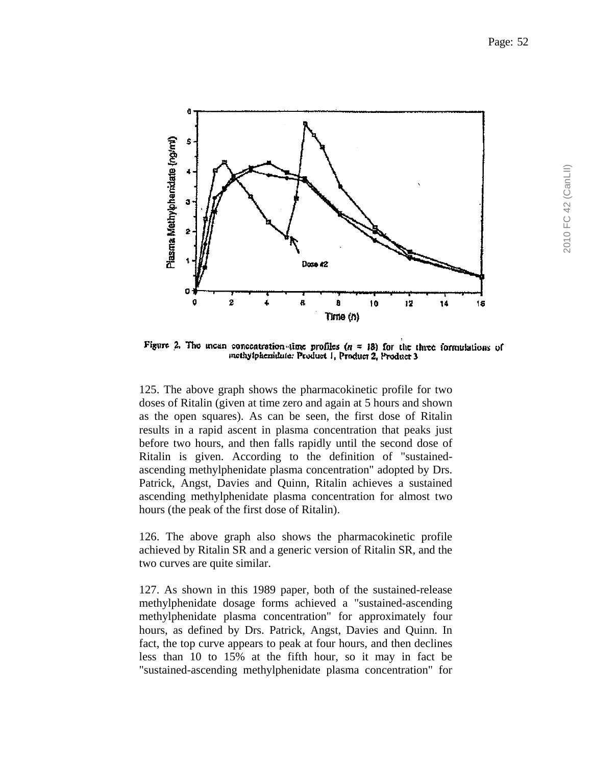Figure 2. The mean concentration-time profiles (*n* = 18) for the three formulations of methylphenidate: Product 1, Product 2, Product 3

125. The above graph shows the pharmacokinetic profile for two doses of Ritalin (given at time zero and again at 5 hours and shown as the open squares). As can be seen, the first dose of Ritalin results in a rapid ascent in plasma concentration that peaks just before two hours, and then falls rapidly until the second dose of Ritalin is given. According to the definition of "sustained-ascending methylphenidate plasma concentration" adopted by Drs. Patrick, Angst, Davies and Quinn, Ritalin achieves a sustained ascending methylphenidate plasma concentration for almost two hours (the peak of the first dose of Ritalin).

126. The above graph also shows the pharmacokinetic profile achieved by Ritalin SR and a generic version of Ritalin SR, and the two curves are quite similar.

127. As shown in this 1989 paper, both of the sustained-release methylphenidate dosage forms achieved a "sustained-ascending methylphenidate plasma concentration" for approximately four hours, as defined by Drs. Patrick, Angst, Davies and Quinn. In fact, the top curve appears to peak at four hours, and then declines less than 10 to 15% at the fifth hour, so it may in fact be "sustained-ascending methylphenidate plasma concentration" for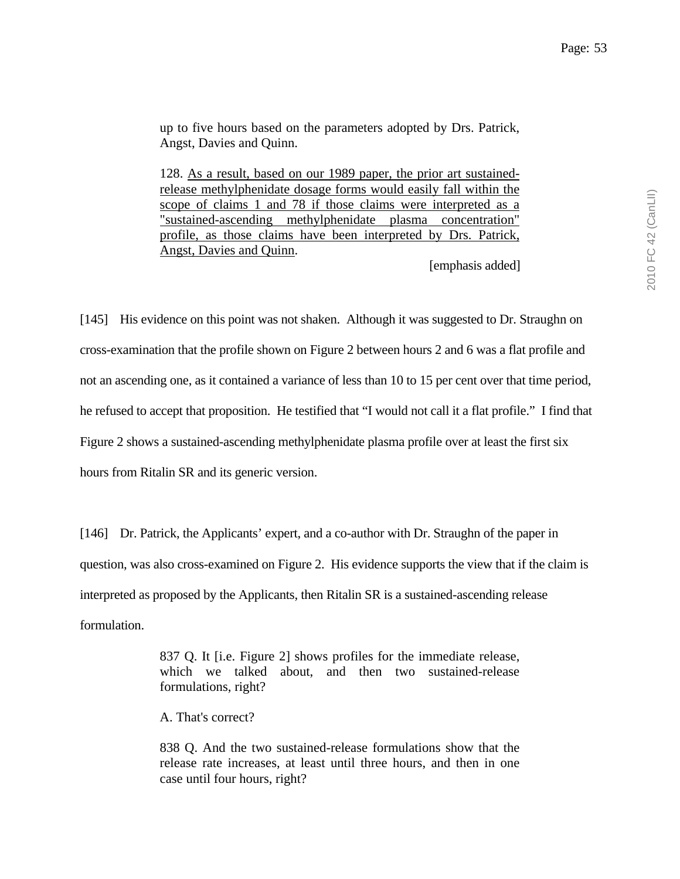> up to five hours based on the parameters adopted by Drs. Patrick, Angst, Davies and Quinn.
>
> 128. <u>As a result, based on our 1989 paper, the prior art sustained-release methylphenidate dosage forms would easily fall within the scope of claims 1 and 78 if those claims were interpreted as a "sustained-ascending methylphenidate plasma concentration" profile, as those claims have been interpreted by Drs. Patrick, Angst, Davies and Quinn</u>.
>
> [emphasis added]

[145] His evidence on this point was not shaken. Although it was suggested to Dr. Straughn on cross-examination that the profile shown on Figure 2 between hours 2 and 6 was a flat profile and not an ascending one, as it contained a variance of less than 10 to 15 per cent over that time period, he refused to accept that proposition. He testified that "I would not call it a flat profile." I find that Figure 2 shows a sustained-ascending methylphenidate plasma profile over at least the first six hours from Ritalin SR and its generic version.

[146] Dr. Patrick, the Applicants' expert, and a co-author with Dr. Straughn of the paper in question, was also cross-examined on Figure 2. His evidence supports the view that if the claim is interpreted as proposed by the Applicants, then Ritalin SR is a sustained-ascending release formulation.

> 837 Q. It [i.e. Figure 2] shows profiles for the immediate release, which we talked about, and then two sustained-release formulations, right?
>
> A. That's correct?
>
> 838 Q. And the two sustained-release formulations show that the release rate increases, at least until three hours, and then in one case until four hours, right?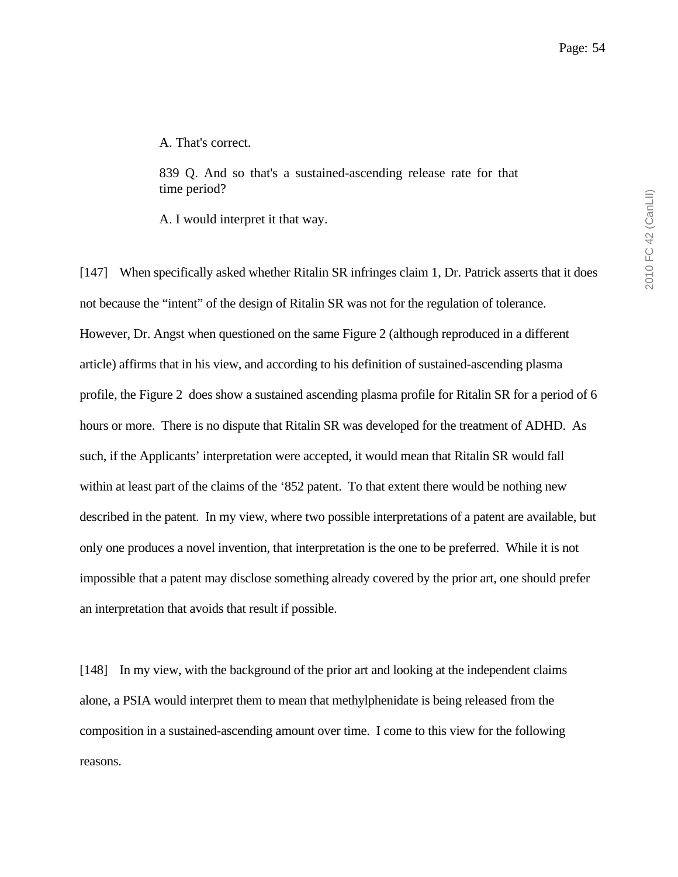> A. That's correct.
>
> 839 Q. And so that's a sustained-ascending release rate for that time period?
>
> A. I would interpret it that way.

[147] When specifically asked whether Ritalin SR infringes claim 1, Dr. Patrick asserts that it does not because the "intent" of the design of Ritalin SR was not for the regulation of tolerance. However, Dr. Angst when questioned on the same Figure 2 (although reproduced in a different article) affirms that in his view, and according to his definition of sustained-ascending plasma profile, the Figure 2 does show a sustained ascending plasma profile for Ritalin SR for a period of 6 hours or more. There is no dispute that Ritalin SR was developed for the treatment of ADHD. As such, if the Applicants' interpretation were accepted, it would mean that Ritalin SR would fall within at least part of the claims of the '852 patent. To that extent there would be nothing new described in the patent. In my view, where two possible interpretations of a patent are available, but only one produces a novel invention, that interpretation is the one to be preferred. While it is not impossible that a patent may disclose something already covered by the prior art, one should prefer an interpretation that avoids that result if possible.

[148] In my view, with the background of the prior art and looking at the independent claims alone, a PSIA would interpret them to mean that methylphenidate is being released from the composition in a sustained-ascending amount over time. I come to this view for the following reasons.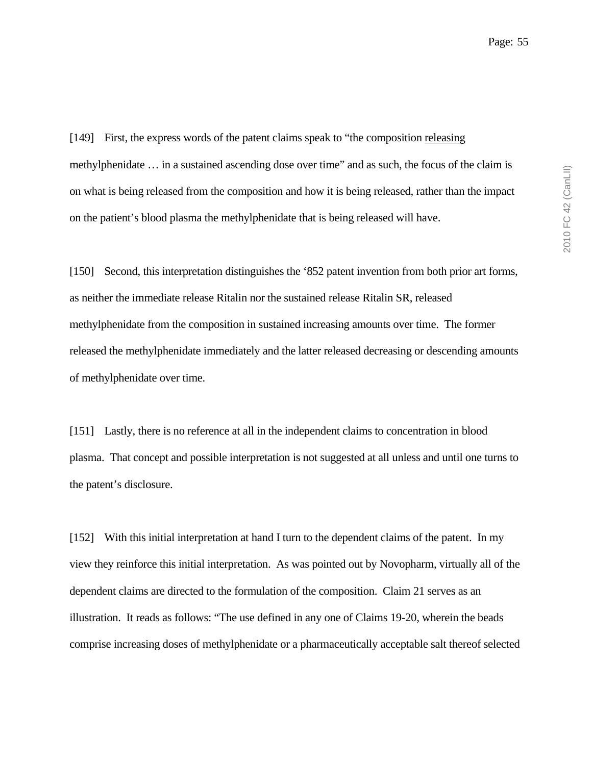[149] First, the express words of the patent claims speak to "the composition <u>releasing</u> methylphenidate … in a sustained ascending dose over time" and as such, the focus of the claim is on what is being released from the composition and how it is being released, rather than the impact on the patient's blood plasma the methylphenidate that is being released will have.

[150] Second, this interpretation distinguishes the '852 patent invention from both prior art forms, as neither the immediate release Ritalin nor the sustained release Ritalin SR, released methylphenidate from the composition in sustained increasing amounts over time. The former released the methylphenidate immediately and the latter released decreasing or descending amounts of methylphenidate over time.

[151] Lastly, there is no reference at all in the independent claims to concentration in blood plasma. That concept and possible interpretation is not suggested at all unless and until one turns to the patent's disclosure.

[152] With this initial interpretation at hand I turn to the dependent claims of the patent. In my view they reinforce this initial interpretation. As was pointed out by Novopharm, virtually all of the dependent claims are directed to the formulation of the composition. Claim 21 serves as an illustration. It reads as follows: "The use defined in any one of Claims 19-20, wherein the beads comprise increasing doses of methylphenidate or a pharmaceutically acceptable salt thereof selected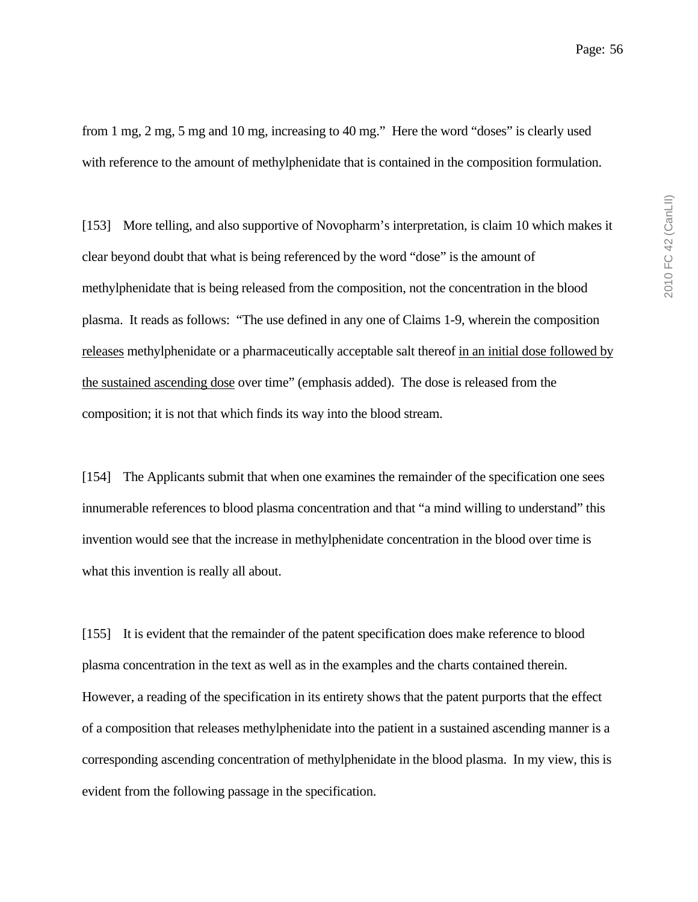from 1 mg, 2 mg, 5 mg and 10 mg, increasing to 40 mg." Here the word "doses" is clearly used with reference to the amount of methylphenidate that is contained in the composition formulation.

[153] More telling, and also supportive of Novopharm's interpretation, is claim 10 which makes it clear beyond doubt that what is being referenced by the word "dose" is the amount of methylphenidate that is being released from the composition, not the concentration in the blood plasma. It reads as follows: "The use defined in any one of Claims 1-9, wherein the composition <u>releases</u> methylphenidate or a pharmaceutically acceptable salt thereof <u>in an initial dose followed by the sustained ascending dose</u> over time" (emphasis added). The dose is released from the composition; it is not that which finds its way into the blood stream.

[154] The Applicants submit that when one examines the remainder of the specification one sees innumerable references to blood plasma concentration and that "a mind willing to understand" this invention would see that the increase in methylphenidate concentration in the blood over time is what this invention is really all about.

[155] It is evident that the remainder of the patent specification does make reference to blood plasma concentration in the text as well as in the examples and the charts contained therein. However, a reading of the specification in its entirety shows that the patent purports that the effect of a composition that releases methylphenidate into the patient in a sustained ascending manner is a corresponding ascending concentration of methylphenidate in the blood plasma. In my view, this is evident from the following passage in the specification.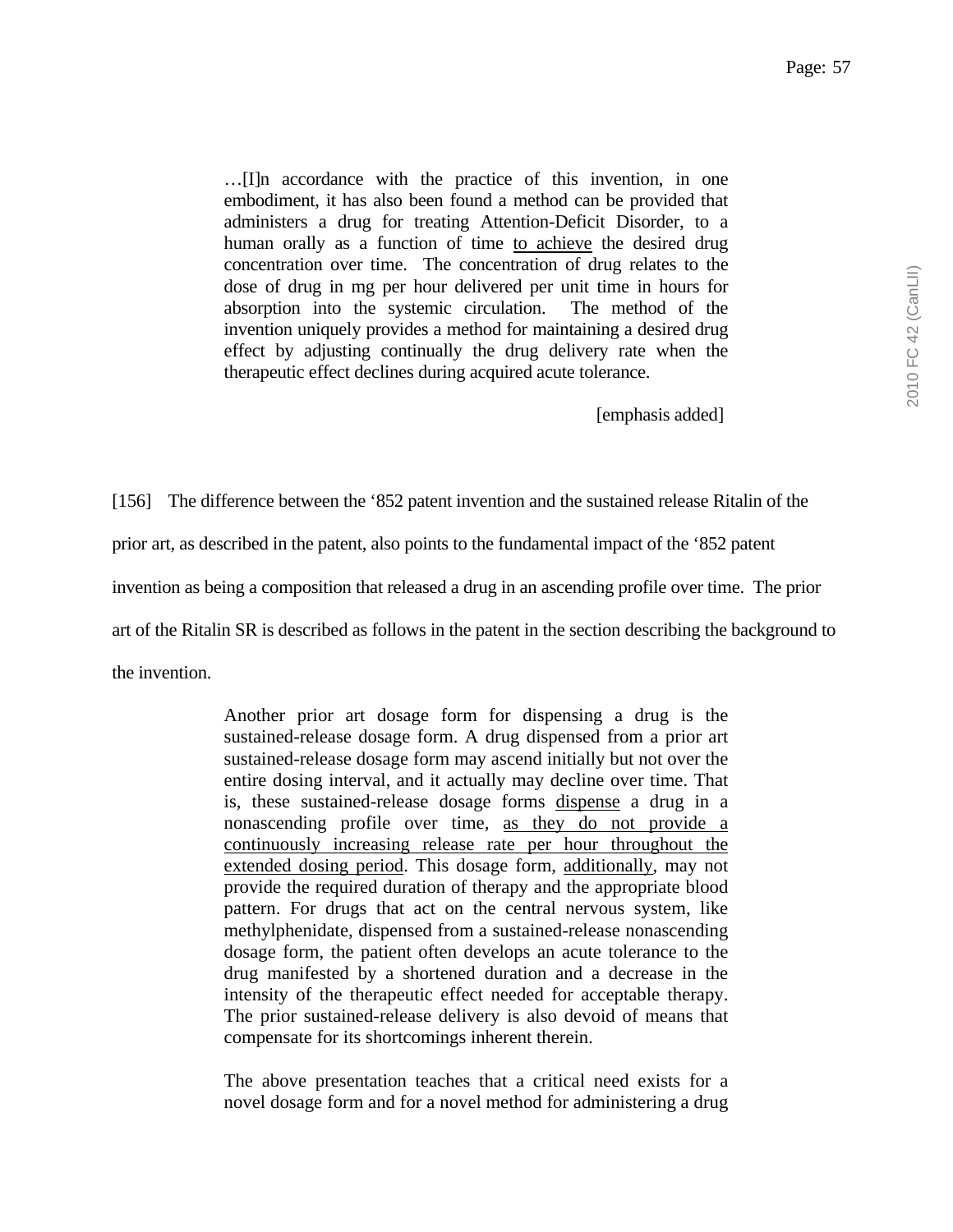> …[I]n accordance with the practice of this invention, in one embodiment, it has also been found a method can be provided that administers a drug for treating Attention-Deficit Disorder, to a human orally as a function of time <u>to achieve</u> the desired drug concentration over time. The concentration of drug relates to the dose of drug in mg per hour delivered per unit time in hours for absorption into the systemic circulation. The method of the invention uniquely provides a method for maintaining a desired drug effect by adjusting continually the drug delivery rate when the therapeutic effect declines during acquired acute tolerance.
>
> [emphasis added]

[156] The difference between the ‘852 patent invention and the sustained release Ritalin of the prior art, as described in the patent, also points to the fundamental impact of the ‘852 patent invention as being a composition that released a drug in an ascending profile over time. The prior art of the Ritalin SR is described as follows in the patent in the section describing the background to the invention.

> Another prior art dosage form for dispensing a drug is the sustained-release dosage form. A drug dispensed from a prior art sustained-release dosage form may ascend initially but not over the entire dosing interval, and it actually may decline over time. That is, these sustained-release dosage forms <u>dispense</u> a drug in a nonascending profile over time, <u>as they do not provide a continuously increasing release rate per hour throughout the extended dosing period</u>. This dosage form, <u>additionally</u>, may not provide the required duration of therapy and the appropriate blood pattern. For drugs that act on the central nervous system, like methylphenidate, dispensed from a sustained-release nonascending dosage form, the patient often develops an acute tolerance to the drug manifested by a shortened duration and a decrease in the intensity of the therapeutic effect needed for acceptable therapy. The prior sustained-release delivery is also devoid of means that compensate for its shortcomings inherent therein.
>
> The above presentation teaches that a critical need exists for a novel dosage form and for a novel method for administering a drug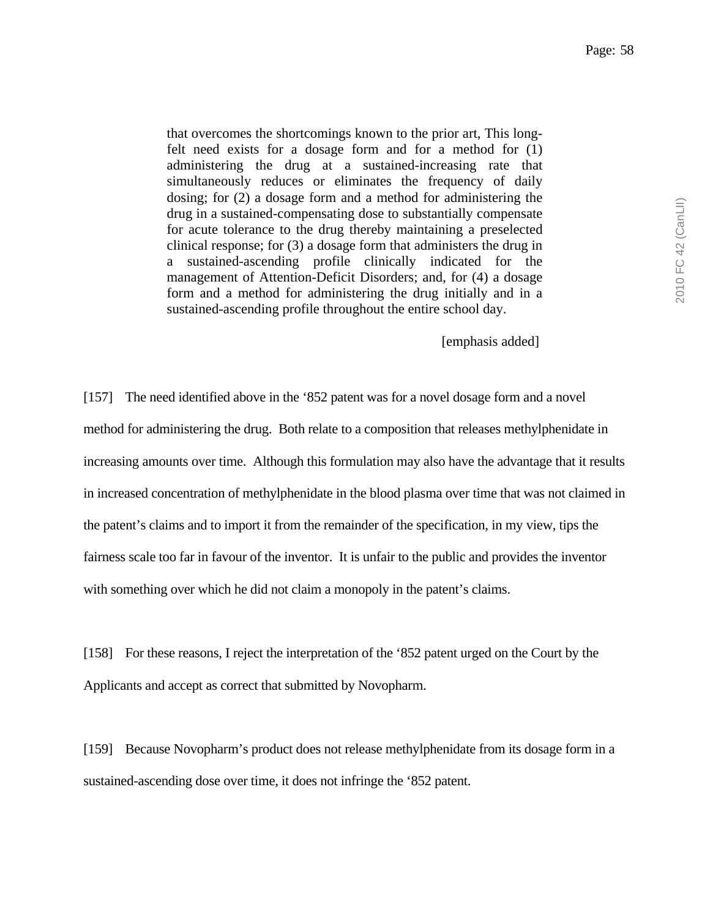> that overcomes the shortcomings known to the prior art, This long-felt need exists for a dosage form and for a method for (1) administering the drug at a sustained-increasing rate that simultaneously reduces or eliminates the frequency of daily dosing; for (2) a dosage form and a method for administering the drug in a sustained-compensating dose to substantially compensate for acute tolerance to the drug thereby maintaining a preselected clinical response; for (3) a dosage form that administers the drug in a sustained-ascending profile clinically indicated for the management of Attention-Deficit Disorders; and, for (4) a dosage form and a method for administering the drug initially and in a sustained-ascending profile throughout the entire school day.
>
> [emphasis added]

[157] The need identified above in the '852 patent was for a novel dosage form and a novel method for administering the drug. Both relate to a composition that releases methylphenidate in increasing amounts over time. Although this formulation may also have the advantage that it results in increased concentration of methylphenidate in the blood plasma over time that was not claimed in the patent's claims and to import it from the remainder of the specification, in my view, tips the fairness scale too far in favour of the inventor. It is unfair to the public and provides the inventor with something over which he did not claim a monopoly in the patent's claims.

[158] For these reasons, I reject the interpretation of the '852 patent urged on the Court by the Applicants and accept as correct that submitted by Novopharm.

[159] Because Novopharm's product does not release methylphenidate from its dosage form in a sustained-ascending dose over time, it does not infringe the '852 patent.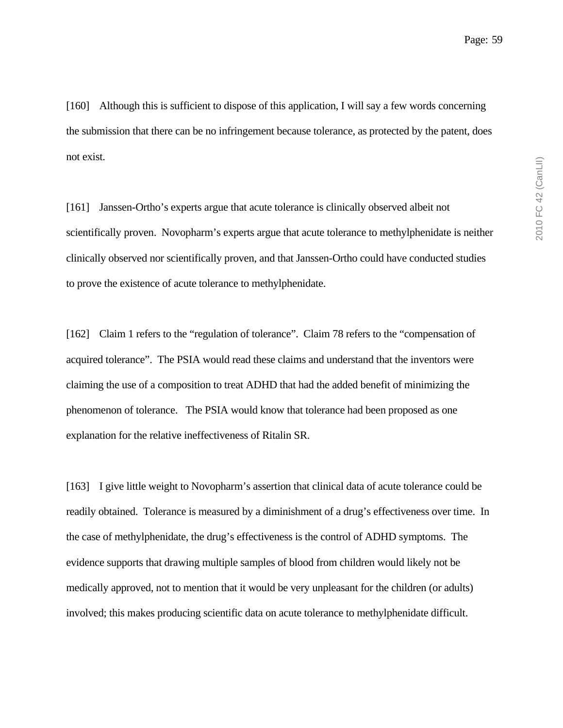[160] Although this is sufficient to dispose of this application, I will say a few words concerning the submission that there can be no infringement because tolerance, as protected by the patent, does not exist.

[161] Janssen-Ortho's experts argue that acute tolerance is clinically observed albeit not scientifically proven. Novopharm's experts argue that acute tolerance to methylphenidate is neither clinically observed nor scientifically proven, and that Janssen-Ortho could have conducted studies to prove the existence of acute tolerance to methylphenidate.

[162] Claim 1 refers to the "regulation of tolerance". Claim 78 refers to the "compensation of acquired tolerance". The PSIA would read these claims and understand that the inventors were claiming the use of a composition to treat ADHD that had the added benefit of minimizing the phenomenon of tolerance. The PSIA would know that tolerance had been proposed as one explanation for the relative ineffectiveness of Ritalin SR.

[163] I give little weight to Novopharm's assertion that clinical data of acute tolerance could be readily obtained. Tolerance is measured by a diminishment of a drug's effectiveness over time. In the case of methylphenidate, the drug's effectiveness is the control of ADHD symptoms. The evidence supports that drawing multiple samples of blood from children would likely not be medically approved, not to mention that it would be very unpleasant for the children (or adults) involved; this makes producing scientific data on acute tolerance to methylphenidate difficult.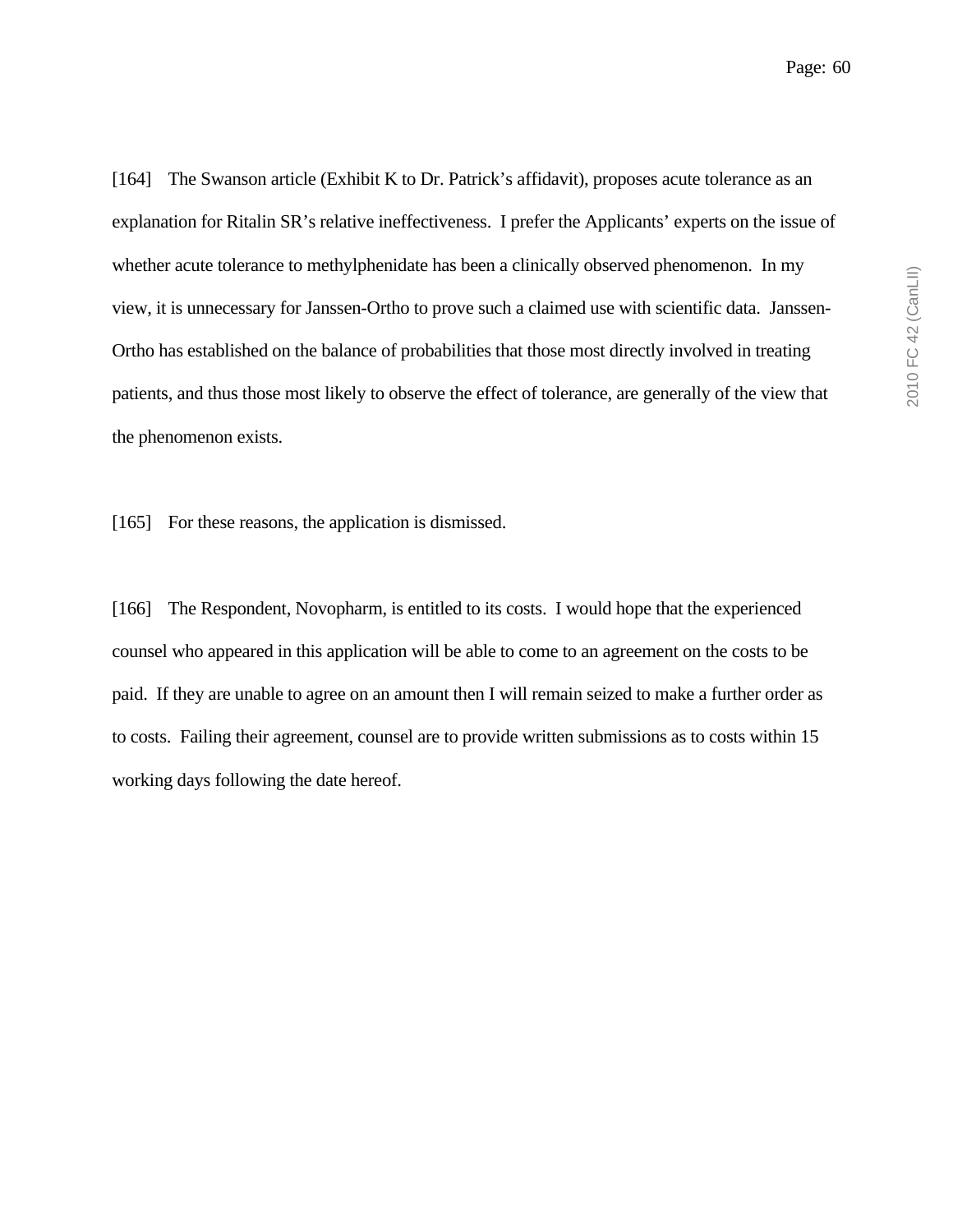[164] The Swanson article (Exhibit K to Dr. Patrick's affidavit), proposes acute tolerance as an explanation for Ritalin SR's relative ineffectiveness. I prefer the Applicants' experts on the issue of whether acute tolerance to methylphenidate has been a clinically observed phenomenon. In my view, it is unnecessary for Janssen-Ortho to prove such a claimed use with scientific data. Janssen-Ortho has established on the balance of probabilities that those most directly involved in treating patients, and thus those most likely to observe the effect of tolerance, are generally of the view that the phenomenon exists.

[165] For these reasons, the application is dismissed.

[166] The Respondent, Novopharm, is entitled to its costs. I would hope that the experienced counsel who appeared in this application will be able to come to an agreement on the costs to be paid. If they are unable to agree on an amount then I will remain seized to make a further order as to costs. Failing their agreement, counsel are to provide written submissions as to costs within 15 working days following the date hereof.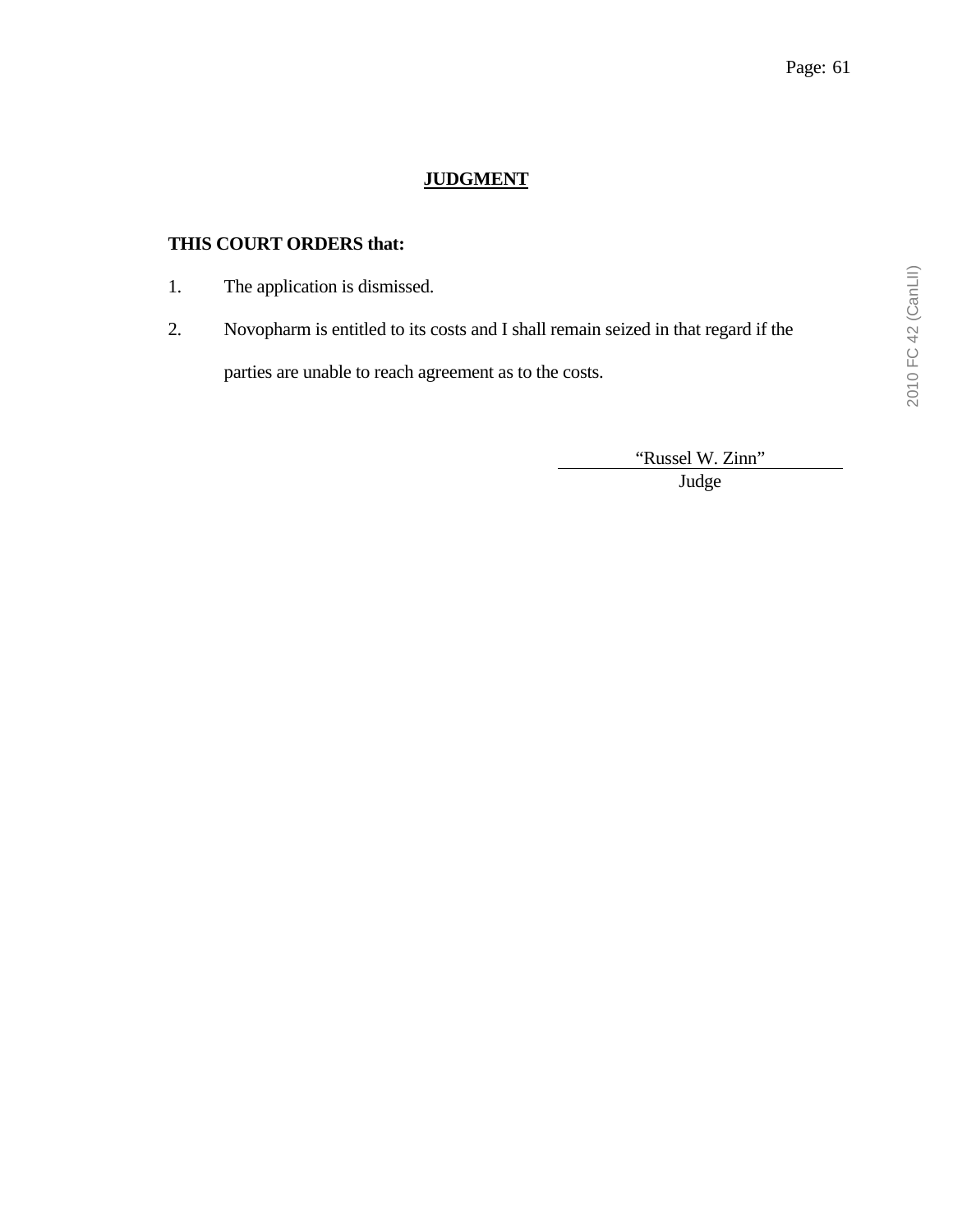## JUDGMENT

**THIS COURT ORDERS that:**

1. The application is dismissed.
2. Novopharm is entitled to its costs and I shall remain seized in that regard if the parties are unable to reach agreement as to the costs.

"Russel W. Zinn"
Judge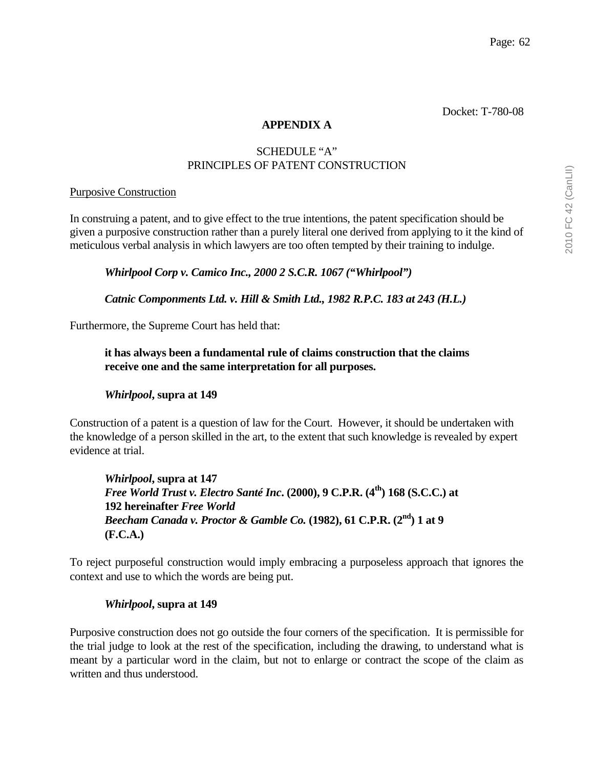Docket: T-780-08

**APPENDIX A**

SCHEDULE "A"
PRINCIPLES OF PATENT CONSTRUCTION

Purposive Construction

In construing a patent, and to give effect to the true intentions, the patent specification should be given a purposive construction rather than a purely literal one derived from applying to it the kind of meticulous verbal analysis in which lawyers are too often tempted by their training to indulge.

> ***Whirlpool Corp v. Camico Inc., 2000 2 S.C.R. 1067 ("Whirlpool")***
>
> ***Catnic Componments Ltd. v. Hill & Smith Ltd., 1982 R.P.C. 183 at 243 (H.L.)***

Furthermore, the Supreme Court has held that:

> **it has always been a fundamental rule of claims construction that the claims receive one and the same interpretation for all purposes.**
>
> ***Whirlpool*, supra at 149**

Construction of a patent is a question of law for the Court. However, it should be undertaken with the knowledge of a person skilled in the art, to the extent that such knowledge is revealed by expert evidence at trial.

> ***Whirlpool*, supra at 147**
> ***Free World Trust v. Electro Santé Inc*. (2000), 9 C.P.R. (4th) 168 (S.C.C.) at 192 hereinafter *Free World***
> ***Beecham Canada v. Proctor & Gamble Co.* (1982), 61 C.P.R. (2nd) 1 at 9 (F.C.A.)**

To reject purposeful construction would imply embracing a purposeless approach that ignores the context and use to which the words are being put.

> ***Whirlpool*, supra at 149**

Purposive construction does not go outside the four corners of the specification. It is permissible for the trial judge to look at the rest of the specification, including the drawing, to understand what is meant by a particular word in the claim, but not to enlarge or contract the scope of the claim as written and thus understood.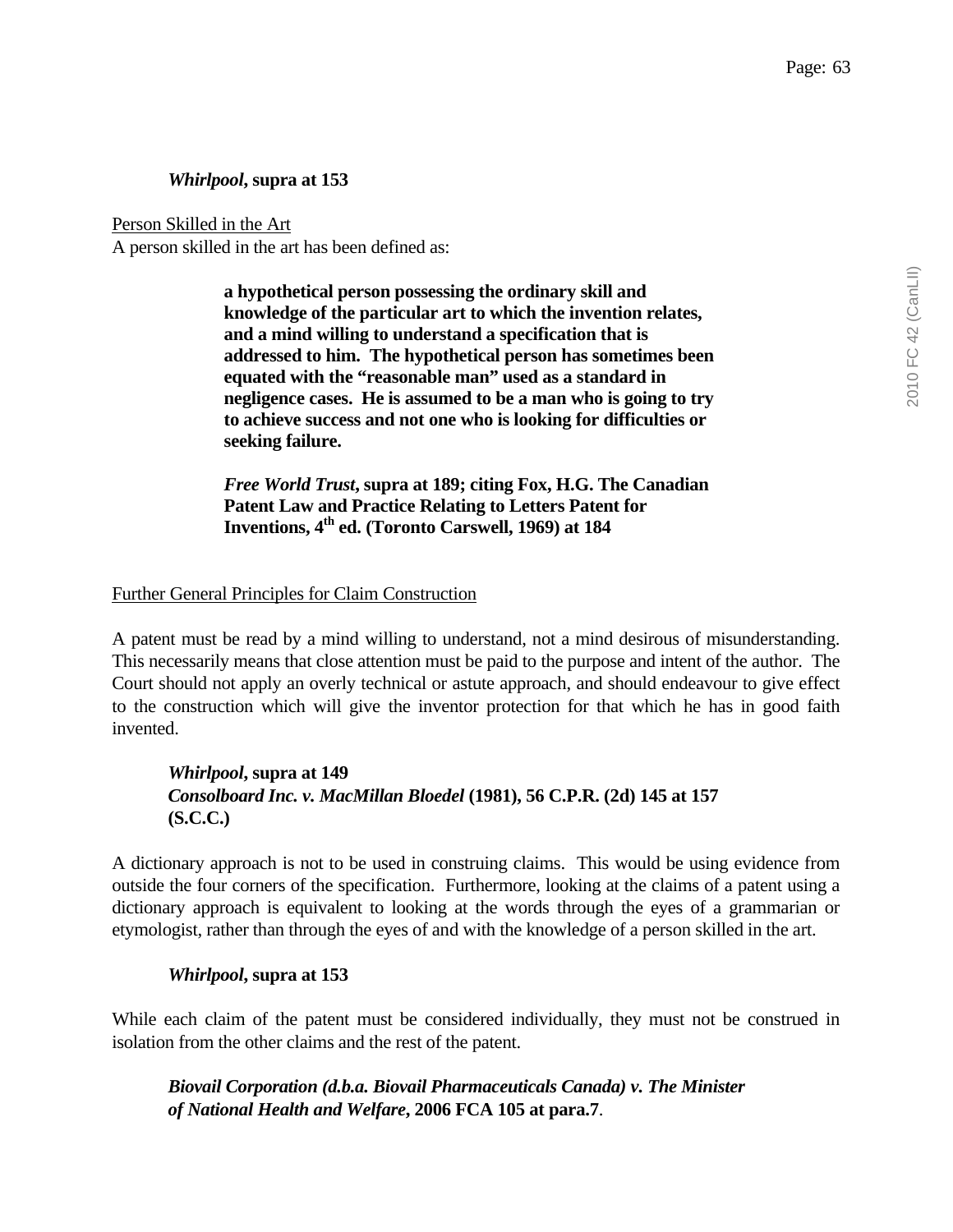***Whirlpool*, supra at 153**

Person Skilled in the Art

A person skilled in the art has been defined as:

> **a hypothetical person possessing the ordinary skill and knowledge of the particular art to which the invention relates, and a mind willing to understand a specification that is addressed to him. The hypothetical person has sometimes been equated with the "reasonable man" used as a standard in negligence cases. He is assumed to be a man who is going to try to achieve success and not one who is looking for difficulties or seeking failure.**
>
> ***Free World Trust*, supra at 189; citing Fox, H.G. The Canadian Patent Law and Practice Relating to Letters Patent for Inventions, 4th ed. (Toronto Carswell, 1969) at 184**

Further General Principles for Claim Construction

A patent must be read by a mind willing to understand, not a mind desirous of misunderstanding. This necessarily means that close attention must be paid to the purpose and intent of the author. The Court should not apply an overly technical or astute approach, and should endeavour to give effect to the construction which will give the inventor protection for that which he has in good faith invented.

***Whirlpool*, supra at 149**
***Consolboard Inc. v. MacMillan Bloedel* (1981), 56 C.P.R. (2d) 145 at 157 (S.C.C.)**

A dictionary approach is not to be used in construing claims. This would be using evidence from outside the four corners of the specification. Furthermore, looking at the claims of a patent using a dictionary approach is equivalent to looking at the words through the eyes of a grammarian or etymologist, rather than through the eyes of and with the knowledge of a person skilled in the art.

***Whirlpool*, supra at 153**

While each claim of the patent must be considered individually, they must not be construed in isolation from the other claims and the rest of the patent.

***Biovail Corporation (d.b.a. Biovail Pharmaceuticals Canada) v. The Minister of National Health and Welfare*, 2006 FCA 105 at para.7**.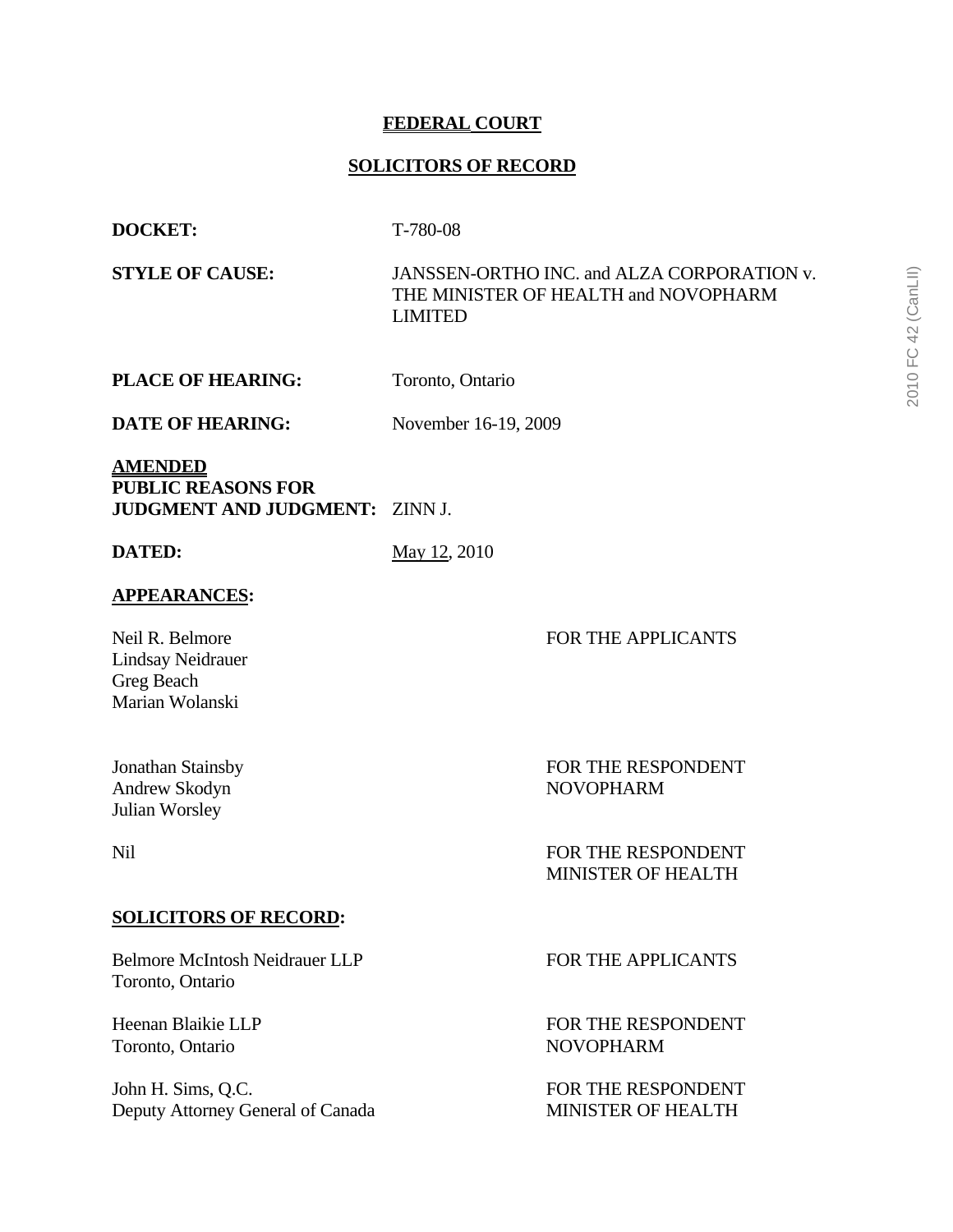# FEDERAL COURT

## SOLICITORS OF RECORD

| | |
|---|---|
| **DOCKET:** | T-780-08 |
| **STYLE OF CAUSE:** | JANSSEN-ORTHO INC. and ALZA CORPORATION v. THE MINISTER OF HEALTH and NOVOPHARM LIMITED |
| **PLACE OF HEARING:** | Toronto, Ontario |
| **DATE OF HEARING:** | November 16-19, 2009 |
| **AMENDED PUBLIC REASONS FOR JUDGMENT AND JUDGMENT:** | ZINN J. |
| **DATED:** | May 12, 2010 |

**APPEARANCES:**

| | |
|---|---|
| Neil R. Belmore<br>Lindsay Neidrauer<br>Greg Beach<br>Marian Wolanski | FOR THE APPLICANTS |
| Jonathan Stainsby<br>Andrew Skodyn<br>Julian Worsley | FOR THE RESPONDENT NOVOPHARM |
| Nil | FOR THE RESPONDENT MINISTER OF HEALTH |

**SOLICITORS OF RECORD:**

| | |
|---|---|
| Belmore McIntosh Neidrauer LLP<br>Toronto, Ontario | FOR THE APPLICANTS |
| Heenan Blaikie LLP<br>Toronto, Ontario | FOR THE RESPONDENT NOVOPHARM |
| John H. Sims, Q.C.<br>Deputy Attorney General of Canada | FOR THE RESPONDENT MINISTER OF HEALTH |